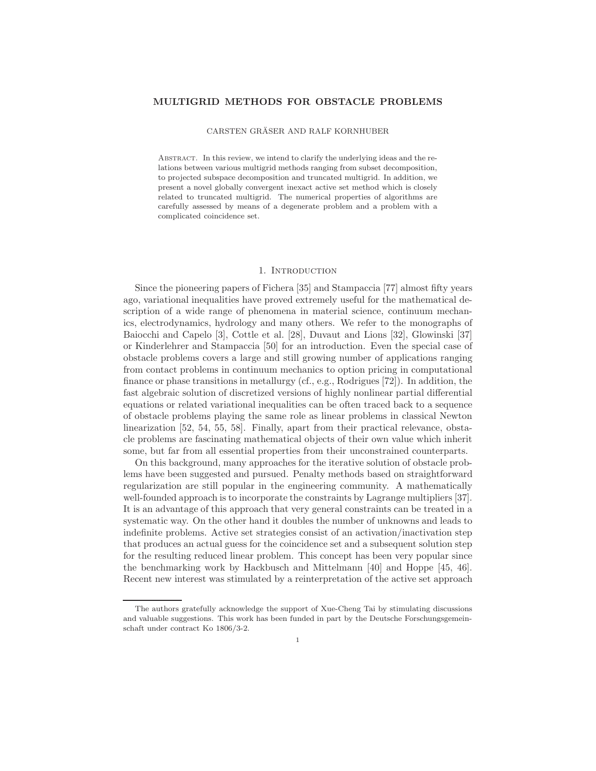# MULTIGRID METHODS FOR OBSTACLE PROBLEMS

CARSTEN GRÄSER AND RALF KORNHUBER

Abstract. In this review, we intend to clarify the underlying ideas and the relations between various multigrid methods ranging from subset decomposition, to projected subspace decomposition and truncated multigrid. In addition, we present a novel globally convergent inexact active set method which is closely related to truncated multigrid. The numerical properties of algorithms are carefully assessed by means of a degenerate problem and a problem with a complicated coincidence set.

## 1. Introduction

Since the pioneering papers of Fichera [35] and Stampaccia [77] almost fifty years ago, variational inequalities have proved extremely useful for the mathematical description of a wide range of phenomena in material science, continuum mechanics, electrodynamics, hydrology and many others. We refer to the monographs of Baiocchi and Capelo [3], Cottle et al. [28], Duvaut and Lions [32], Glowinski [37] or Kinderlehrer and Stampaccia [50] for an introduction. Even the special case of obstacle problems covers a large and still growing number of applications ranging from contact problems in continuum mechanics to option pricing in computational finance or phase transitions in metallurgy (cf., e.g., Rodrigues [72]). In addition, the fast algebraic solution of discretized versions of highly nonlinear partial differential equations or related variational inequalities can be often traced back to a sequence of obstacle problems playing the same role as linear problems in classical Newton linearization [52, 54, 55, 58]. Finally, apart from their practical relevance, obstacle problems are fascinating mathematical objects of their own value which inherit some, but far from all essential properties from their unconstrained counterparts.

On this background, many approaches for the iterative solution of obstacle problems have been suggested and pursued. Penalty methods based on straightforward regularization are still popular in the engineering community. A mathematically well-founded approach is to incorporate the constraints by Lagrange multipliers [37]. It is an advantage of this approach that very general constraints can be treated in a systematic way. On the other hand it doubles the number of unknowns and leads to indefinite problems. Active set strategies consist of an activation/inactivation step that produces an actual guess for the coincidence set and a subsequent solution step for the resulting reduced linear problem. This concept has been very popular since the benchmarking work by Hackbusch and Mittelmann [40] and Hoppe [45, 46]. Recent new interest was stimulated by a reinterpretation of the active set approach

The authors gratefully acknowledge the support of Xue-Cheng Tai by stimulating discussions and valuable suggestions. This work has been funded in part by the Deutsche Forschungsgemeinschaft under contract Ko 1806/3-2.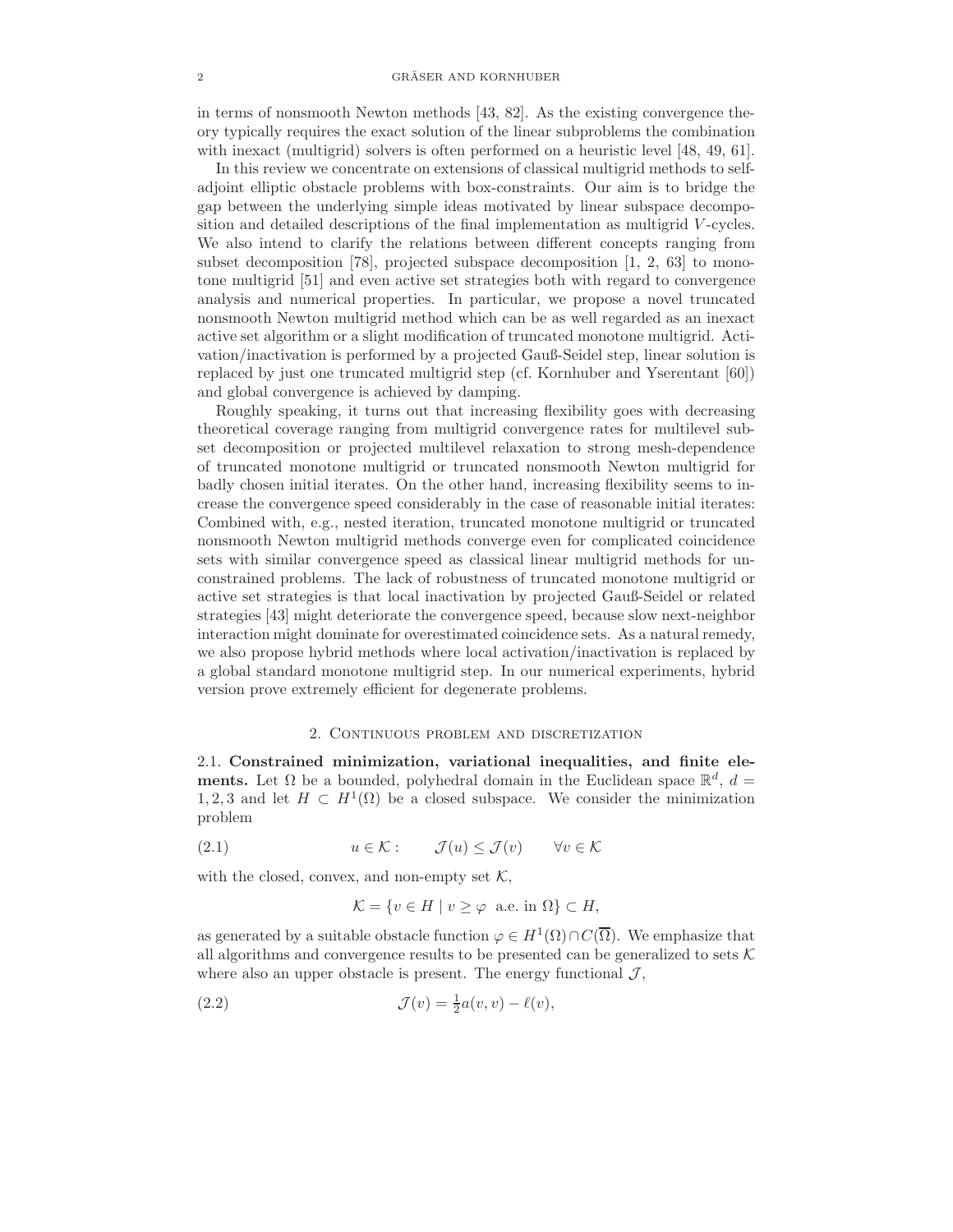in terms of nonsmooth Newton methods [43, 82]. As the existing convergence theory typically requires the exact solution of the linear subproblems the combination with inexact (multigrid) solvers is often performed on a heuristic level [48, 49, 61].

In this review we concentrate on extensions of classical multigrid methods to selfadjoint elliptic obstacle problems with box-constraints. Our aim is to bridge the gap between the underlying simple ideas motivated by linear subspace decomposition and detailed descriptions of the final implementation as multigrid $V$-cycles. We also intend to clarify the relations between different concepts ranging from subset decomposition [78], projected subspace decomposition [1, 2, 63] to monotone multigrid [51] and even active set strategies both with regard to convergence analysis and numerical properties. In particular, we propose a novel truncated nonsmooth Newton multigrid method which can be as well regarded as an inexact active set algorithm or a slight modification of truncated monotone multigrid. Activation/inactivation is performed by a projected Gauß-Seidel step, linear solution is replaced by just one truncated multigrid step (cf. Kornhuber and Yserentant [60]) and global convergence is achieved by damping.

Roughly speaking, it turns out that increasing flexibility goes with decreasing theoretical coverage ranging from multigrid convergence rates for multilevel subset decomposition or projected multilevel relaxation to strong mesh-dependence of truncated monotone multigrid or truncated nonsmooth Newton multigrid for badly chosen initial iterates. On the other hand, increasing flexibility seems to increase the convergence speed considerably in the case of reasonable initial iterates: Combined with, e.g., nested iteration, truncated monotone multigrid or truncated nonsmooth Newton multigrid methods converge even for complicated coincidence sets with similar convergence speed as classical linear multigrid methods for unconstrained problems. The lack of robustness of truncated monotone multigrid or active set strategies is that local inactivation by projected Gauß-Seidel or related strategies [43] might deteriorate the convergence speed, because slow next-neighbor interaction might dominate for overestimated coincidence sets. As a natural remedy, we also propose hybrid methods where local activation/inactivation is replaced by a global standard monotone multigrid step. In our numerical experiments, hybrid version prove extremely efficient for degenerate problems.

## 2. Continuous problem and discretization

**2.1. Constrained minimization, variational inequalities, and finite elements.** Let $\Omega$ be a bounded, polyhedral domain in the Euclidean space $\mathbb{R}^d$, $d = 1, 2, 3$ and let $H \subset H^1(\Omega)$ be a closed subspace. We consider the minimization problem

$$u \in \mathcal{K} : \qquad \mathcal{J}(u) \le \mathcal{J}(v) \qquad \forall v \in \mathcal{K} \tag{2.1}$$

with the closed, convex, and non-empty set $\mathcal{K}$,

$$\mathcal{K} = \{v \in H \mid v \ge \varphi \ \text{ a.e. in } \Omega\} \subset H,$$

as generated by a suitable obstacle function $\varphi \in H^1(\Omega) \cap C(\overline{\Omega})$. We emphasize that all algorithms and convergence results to be presented can be generalized to sets $\mathcal{K}$ where also an upper obstacle is present. The energy functional $\mathcal{J}$,

$$\mathcal{J}(v) = \tfrac{1}{2} a(v, v) - \ell(v), \tag{2.2}$$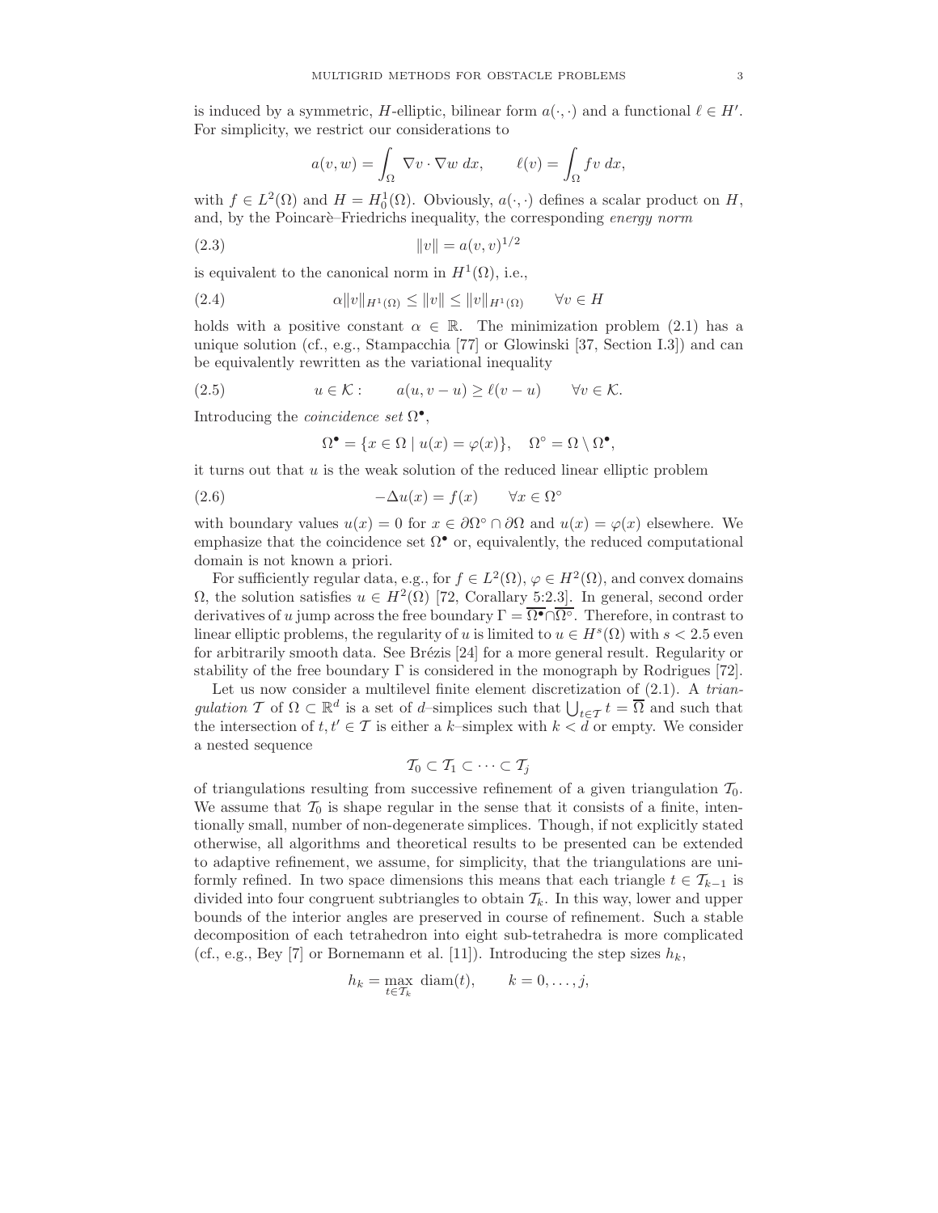is induced by a symmetric, $H$-elliptic, bilinear form $a(\cdot,\cdot)$ and a functional $\ell \in H'$. For simplicity, we restrict our considerations to

$$a(v,w) = \int_\Omega \nabla v \cdot \nabla w \, dx, \qquad \ell(v) = \int_\Omega f v \, dx,$$

with $f \in L^2(\Omega)$ and $H = H_0^1(\Omega)$. Obviously, $a(\cdot,\cdot)$ defines a scalar product on $H$, and, by the Poincarè–Friedrichs inequality, the corresponding *energy norm*

$$\|v\| = a(v,v)^{1/2} \tag{2.3}$$

is equivalent to the canonical norm in $H^1(\Omega)$, i.e.,

$$\alpha \|v\|_{H^1(\Omega)} \le \|v\| \le \|v\|_{H^1(\Omega)} \qquad \forall v \in H \tag{2.4}$$

holds with a positive constant $\alpha \in \mathbb{R}$. The minimization problem (2.1) has a unique solution (cf., e.g., Stampacchia [77] or Glowinski [37, Section I.3]) and can be equivalently rewritten as the variational inequality

$$u \in \mathcal{K}: \qquad a(u, v-u) \ge \ell(v-u) \qquad \forall v \in \mathcal{K}. \tag{2.5}$$

Introducing the *coincidence set* $\Omega^\bullet$,

$$\Omega^\bullet = \{x \in \Omega \mid u(x) = \varphi(x)\}, \quad \Omega^\circ = \Omega \setminus \Omega^\bullet,$$

it turns out that $u$ is the weak solution of the reduced linear elliptic problem

$$-\Delta u(x) = f(x) \qquad \forall x \in \Omega^\circ \tag{2.6}$$

with boundary values $u(x) = 0$ for $x \in \partial\Omega^\circ \cap \partial\Omega$ and $u(x) = \varphi(x)$ elsewhere. We emphasize that the coincidence set $\Omega^\bullet$ or, equivalently, the reduced computational domain is not known a priori.

For sufficiently regular data, e.g., for $f \in L^2(\Omega)$, $\varphi \in H^2(\Omega)$, and convex domains $\Omega$, the solution satisfies $u \in H^2(\Omega)$ [72, Corallary 5:2.3]. In general, second order derivatives of $u$ jump across the free boundary $\Gamma = \overline{\Omega^\bullet} \cap \overline{\Omega^\circ}$. Therefore, in contrast to linear elliptic problems, the regularity of $u$ is limited to $u \in H^s(\Omega)$ with $s < 2.5$ even for arbitrarily smooth data. See Brézis [24] for a more general result. Regularity or stability of the free boundary $\Gamma$ is considered in the monograph by Rodrigues [72].

Let us now consider a multilevel finite element discretization of (2.1). A *triangulation* $\mathcal{T}$ of $\Omega \subset \mathbb{R}^d$ is a set of $d$–simplices such that $\bigcup_{t\in\mathcal{T}} t = \overline{\Omega}$ and such that the intersection of $t, t' \in \mathcal{T}$ is either a $k$–simplex with $k < d$ or empty. We consider a nested sequence

$$\mathcal{T}_0 \subset \mathcal{T}_1 \subset \cdots \subset \mathcal{T}_j$$

of triangulations resulting from successive refinement of a given triangulation $\mathcal{T}_0$. We assume that $\mathcal{T}_0$ is shape regular in the sense that it consists of a finite, intentionally small, number of non-degenerate simplices. Though, if not explicitly stated otherwise, all algorithms and theoretical results to be presented can be extended to adaptive refinement, we assume, for simplicity, that the triangulations are uniformly refined. In two space dimensions this means that each triangle $t \in \mathcal{T}_{k-1}$ is divided into four congruent subtriangles to obtain $\mathcal{T}_k$. In this way, lower and upper bounds of the interior angles are preserved in course of refinement. Such a stable decomposition of each tetrahedron into eight sub-tetrahedra is more complicated (cf., e.g., Bey [7] or Bornemann et al. [11]). Introducing the step sizes $h_k$,

$$h_k = \max_{t\in\mathcal{T}_k} \operatorname{diam}(t), \qquad k = 0, \ldots, j,$$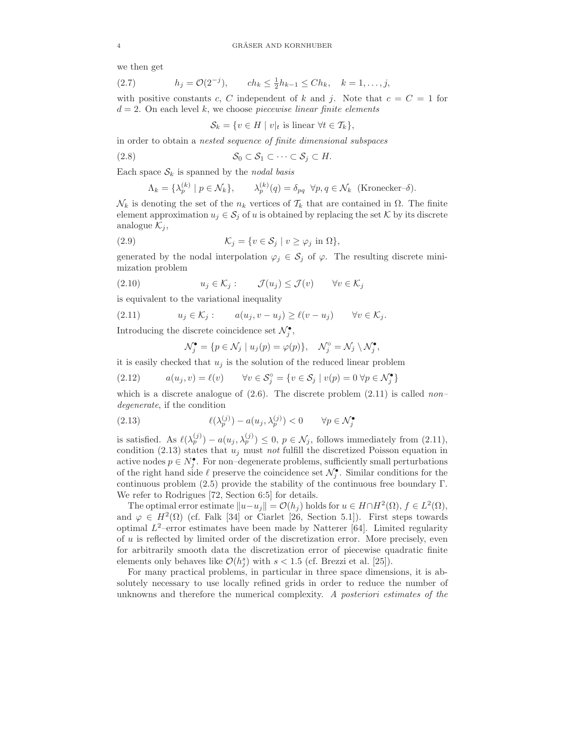we then get

$$h_j = \mathcal{O}(2^{-j}), \qquad ch_k \le \tfrac{1}{2} h_{k-1} \le C h_k, \quad k = 1, \dots, j, \tag{2.7}$$

with positive constants $c$, $C$ independent of $k$ and $j$. Note that $c = C = 1$ for $d = 2$. On each level $k$, we choose *piecewise linear finite elements*

$$\mathcal{S}_k = \{v \in H \mid v|_t \text{ is linear } \forall t \in \mathcal{T}_k\},$$

in order to obtain a *nested sequence of finite dimensional subspaces*

$$\mathcal{S}_0 \subset \mathcal{S}_1 \subset \cdots \subset \mathcal{S}_j \subset H. \tag{2.8}$$

Each space $\mathcal{S}_k$ is spanned by the *nodal basis*

$$\Lambda_k = \{\lambda_p^{(k)} \mid p \in \mathcal{N}_k\}, \qquad \lambda_p^{(k)}(q) = \delta_{pq} \;\; \forall p, q \in \mathcal{N}_k \;\; \text{(Kronecker–}\delta).$$

$\mathcal{N}_k$ is denoting the set of the $n_k$ vertices of $\mathcal{T}_k$ that are contained in $\Omega$. The finite element approximation $u_j \in \mathcal{S}_j$ of $u$ is obtained by replacing the set $\mathcal{K}$ by its discrete analogue $\mathcal{K}_j$,

$$\mathcal{K}_j = \{v \in \mathcal{S}_j \mid v \ge \varphi_j \text{ in } \Omega\}, \tag{2.9}$$

generated by the nodal interpolation $\varphi_j \in \mathcal{S}_j$ of $\varphi$. The resulting discrete minimization problem

$$u_j \in \mathcal{K}_j : \qquad \mathcal{J}(u_j) \le \mathcal{J}(v) \qquad \forall v \in \mathcal{K}_j \tag{2.10}$$

is equivalent to the variational inequality

$$u_j \in \mathcal{K}_j : \qquad a(u_j, v - u_j) \ge \ell(v - u_j) \qquad \forall v \in \mathcal{K}_j. \tag{2.11}$$

Introducing the discrete coincidence set $\mathcal{N}_j^\bullet$,

$$\mathcal{N}_j^\bullet = \{p \in \mathcal{N}_j \mid u_j(p) = \varphi(p)\}, \quad \mathcal{N}_j^\circ = \mathcal{N}_j \setminus \mathcal{N}_j^\bullet,$$

it is easily checked that $u_j$ is the solution of the reduced linear problem

$$a(u_j, v) = \ell(v) \qquad \forall v \in \mathcal{S}_j^\circ = \{v \in \mathcal{S}_j \mid v(p) = 0 \; \forall p \in \mathcal{N}_j^\bullet\} \tag{2.12}$$

which is a discrete analogue of (2.6). The discrete problem (2.11) is called *non–degenerate*, if the condition

$$\ell(\lambda_p^{(j)}) - a(u_j, \lambda_p^{(j)}) < 0 \qquad \forall p \in \mathcal{N}_j^\bullet \tag{2.13}$$

is satisfied. As $\ell(\lambda_p^{(j)}) - a(u_j, \lambda_p^{(j)}) \le 0$, $p \in \mathcal{N}_j$, follows immediately from (2.11), condition (2.13) states that $u_j$ must *not* fulfill the discretized Poisson equation in active nodes $p \in N_j^\bullet$. For non–degenerate problems, sufficiently small perturbations of the right hand side $\ell$ preserve the coincidence set $\mathcal{N}_j^\bullet$. Similar conditions for the continuous problem (2.5) provide the stability of the continuous free boundary $\Gamma$. We refer to Rodrigues [72, Section 6:5] for details.

The optimal error estimate $\|u - u_j\| = \mathcal{O}(h_j)$ holds for $u \in H \cap H^2(\Omega)$, $f \in L^2(\Omega)$, and $\varphi \in H^2(\Omega)$ (cf. Falk [34] or Ciarlet [26, Section 5.1]). First steps towards optimal $L^2$–error estimates have been made by Natterer [64]. Limited regularity of $u$ is reflected by limited order of the discretization error. More precisely, even for arbitrarily smooth data the discretization error of piecewise quadratic finite elements only behaves like $\mathcal{O}(h_j^s)$ with $s < 1.5$ (cf. Brezzi et al. [25]).

For many practical problems, in particular in three space dimensions, it is absolutely necessary to use locally refined grids in order to reduce the number of unknowns and therefore the numerical complexity. *A posteriori estimates of the*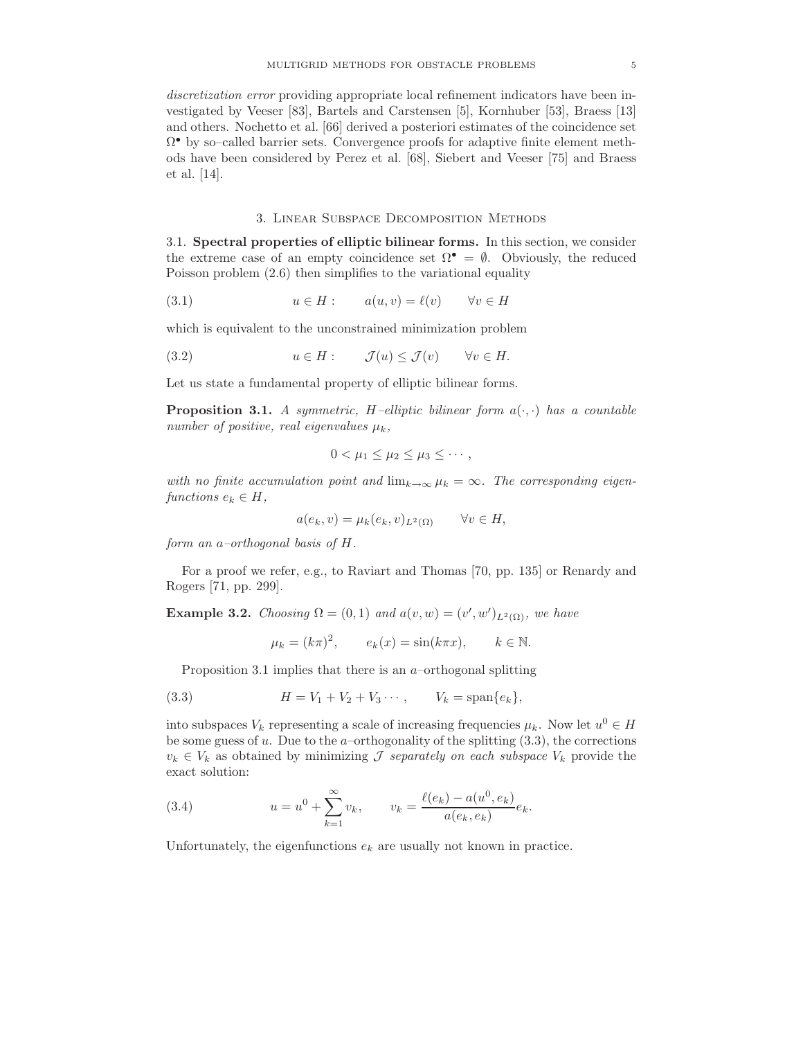*discretization error* providing appropriate local refinement indicators have been investigated by Veeser [83], Bartels and Carstensen [5], Kornhuber [53], Braess [13] and others. Nochetto et al. [66] derived a posteriori estimates of the coincidence set $\Omega^\bullet$ by so–called barrier sets. Convergence proofs for adaptive finite element methods have been considered by Perez et al. [68], Siebert and Veeser [75] and Braess et al. [14].

## 3. Linear Subspace Decomposition Methods

**3.1. Spectral properties of elliptic bilinear forms.** In this section, we consider the extreme case of an empty coincidence set $\Omega^\bullet = \emptyset$. Obviously, the reduced Poisson problem (2.6) then simplifies to the variational equality

$$u \in H : \qquad a(u, v) = \ell(v) \qquad \forall v \in H \tag{3.1}$$

which is equivalent to the unconstrained minimization problem

$$u \in H : \qquad \mathcal{J}(u) \leq \mathcal{J}(v) \qquad \forall v \in H. \tag{3.2}$$

Let us state a fundamental property of elliptic bilinear forms.

**Proposition 3.1.** *A symmetric, $H$–elliptic bilinear form $a(\cdot, \cdot)$ has a countable number of positive, real eigenvalues $\mu_k$,*

$$0 < \mu_1 \leq \mu_2 \leq \mu_3 \leq \cdots,$$

*with no finite accumulation point and $\lim_{k\to\infty} \mu_k = \infty$. The corresponding eigenfunctions $e_k \in H$,*

$$a(e_k, v) = \mu_k (e_k, v)_{L^2(\Omega)} \qquad \forall v \in H,$$

*form an $a$–orthogonal basis of $H$.*

For a proof we refer, e.g., to Raviart and Thomas [70, pp. 135] or Renardy and Rogers [71, pp. 299].

**Example 3.2.** *Choosing $\Omega = (0, 1)$ and $a(v, w) = (v', w')_{L^2(\Omega)}$, we have*

$$\mu_k = (k\pi)^2, \qquad e_k(x) = \sin(k\pi x), \qquad k \in \mathbb{N}.$$

Proposition 3.1 implies that there is an $a$–orthogonal splitting

$$H = V_1 + V_2 + V_3 \cdots, \qquad V_k = \operatorname{span}\{e_k\}, \tag{3.3}$$

into subspaces $V_k$ representing a scale of increasing frequencies $\mu_k$. Now let $u^0 \in H$ be some guess of $u$. Due to the $a$–orthogonality of the splitting (3.3), the corrections $v_k \in V_k$ as obtained by minimizing $\mathcal{J}$ *separately on each subspace* $V_k$ provide the exact solution:

$$u = u^0 + \sum_{k=1}^{\infty} v_k, \qquad v_k = \frac{\ell(e_k) - a(u^0, e_k)}{a(e_k, e_k)} e_k. \tag{3.4}$$

Unfortunately, the eigenfunctions $e_k$ are usually not known in practice.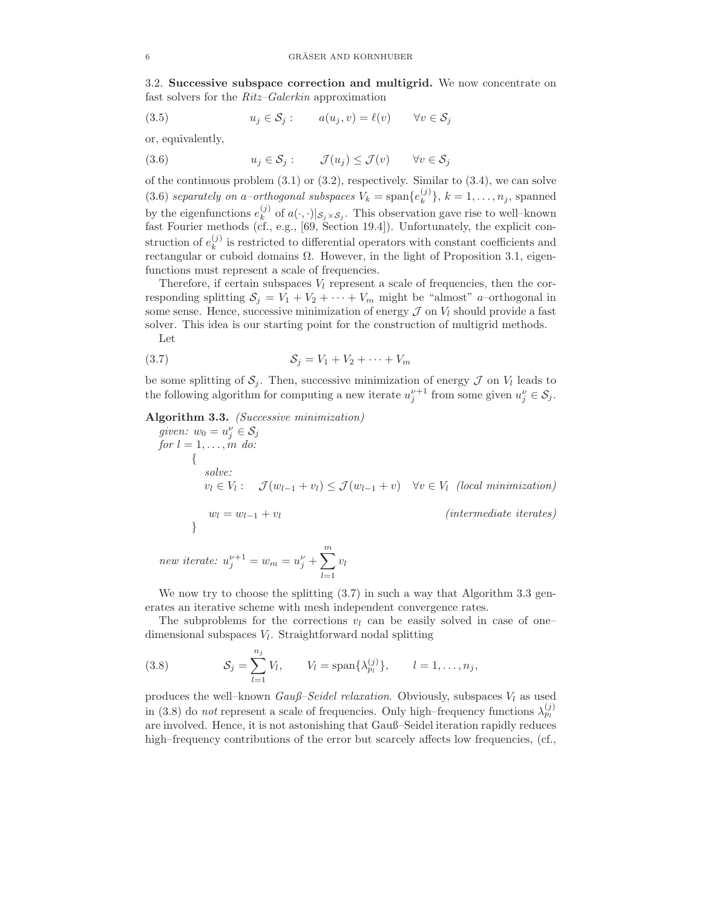### 3.2. **Successive subspace correction and multigrid.**

We now concentrate on fast solvers for the *Ritz–Galerkin* approximation

$$u_j \in \mathcal{S}_j : \qquad a(u_j, v) = \ell(v) \qquad \forall v \in \mathcal{S}_j \tag{3.5}$$

or, equivalently,

$$u_j \in \mathcal{S}_j : \qquad \mathcal{J}(u_j) \leq \mathcal{J}(v) \qquad \forall v \in \mathcal{S}_j \tag{3.6}$$

of the continuous problem (3.1) or (3.2), respectively. Similar to (3.4), we can solve (3.6) *separately on a–orthogonal subspaces* $V_k = \operatorname{span}\{e_k^{(j)}\}$, $k = 1, \ldots, n_j$, spanned by the eigenfunctions $e_k^{(j)}$ of $a(\cdot,\cdot)|_{\mathcal{S}_j \times \mathcal{S}_j}$. This observation gave rise to well–known fast Fourier methods (cf., e.g., [69, Section 19.4]). Unfortunately, the explicit construction of $e_k^{(j)}$ is restricted to differential operators with constant coefficients and rectangular or cuboid domains $\Omega$. However, in the light of Proposition 3.1, eigenfunctions must represent a scale of frequencies.

Therefore, if certain subspaces $V_l$ represent a scale of frequencies, then the corresponding splitting $\mathcal{S}_j = V_1 + V_2 + \cdots + V_m$ might be "almost" $a$–orthogonal in some sense. Hence, successive minimization of energy $\mathcal{J}$ on $V_l$ should provide a fast solver. This idea is our starting point for the construction of multigrid methods.

Let

$$\mathcal{S}_j = V_1 + V_2 + \cdots + V_m \tag{3.7}$$

be some splitting of $\mathcal{S}_j$. Then, successive minimization of energy $\mathcal{J}$ on $V_l$ leads to the following algorithm for computing a new iterate $u_j^{\nu+1}$ from some given $u_j^\nu \in \mathcal{S}_j$.

**Algorithm 3.3.** *(Successive minimization)*

*given:* $w_0 = u_j^\nu \in \mathcal{S}_j$
*for* $l = 1, \ldots, m$ *do:*
{
  *solve:*
  $v_l \in V_l : \quad \mathcal{J}(w_{l-1} + v_l) \leq \mathcal{J}(w_{l-1} + v) \quad \forall v \in V_l$  *(local minimization)*

  $w_l = w_{l-1} + v_l$  *(intermediate iterates)*
}

*new iterate:* $u_j^{\nu+1} = w_m = u_j^\nu + \sum_{l=1}^{m} v_l$

We now try to choose the splitting (3.7) in such a way that Algorithm 3.3 generates an iterative scheme with mesh independent convergence rates.

The subproblems for the corrections $v_l$ can be easily solved in case of one–dimensional subspaces $V_l$. Straightforward nodal splitting

$$\mathcal{S}_j = \sum_{l=1}^{n_j} V_l, \qquad V_l = \operatorname{span}\{\lambda_{p_l}^{(j)}\}, \qquad l = 1, \ldots, n_j, \tag{3.8}$$

produces the well–known *Gauß–Seidel relaxation*. Obviously, subspaces $V_l$ as used in (3.8) do *not* represent a scale of frequencies. Only high–frequency functions $\lambda_{p_l}^{(j)}$ are involved. Hence, it is not astonishing that Gauß–Seidel iteration rapidly reduces high–frequency contributions of the error but scarcely affects low frequencies, (cf.,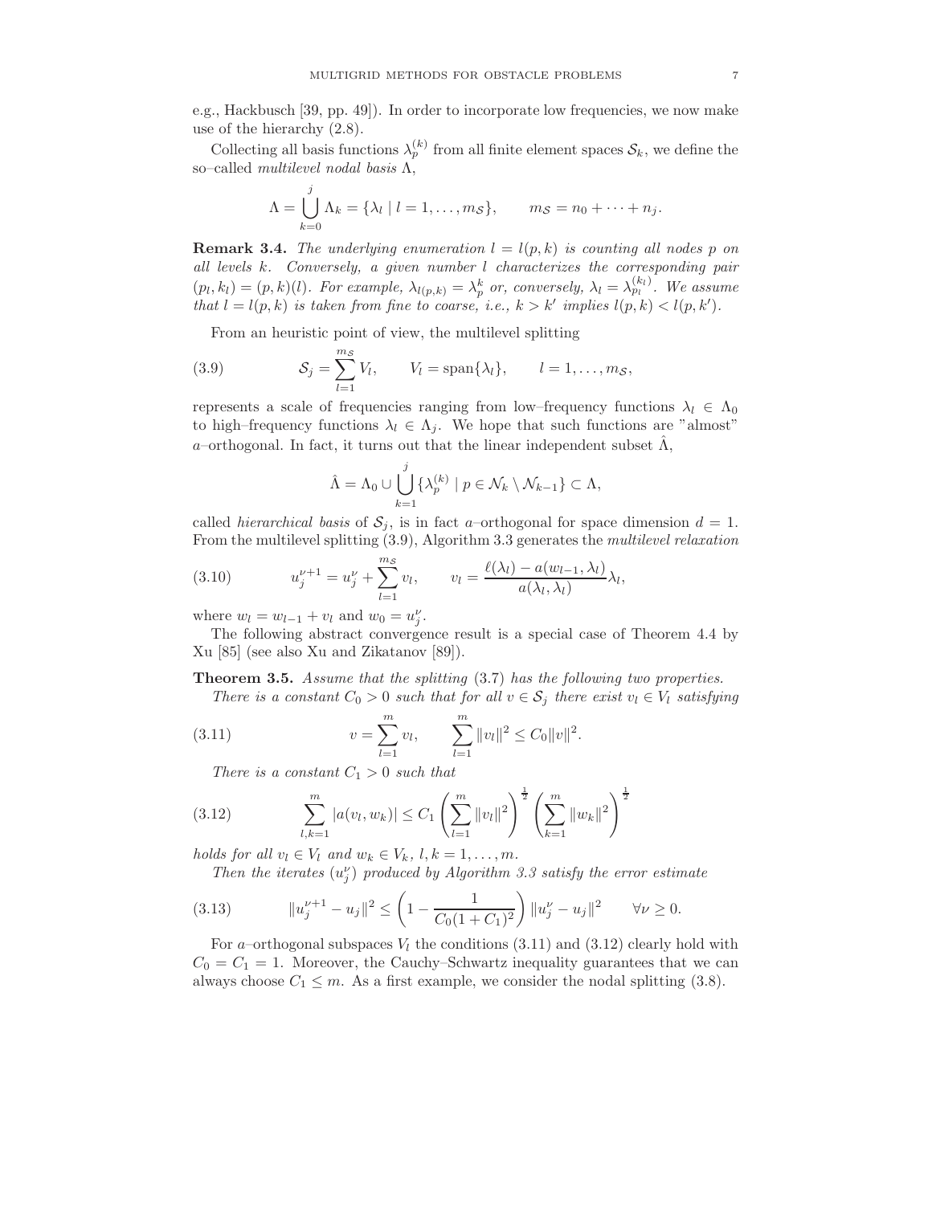e.g., Hackbusch [39, pp. 49]). In order to incorporate low frequencies, we now make use of the hierarchy (2.8).

Collecting all basis functions $\lambda_p^{(k)}$ from all finite element spaces $\mathcal{S}_k$, we define the so–called *multilevel nodal basis* $\Lambda$,

$$\Lambda = \bigcup_{k=0}^{j} \Lambda_k = \{\lambda_l \mid l = 1, \ldots, m_{\mathcal{S}}\}, \qquad m_{\mathcal{S}} = n_0 + \cdots + n_j.$$

**Remark 3.4.** *The underlying enumeration $l = l(p,k)$ is counting all nodes $p$ on all levels $k$. Conversely, a given number $l$ characterizes the corresponding pair $(p_l, k_l) = (p,k)(l)$. For example, $\lambda_{l(p,k)} = \lambda_p^k$ or, conversely, $\lambda_l = \lambda_{p_l}^{(k_l)}$. We assume that $l = l(p,k)$ is taken from fine to coarse, i.e., $k > k'$ implies $l(p,k) < l(p,k')$.*

From an heuristic point of view, the multilevel splitting

$$\mathcal{S}_j = \sum_{l=1}^{m_{\mathcal{S}}} V_l, \qquad V_l = \operatorname{span}\{\lambda_l\}, \qquad l = 1, \ldots, m_{\mathcal{S}}, \tag{3.9}$$

represents a scale of frequencies ranging from low–frequency functions $\lambda_l \in \Lambda_0$ to high–frequency functions $\lambda_l \in \Lambda_j$. We hope that such functions are "almost" $a$–orthogonal. In fact, it turns out that the linear independent subset $\hat{\Lambda}$,

$$\hat{\Lambda} = \Lambda_0 \cup \bigcup_{k=1}^{j} \{\lambda_p^{(k)} \mid p \in \mathcal{N}_k \setminus \mathcal{N}_{k-1}\} \subset \Lambda,$$

called *hierarchical basis* of $\mathcal{S}_j$, is in fact $a$–orthogonal for space dimension $d = 1$. From the multilevel splitting (3.9), Algorithm 3.3 generates the *multilevel relaxation*

$$u_j^{\nu+1} = u_j^\nu + \sum_{l=1}^{m_{\mathcal{S}}} v_l, \qquad v_l = \frac{\ell(\lambda_l) - a(w_{l-1}, \lambda_l)}{a(\lambda_l, \lambda_l)} \lambda_l, \tag{3.10}$$

where $w_l = w_{l-1} + v_l$ and $w_0 = u_j^\nu$.

The following abstract convergence result is a special case of Theorem 4.4 by Xu [85] (see also Xu and Zikatanov [89]).

**Theorem 3.5.** *Assume that the splitting (3.7) has the following two properties.*

*There is a constant $C_0 > 0$ such that for all $v \in \mathcal{S}_j$ there exist $v_l \in V_l$ satisfying*

$$v = \sum_{l=1}^{m} v_l, \qquad \sum_{l=1}^{m} \|v_l\|^2 \le C_0 \|v\|^2. \tag{3.11}$$

*There is a constant $C_1 > 0$ such that*

$$\sum_{l,k=1}^{m} |a(v_l, w_k)| \le C_1 \left( \sum_{l=1}^{m} \|v_l\|^2 \right)^{\frac{1}{2}} \left( \sum_{k=1}^{m} \|w_k\|^2 \right)^{\frac{1}{2}} \tag{3.12}$$

*holds for all $v_l \in V_l$ and $w_k \in V_k$, $l, k = 1, \ldots, m$.*

*Then the iterates $(u_j^\nu)$ produced by Algorithm 3.3 satisfy the error estimate*

$$\|u_j^{\nu+1} - u_j\|^2 \le \left( 1 - \frac{1}{C_0(1 + C_1)^2} \right) \|u_j^\nu - u_j\|^2 \qquad \forall \nu \ge 0. \tag{3.13}$$

For $a$–orthogonal subspaces $V_l$ the conditions (3.11) and (3.12) clearly hold with $C_0 = C_1 = 1$. Moreover, the Cauchy–Schwartz inequality guarantees that we can always choose $C_1 \le m$. As a first example, we consider the nodal splitting (3.8).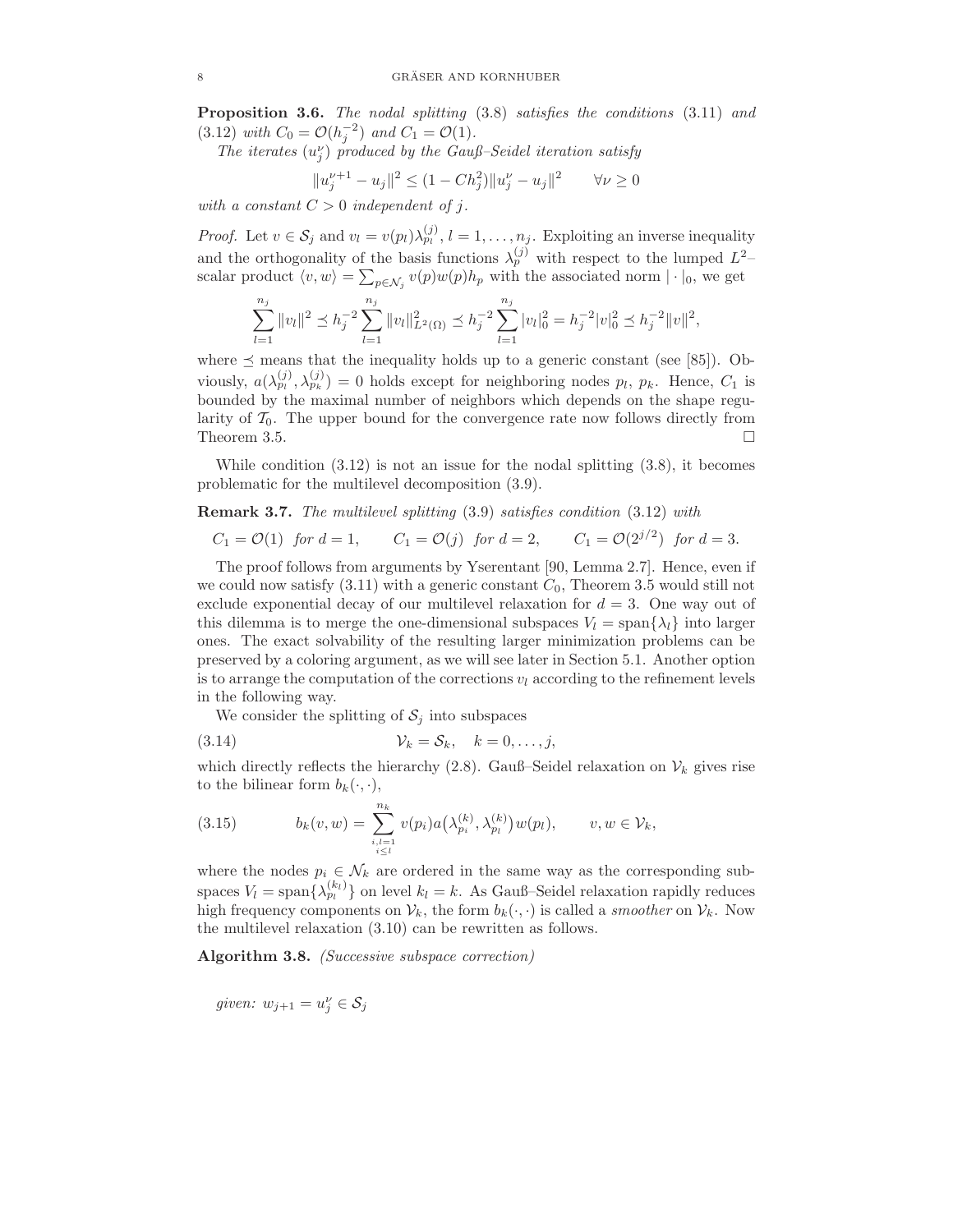**Proposition 3.6.** *The nodal splitting* (3.8) *satisfies the conditions* (3.11) *and* (3.12) *with* $C_0 = \mathcal{O}(h_j^{-2})$ *and* $C_1 = \mathcal{O}(1)$.

*The iterates* $(u_j^\nu)$ *produced by the Gauß–Seidel iteration satisfy*

$$\|u_j^{\nu+1} - u_j\|^2 \leq (1 - Ch_j^2)\|u_j^\nu - u_j\|^2 \qquad \forall \nu \geq 0$$

*with a constant* $C > 0$ *independent of* $j$.

*Proof.* Let $v \in \mathcal{S}_j$ and $v_l = v(p_l)\lambda_{p_l}^{(j)}$, $l = 1, \ldots, n_j$. Exploiting an inverse inequality and the orthogonality of the basis functions $\lambda_p^{(j)}$ with respect to the lumped $L^2$–scalar product $\langle v, w \rangle = \sum_{p \in \mathcal{N}_j} v(p)w(p)h_p$ with the associated norm $|\cdot|_0$, we get

$$\sum_{l=1}^{n_j} \|v_l\|^2 \preceq h_j^{-2} \sum_{l=1}^{n_j} \|v_l\|^2_{L^2(\Omega)} \preceq h_j^{-2} \sum_{l=1}^{n_j} |v_l|_0^2 = h_j^{-2}|v|_0^2 \preceq h_j^{-2}\|v\|^2,$$

where $\preceq$ means that the inequality holds up to a generic constant (see [85]). Obviously, $a(\lambda_{p_l}^{(j)}, \lambda_{p_k}^{(j)}) = 0$ holds except for neighboring nodes $p_l$, $p_k$. Hence, $C_1$ is bounded by the maximal number of neighbors which depends on the shape regularity of $\mathcal{T}_0$. The upper bound for the convergence rate now follows directly from Theorem 3.5. $\square$

While condition (3.12) is not an issue for the nodal splitting (3.8), it becomes problematic for the multilevel decomposition (3.9).

**Remark 3.7.** *The multilevel splitting* (3.9) *satisfies condition* (3.12) *with*

$$C_1 = \mathcal{O}(1) \;\; \textit{for } d = 1, \qquad C_1 = \mathcal{O}(j) \;\; \textit{for } d = 2, \qquad C_1 = \mathcal{O}(2^{j/2}) \;\; \textit{for } d = 3.$$

The proof follows from arguments by Yserentant [90, Lemma 2.7]. Hence, even if we could now satisfy (3.11) with a generic constant $C_0$, Theorem 3.5 would still not exclude exponential decay of our multilevel relaxation for $d = 3$. One way out of this dilemma is to merge the one-dimensional subspaces $V_l = \operatorname{span}\{\lambda_l\}$ into larger ones. The exact solvability of the resulting larger minimization problems can be preserved by a coloring argument, as we will see later in Section 5.1. Another option is to arrange the computation of the corrections $v_l$ according to the refinement levels in the following way.

We consider the splitting of $\mathcal{S}_j$ into subspaces

$$\mathcal{V}_k = \mathcal{S}_k, \quad k = 0, \ldots, j, \tag{3.14}$$

which directly reflects the hierarchy (2.8). Gauß–Seidel relaxation on $\mathcal{V}_k$ gives rise to the bilinear form $b_k(\cdot, \cdot)$,

$$b_k(v, w) = \sum_{\substack{i,l=1 \\ i \leq l}}^{n_k} v(p_i) a\big(\lambda_{p_i}^{(k)}, \lambda_{p_l}^{(k)}\big) w(p_l), \qquad v, w \in \mathcal{V}_k, \tag{3.15}$$

where the nodes $p_i \in \mathcal{N}_k$ are ordered in the same way as the corresponding subspaces $V_l = \operatorname{span}\{\lambda_{p_l}^{(k_l)}\}$ on level $k_l = k$. As Gauß–Seidel relaxation rapidly reduces high frequency components on $\mathcal{V}_k$, the form $b_k(\cdot, \cdot)$ is called a *smoother* on $\mathcal{V}_k$. Now the multilevel relaxation (3.10) can be rewritten as follows.

**Algorithm 3.8.** *(Successive subspace correction)*

*given:* $w_{j+1} = u_j^\nu \in \mathcal{S}_j$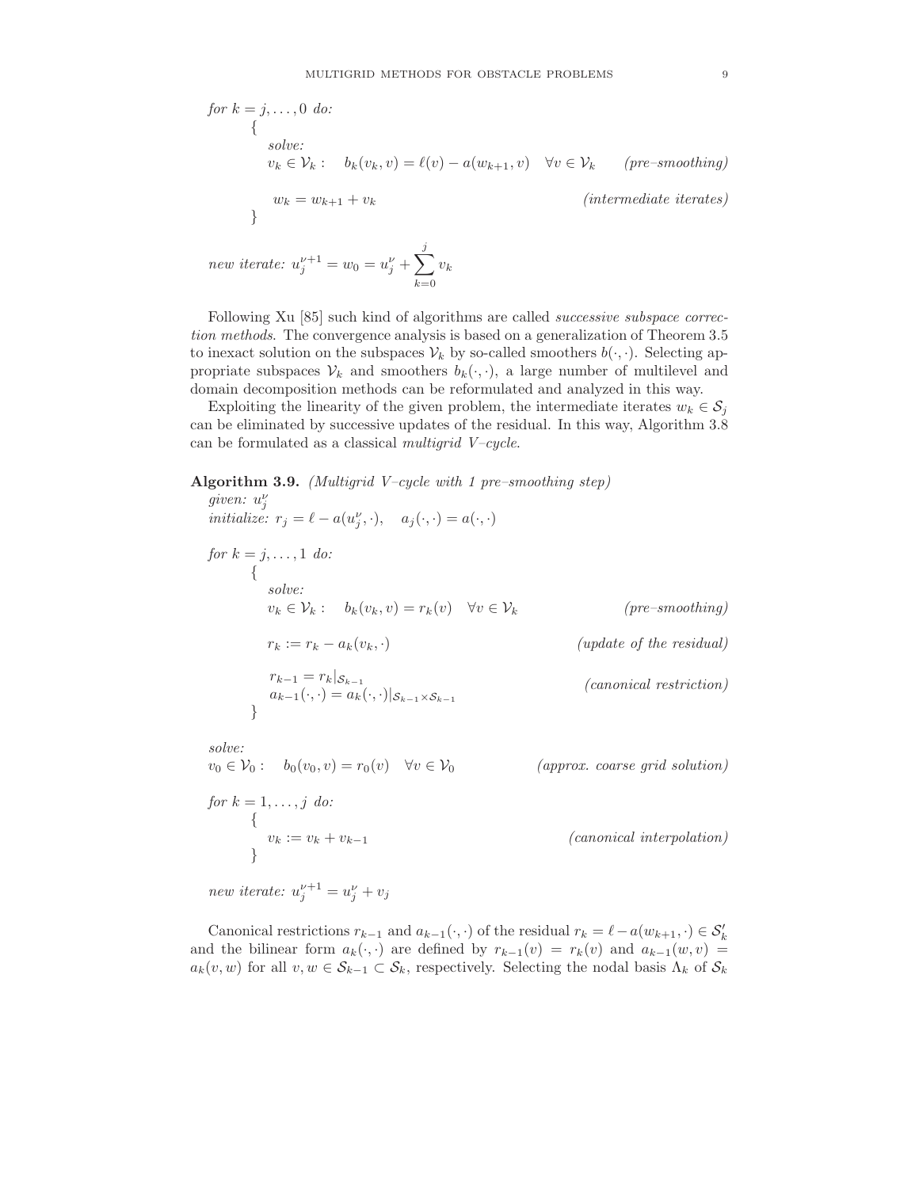*for* $k = j, \ldots, 0$ *do:*

$\{$

*solve:*

$$v_k \in \mathcal{V}_k : \quad b_k(v_k, v) = \ell(v) - a(w_{k+1}, v) \quad \forall v \in \mathcal{V}_k \qquad \textit{(pre–smoothing)}$$

$$w_k = w_{k+1} + v_k \qquad \textit{(intermediate iterates)}$$

$\}$

*new iterate:* $u_j^{\nu+1} = w_0 = u_j^\nu + \sum_{k=0}^{j} v_k$

Following Xu [85] such kind of algorithms are called *successive subspace correction methods*. The convergence analysis is based on a generalization of Theorem 3.5 to inexact solution on the subspaces $\mathcal{V}_k$ by so-called smoothers $b(\cdot, \cdot)$. Selecting appropriate subspaces $\mathcal{V}_k$ and smoothers $b_k(\cdot, \cdot)$, a large number of multilevel and domain decomposition methods can be reformulated and analyzed in this way.

Exploiting the linearity of the given problem, the intermediate iterates $w_k \in \mathcal{S}_j$ can be eliminated by successive updates of the residual. In this way, Algorithm 3.8 can be formulated as a classical *multigrid V–cycle*.

**Algorithm 3.9.** *(Multigrid V–cycle with 1 pre–smoothing step)*

*given:* $u_j^\nu$

*initialize:* $r_j = \ell - a(u_j^\nu, \cdot), \quad a_j(\cdot, \cdot) = a(\cdot, \cdot)$

*for* $k = j, \ldots, 1$ *do:*

$\{$

*solve:*

$$v_k \in \mathcal{V}_k : \quad b_k(v_k, v) = r_k(v) \quad \forall v \in \mathcal{V}_k \qquad \textit{(pre–smoothing)}$$

$$r_k := r_k - a_k(v_k, \cdot) \qquad \textit{(update of the residual)}$$

$$r_{k-1} = r_k|_{\mathcal{S}_{k-1}}, \quad a_{k-1}(\cdot, \cdot) = a_k(\cdot, \cdot)|_{\mathcal{S}_{k-1} \times \mathcal{S}_{k-1}} \qquad \textit{(canonical restriction)}$$

$\}$

*solve:*

$$v_0 \in \mathcal{V}_0 : \quad b_0(v_0, v) = r_0(v) \quad \forall v \in \mathcal{V}_0 \qquad \textit{(approx. coarse grid solution)}$$

*for* $k = 1, \ldots, j$ *do:*

$\{$

$$v_k := v_k + v_{k-1} \qquad \textit{(canonical interpolation)}$$

$\}$

*new iterate:* $u_j^{\nu+1} = u_j^\nu + v_j$

Canonical restrictions $r_{k-1}$ and $a_{k-1}(\cdot, \cdot)$ of the residual $r_k = \ell - a(w_{k+1}, \cdot) \in \mathcal{S}_k'$ and the bilinear form $a_k(\cdot, \cdot)$ are defined by $r_{k-1}(v) = r_k(v)$ and $a_{k-1}(w, v) = a_k(v, w)$ for all $v, w \in \mathcal{S}_{k-1} \subset \mathcal{S}_k$, respectively. Selecting the nodal basis $\Lambda_k$ of $\mathcal{S}_k$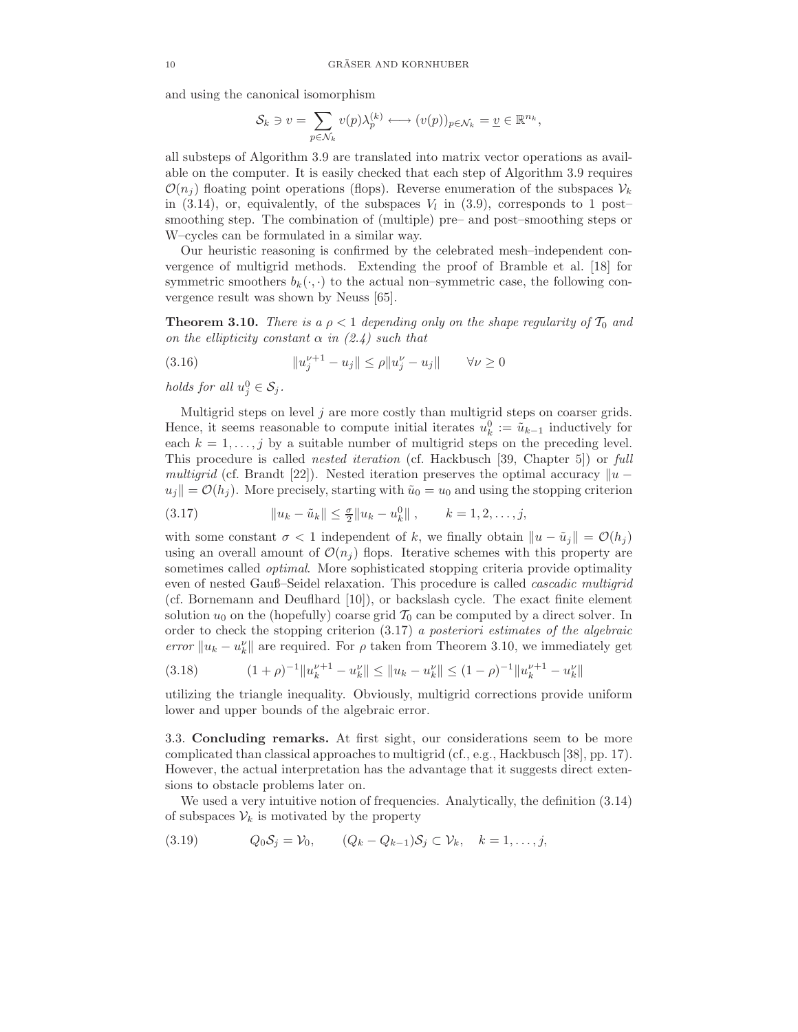and using the canonical isomorphism

$$\mathcal{S}_k \ni v = \sum_{p \in \mathcal{N}_k} v(p)\lambda_p^{(k)} \longleftrightarrow (v(p))_{p \in \mathcal{N}_k} = \underline{v} \in \mathbb{R}^{n_k},$$

all substeps of Algorithm 3.9 are translated into matrix vector operations as available on the computer. It is easily checked that each step of Algorithm 3.9 requires $\mathcal{O}(n_j)$ floating point operations (flops). Reverse enumeration of the subspaces $\mathcal{V}_k$ in (3.14), or, equivalently, of the subspaces $V_l$ in (3.9), corresponds to 1 post–smoothing step. The combination of (multiple) pre– and post–smoothing steps or W–cycles can be formulated in a similar way.

Our heuristic reasoning is confirmed by the celebrated mesh–independent convergence of multigrid methods. Extending the proof of Bramble et al. [18] for symmetric smoothers $b_k(\cdot,\cdot)$ to the actual non–symmetric case, the following convergence result was shown by Neuss [65].

**Theorem 3.10.** *There is a $\rho < 1$ depending only on the shape regularity of $\mathcal{T}_0$ and on the ellipticity constant $\alpha$ in (2.4) such that*

$$\|u_j^{\nu+1} - u_j\| \le \rho \|u_j^{\nu} - u_j\| \qquad \forall \nu \ge 0 \tag{3.16}$$

*holds for all $u_j^0 \in \mathcal{S}_j$.*

Multigrid steps on level $j$ are more costly than multigrid steps on coarser grids. Hence, it seems reasonable to compute initial iterates $u_k^0 := \tilde{u}_{k-1}$ inductively for each $k = 1, \ldots, j$ by a suitable number of multigrid steps on the preceding level. This procedure is called *nested iteration* (cf. Hackbusch [39, Chapter 5]) or *full multigrid* (cf. Brandt [22]). Nested iteration preserves the optimal accuracy $\|u - u_j\| = \mathcal{O}(h_j)$. More precisely, starting with $\tilde{u}_0 = u_0$ and using the stopping criterion

$$\|u_k - \tilde{u}_k\| \le \tfrac{\sigma}{2} \|u_k - u_k^0\| \,, \qquad k = 1, 2, \ldots, j, \tag{3.17}$$

with some constant $\sigma < 1$ independent of $k$, we finally obtain $\|u - \tilde{u}_j\| = \mathcal{O}(h_j)$ using an overall amount of $\mathcal{O}(n_j)$ flops. Iterative schemes with this property are sometimes called *optimal*. More sophisticated stopping criteria provide optimality even of nested Gauß–Seidel relaxation. This procedure is called *cascadic multigrid* (cf. Bornemann and Deuflhard [10]), or backslash cycle. The exact finite element solution $u_0$ on the (hopefully) coarse grid $\mathcal{T}_0$ can be computed by a direct solver. In order to check the stopping criterion (3.17) *a posteriori estimates of the algebraic error* $\|u_k - u_k^{\nu}\|$ are required. For $\rho$ taken from Theorem 3.10, we immediately get

$$(1+\rho)^{-1} \|u_k^{\nu+1} - u_k^{\nu}\| \le \|u_k - u_k^{\nu}\| \le (1-\rho)^{-1} \|u_k^{\nu+1} - u_k^{\nu}\| \tag{3.18}$$

utilizing the triangle inequality. Obviously, multigrid corrections provide uniform lower and upper bounds of the algebraic error.

### 3.3. Concluding remarks.

At first sight, our considerations seem to be more complicated than classical approaches to multigrid (cf., e.g., Hackbusch [38], pp. 17). However, the actual interpretation has the advantage that it suggests direct extensions to obstacle problems later on.

We used a very intuitive notion of frequencies. Analytically, the definition (3.14) of subspaces $\mathcal{V}_k$ is motivated by the property

$$Q_0 \mathcal{S}_j = \mathcal{V}_0, \qquad (Q_k - Q_{k-1})\mathcal{S}_j \subset \mathcal{V}_k, \quad k = 1, \ldots, j, \tag{3.19}$$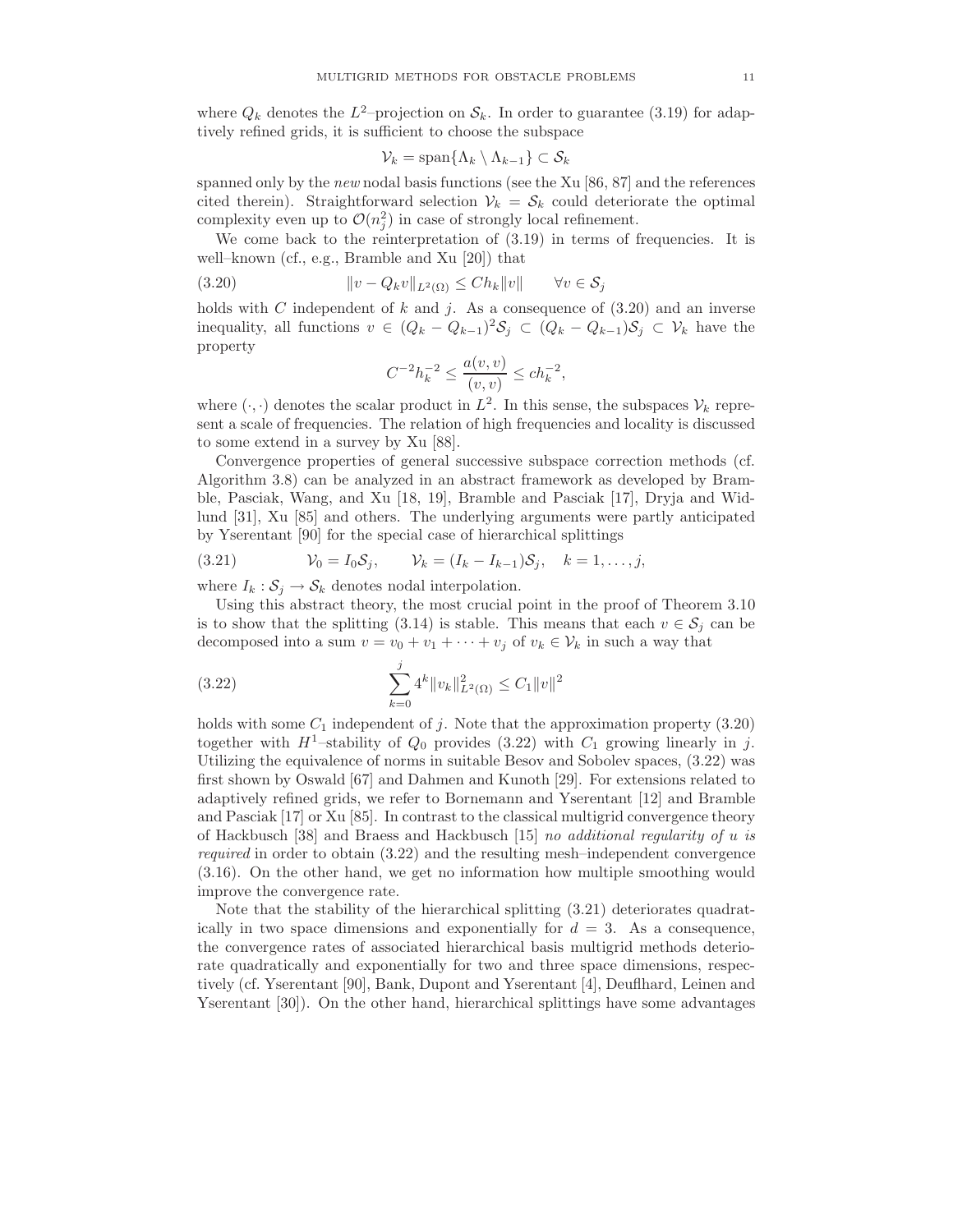where $Q_k$ denotes the $L^2$–projection on $\mathcal{S}_k$. In order to guarantee (3.19) for adaptively refined grids, it is sufficient to choose the subspace

$$\mathcal{V}_k = \operatorname{span}\{\Lambda_k \setminus \Lambda_{k-1}\} \subset \mathcal{S}_k$$

spanned only by the *new* nodal basis functions (see the Xu [86, 87] and the references cited therein). Straightforward selection $\mathcal{V}_k = \mathcal{S}_k$ could deteriorate the optimal complexity even up to $\mathcal{O}(n_j^2)$ in case of strongly local refinement.

We come back to the reinterpretation of (3.19) in terms of frequencies. It is well–known (cf., e.g., Bramble and Xu [20]) that

$$\|v - Q_k v\|_{L^2(\Omega)} \leq C h_k \|v\| \qquad \forall v \in \mathcal{S}_j \tag{3.20}$$

holds with $C$ independent of $k$ and $j$. As a consequence of (3.20) and an inverse inequality, all functions $v \in (Q_k - Q_{k-1})^2 \mathcal{S}_j \subset (Q_k - Q_{k-1})\mathcal{S}_j \subset \mathcal{V}_k$ have the property

$$C^{-2} h_k^{-2} \leq \frac{a(v,v)}{(v,v)} \leq c h_k^{-2},$$

where $(\cdot,\cdot)$ denotes the scalar product in $L^2$. In this sense, the subspaces $\mathcal{V}_k$ represent a scale of frequencies. The relation of high frequencies and locality is discussed to some extend in a survey by Xu [88].

Convergence properties of general successive subspace correction methods (cf. Algorithm 3.8) can be analyzed in an abstract framework as developed by Bramble, Pasciak, Wang, and Xu [18, 19], Bramble and Pasciak [17], Dryja and Widlund [31], Xu [85] and others. The underlying arguments were partly anticipated by Yserentant [90] for the special case of hierarchical splittings

$$\mathcal{V}_0 = I_0 \mathcal{S}_j, \qquad \mathcal{V}_k = (I_k - I_{k-1})\mathcal{S}_j, \quad k = 1, \ldots, j, \tag{3.21}$$

where $I_k : \mathcal{S}_j \to \mathcal{S}_k$ denotes nodal interpolation.

Using this abstract theory, the most crucial point in the proof of Theorem 3.10 is to show that the splitting (3.14) is stable. This means that each $v \in \mathcal{S}_j$ can be decomposed into a sum $v = v_0 + v_1 + \cdots + v_j$ of $v_k \in \mathcal{V}_k$ in such a way that

$$\sum_{k=0}^{j} 4^k \|v_k\|^2_{L^2(\Omega)} \leq C_1 \|v\|^2 \tag{3.22}$$

holds with some $C_1$ independent of $j$. Note that the approximation property (3.20) together with $H^1$–stability of $Q_0$ provides (3.22) with $C_1$ growing linearly in $j$. Utilizing the equivalence of norms in suitable Besov and Sobolev spaces, (3.22) was first shown by Oswald [67] and Dahmen and Kunoth [29]. For extensions related to adaptively refined grids, we refer to Bornemann and Yserentant [12] and Bramble and Pasciak [17] or Xu [85]. In contrast to the classical multigrid convergence theory of Hackbusch [38] and Braess and Hackbusch [15] *no additional regularity of $u$ is required* in order to obtain (3.22) and the resulting mesh–independent convergence (3.16). On the other hand, we get no information how multiple smoothing would improve the convergence rate.

Note that the stability of the hierarchical splitting (3.21) deteriorates quadratically in two space dimensions and exponentially for $d = 3$. As a consequence, the convergence rates of associated hierarchical basis multigrid methods deteriorate quadratically and exponentially for two and three space dimensions, respectively (cf. Yserentant [90], Bank, Dupont and Yserentant [4], Deuflhard, Leinen and Yserentant [30]). On the other hand, hierarchical splittings have some advantages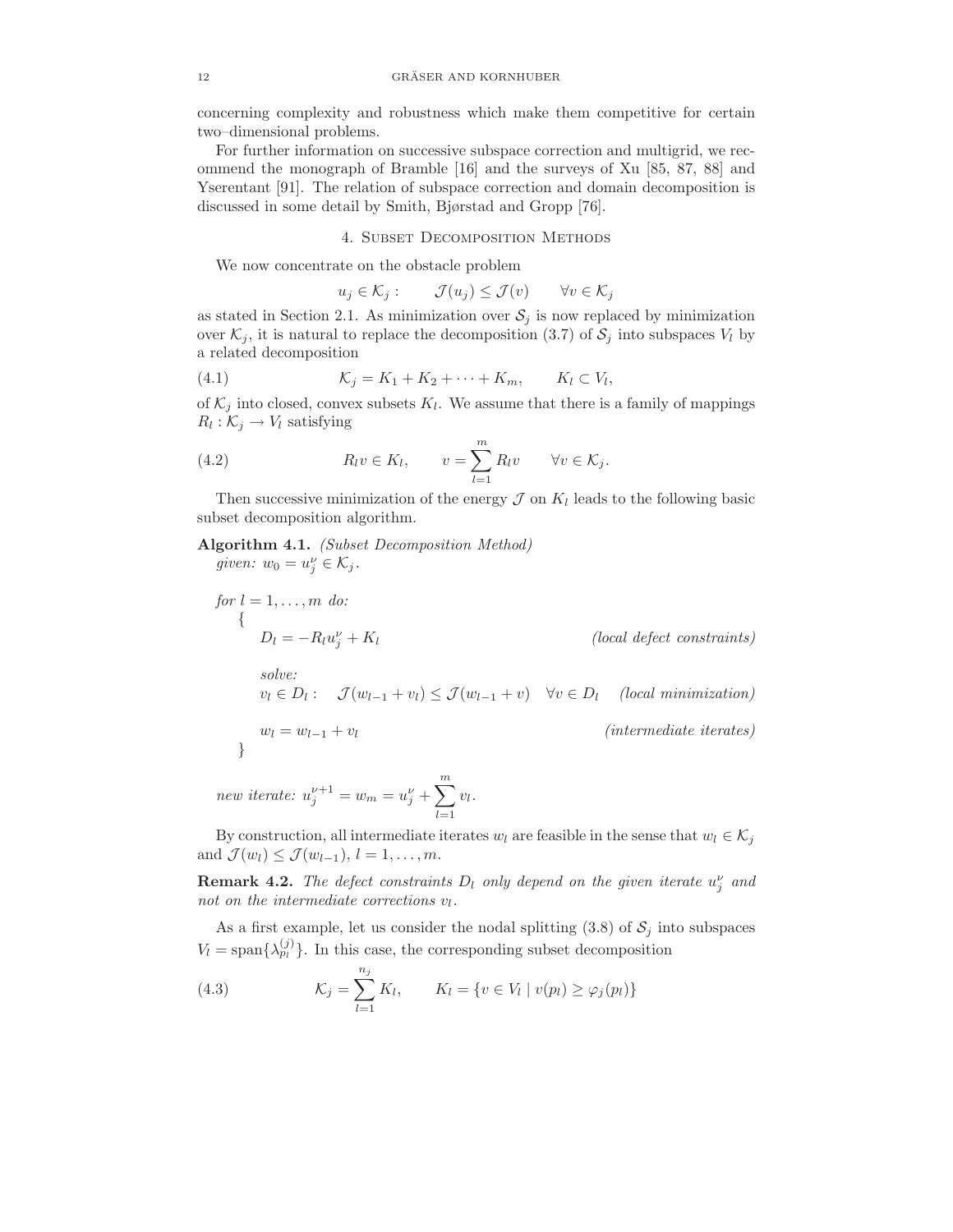concerning complexity and robustness which make them competitive for certain two–dimensional problems.

For further information on successive subspace correction and multigrid, we recommend the monograph of Bramble [16] and the surveys of Xu [85, 87, 88] and Yserentant [91]. The relation of subspace correction and domain decomposition is discussed in some detail by Smith, Bjørstad and Gropp [76].

## 4. Subset Decomposition Methods

We now concentrate on the obstacle problem

$$u_j \in \mathcal{K}_j : \qquad \mathcal{J}(u_j) \le \mathcal{J}(v) \qquad \forall v \in \mathcal{K}_j$$

as stated in Section 2.1. As minimization over $\mathcal{S}_j$ is now replaced by minimization over $\mathcal{K}_j$, it is natural to replace the decomposition (3.7) of $\mathcal{S}_j$ into subspaces $V_l$ by a related decomposition

$$\mathcal{K}_j = K_1 + K_2 + \cdots + K_m, \qquad K_l \subset V_l, \tag{4.1}$$

of $\mathcal{K}_j$ into closed, convex subsets $K_l$. We assume that there is a family of mappings $R_l : \mathcal{K}_j \to V_l$ satisfying

$$R_l v \in K_l, \qquad v = \sum_{l=1}^{m} R_l v \qquad \forall v \in \mathcal{K}_j. \tag{4.2}$$

Then successive minimization of the energy $\mathcal{J}$ on $K_l$ leads to the following basic subset decomposition algorithm.

**Algorithm 4.1.** *(Subset Decomposition Method)*
*given:* $w_0 = u_j^\nu \in \mathcal{K}_j$.

*for* $l = 1, \ldots, m$ *do:*
{

$D_l = -R_l u_j^\nu + K_l$ *(local defect constraints)*

*solve:*
$v_l \in D_l : \quad \mathcal{J}(w_{l-1} + v_l) \le \mathcal{J}(w_{l-1} + v) \quad \forall v \in D_l$ *(local minimization)*

$w_l = w_{l-1} + v_l$ *(intermediate iterates)*

}

*new iterate:* $u_j^{\nu+1} = w_m = u_j^\nu + \sum_{l=1}^{m} v_l$.

By construction, all intermediate iterates $w_l$ are feasible in the sense that $w_l \in \mathcal{K}_j$ and $\mathcal{J}(w_l) \le \mathcal{J}(w_{l-1})$, $l = 1, \ldots, m$.

**Remark 4.2.** *The defect constraints $D_l$ only depend on the given iterate $u_j^\nu$ and not on the intermediate corrections $v_l$.*

As a first example, let us consider the nodal splitting (3.8) of $\mathcal{S}_j$ into subspaces $V_l = \operatorname{span}\{\lambda_{p_l}^{(j)}\}$. In this case, the corresponding subset decomposition

$$\mathcal{K}_j = \sum_{l=1}^{n_j} K_l, \qquad K_l = \{v \in V_l \mid v(p_l) \ge \varphi_j(p_l)\} \tag{4.3}$$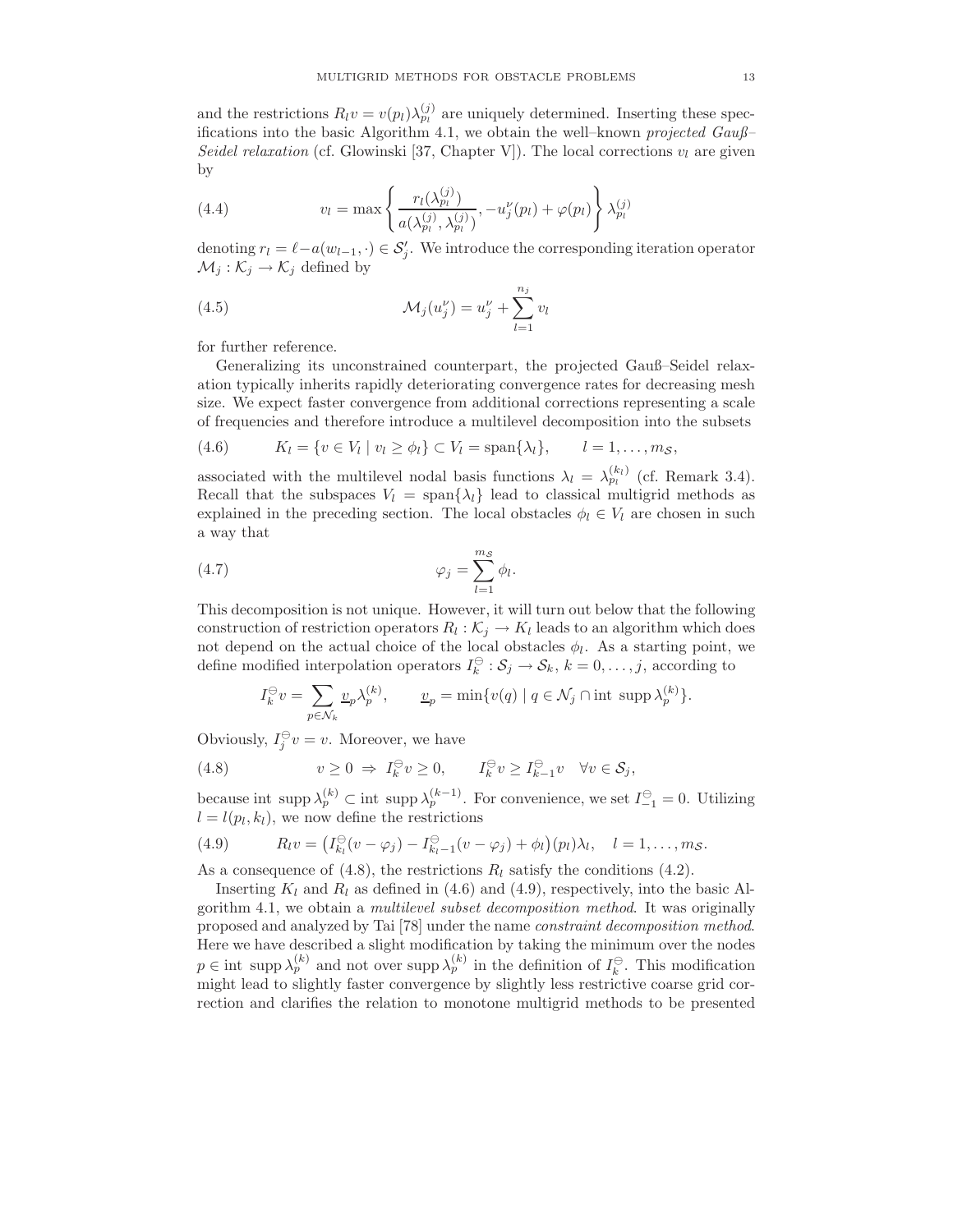and the restrictions $R_l v = v(p_l)\lambda_{p_l}^{(j)}$ are uniquely determined. Inserting these specifications into the basic Algorithm 4.1, we obtain the well–known *projected Gauß–Seidel relaxation* (cf. Glowinski [37, Chapter V]). The local corrections $v_l$ are given by

$$v_l = \max\left\{ \frac{r_l(\lambda_{p_l}^{(j)})}{a(\lambda_{p_l}^{(j)}, \lambda_{p_l}^{(j)})}, -u_j^\nu(p_l) + \varphi(p_l) \right\} \lambda_{p_l}^{(j)} \tag{4.4}$$

denoting $r_l = \ell - a(w_{l-1}, \cdot) \in \mathcal{S}_j'$. We introduce the corresponding iteration operator $\mathcal{M}_j : \mathcal{K}_j \to \mathcal{K}_j$ defined by

$$\mathcal{M}_j(u_j^\nu) = u_j^\nu + \sum_{l=1}^{n_j} v_l \tag{4.5}$$

for further reference.

Generalizing its unconstrained counterpart, the projected Gauß–Seidel relaxation typically inherits rapidly deteriorating convergence rates for decreasing mesh size. We expect faster convergence from additional corrections representing a scale of frequencies and therefore introduce a multilevel decomposition into the subsets

$$K_l = \{ v \in V_l \mid v_l \geq \phi_l \} \subset V_l = \operatorname{span}\{\lambda_l\}, \qquad l = 1, \ldots, m_{\mathcal{S}}, \tag{4.6}$$

associated with the multilevel nodal basis functions $\lambda_l = \lambda_{p_l}^{(k_l)}$ (cf. Remark 3.4). Recall that the subspaces $V_l = \operatorname{span}\{\lambda_l\}$ lead to classical multigrid methods as explained in the preceding section. The local obstacles $\phi_l \in V_l$ are chosen in such a way that

$$\varphi_j = \sum_{l=1}^{m_{\mathcal{S}}} \phi_l. \tag{4.7}$$

This decomposition is not unique. However, it will turn out below that the following construction of restriction operators $R_l : \mathcal{K}_j \to K_l$ leads to an algorithm which does not depend on the actual choice of the local obstacles $\phi_l$. As a starting point, we define modified interpolation operators $I_k^\ominus : \mathcal{S}_j \to \mathcal{S}_k$, $k = 0, \ldots, j$, according to

$$I_k^\ominus v = \sum_{p \in \mathcal{N}_k} \underline{v}_p \lambda_p^{(k)}, \qquad \underline{v}_p = \min\{ v(q) \mid q \in \mathcal{N}_j \cap \operatorname{int}\, \operatorname{supp} \lambda_p^{(k)} \}.$$

Obviously, $I_j^\ominus v = v$. Moreover, we have

$$v \geq 0 \;\Rightarrow\; I_k^\ominus v \geq 0, \qquad I_k^\ominus v \geq I_{k-1}^\ominus v \quad \forall v \in \mathcal{S}_j, \tag{4.8}$$

because $\operatorname{int}\, \operatorname{supp} \lambda_p^{(k)} \subset \operatorname{int}\, \operatorname{supp} \lambda_p^{(k-1)}$. For convenience, we set $I_{-1}^\ominus = 0$. Utilizing $l = l(p_l, k_l)$, we now define the restrictions

$$R_l v = \big( I_{k_l}^\ominus (v - \varphi_j) - I_{k_l - 1}^\ominus (v - \varphi_j) + \phi_l \big)(p_l) \lambda_l, \quad l = 1, \ldots, m_{\mathcal{S}}. \tag{4.9}$$

As a consequence of (4.8), the restrictions $R_l$ satisfy the conditions (4.2).

Inserting $K_l$ and $R_l$ as defined in (4.6) and (4.9), respectively, into the basic Algorithm 4.1, we obtain a *multilevel subset decomposition method*. It was originally proposed and analyzed by Tai [78] under the name *constraint decomposition method*. Here we have described a slight modification by taking the minimum over the nodes $p \in \operatorname{int}\, \operatorname{supp} \lambda_p^{(k)}$ and not over $\operatorname{supp} \lambda_p^{(k)}$ in the definition of $I_k^\ominus$. This modification might lead to slightly faster convergence by slightly less restrictive coarse grid correction and clarifies the relation to monotone multigrid methods to be presented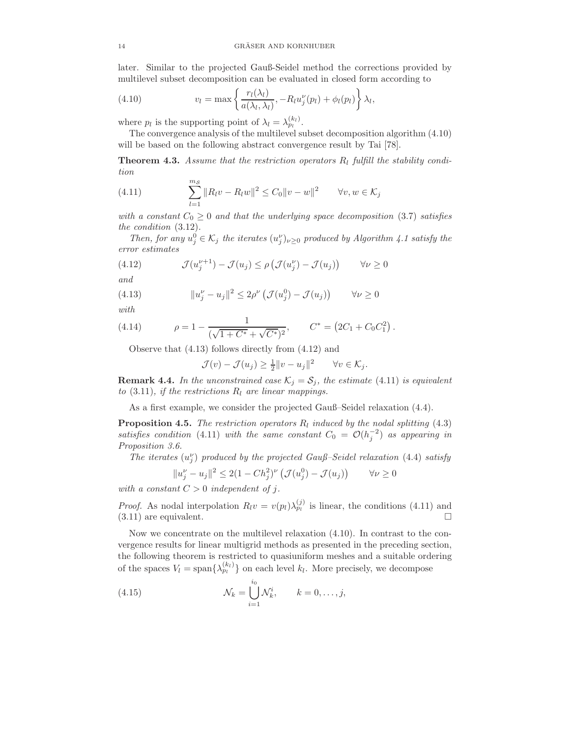later. Similar to the projected Gauß-Seidel method the corrections provided by multilevel subset decomposition can be evaluated in closed form according to

$$v_l = \max\left\{ \frac{r_l(\lambda_l)}{a(\lambda_l, \lambda_l)}, -R_l u_j^\nu(p_l) + \phi_l(p_l) \right\} \lambda_l, \tag{4.10}$$

where $p_l$ is the supporting point of $\lambda_l = \lambda_{p_l}^{(k_l)}$.

The convergence analysis of the multilevel subset decomposition algorithm (4.10) will be based on the following abstract convergence result by Tai [78].

**Theorem 4.3.** *Assume that the restriction operators $R_l$ fulfill the stability condition*

$$\sum_{l=1}^{m_S} \|R_l v - R_l w\|^2 \le C_0 \|v - w\|^2 \qquad \forall v, w \in \mathcal{K}_j \tag{4.11}$$

*with a constant $C_0 \ge 0$ and that the underlying space decomposition* (3.7) *satisfies the condition* (3.12).

*Then, for any $u_j^0 \in \mathcal{K}_j$ the iterates $(u_j^\nu)_{\nu \ge 0}$ produced by Algorithm 4.1 satisfy the error estimates*

$$\mathcal{J}(u_j^{\nu+1}) - \mathcal{J}(u_j) \le \rho \left( \mathcal{J}(u_j^\nu) - \mathcal{J}(u_j) \right) \qquad \forall \nu \ge 0 \tag{4.12}$$

*and*

$$\|u_j^\nu - u_j\|^2 \le 2\rho^\nu \left( \mathcal{J}(u_j^0) - \mathcal{J}(u_j) \right) \qquad \forall \nu \ge 0 \tag{4.13}$$

*with*

$$\rho = 1 - \frac{1}{(\sqrt{1 + C^*} + \sqrt{C^*})^2}, \qquad C^* = \left( 2C_1 + C_0 C_1^2 \right). \tag{4.14}$$

Observe that (4.13) follows directly from (4.12) and

$$\mathcal{J}(v) - \mathcal{J}(u_j) \ge \tfrac{1}{2} \|v - u_j\|^2 \qquad \forall v \in \mathcal{K}_j.$$

**Remark 4.4.** *In the unconstrained case $\mathcal{K}_j = \mathcal{S}_j$, the estimate* (4.11) *is equivalent to* (3.11)*, if the restrictions $R_l$ are linear mappings.*

As a first example, we consider the projected Gauß–Seidel relaxation (4.4).

**Proposition 4.5.** *The restriction operators $R_l$ induced by the nodal splitting* (4.3) *satisfies condition* (4.11) *with the same constant $C_0 = \mathcal{O}(h_j^{-2})$ as appearing in Proposition 3.6.*

*The iterates $(u_j^\nu)$ produced by the projected Gauß–Seidel relaxation* (4.4) *satisfy*

$$\|u_j^\nu - u_j\|^2 \le 2(1 - Ch_j^2)^\nu \left( \mathcal{J}(u_j^0) - \mathcal{J}(u_j) \right) \qquad \forall \nu \ge 0$$

*with a constant $C > 0$ independent of $j$.*

*Proof.* As nodal interpolation $R_l v = v(p_l) \lambda_{p_l}^{(j)}$ is linear, the conditions (4.11) and (3.11) are equivalent. □

Now we concentrate on the multilevel relaxation (4.10). In contrast to the convergence results for linear multigrid methods as presented in the preceding section, the following theorem is restricted to quasiuniform meshes and a suitable ordering of the spaces $V_l = \operatorname{span}\{\lambda_{p_l}^{(k_l)}\}$ on each level $k_l$. More precisely, we decompose

$$\mathcal{N}_k = \bigcup_{i=1}^{i_0} \mathcal{N}_k^i, \qquad k = 0, \ldots, j, \tag{4.15}$$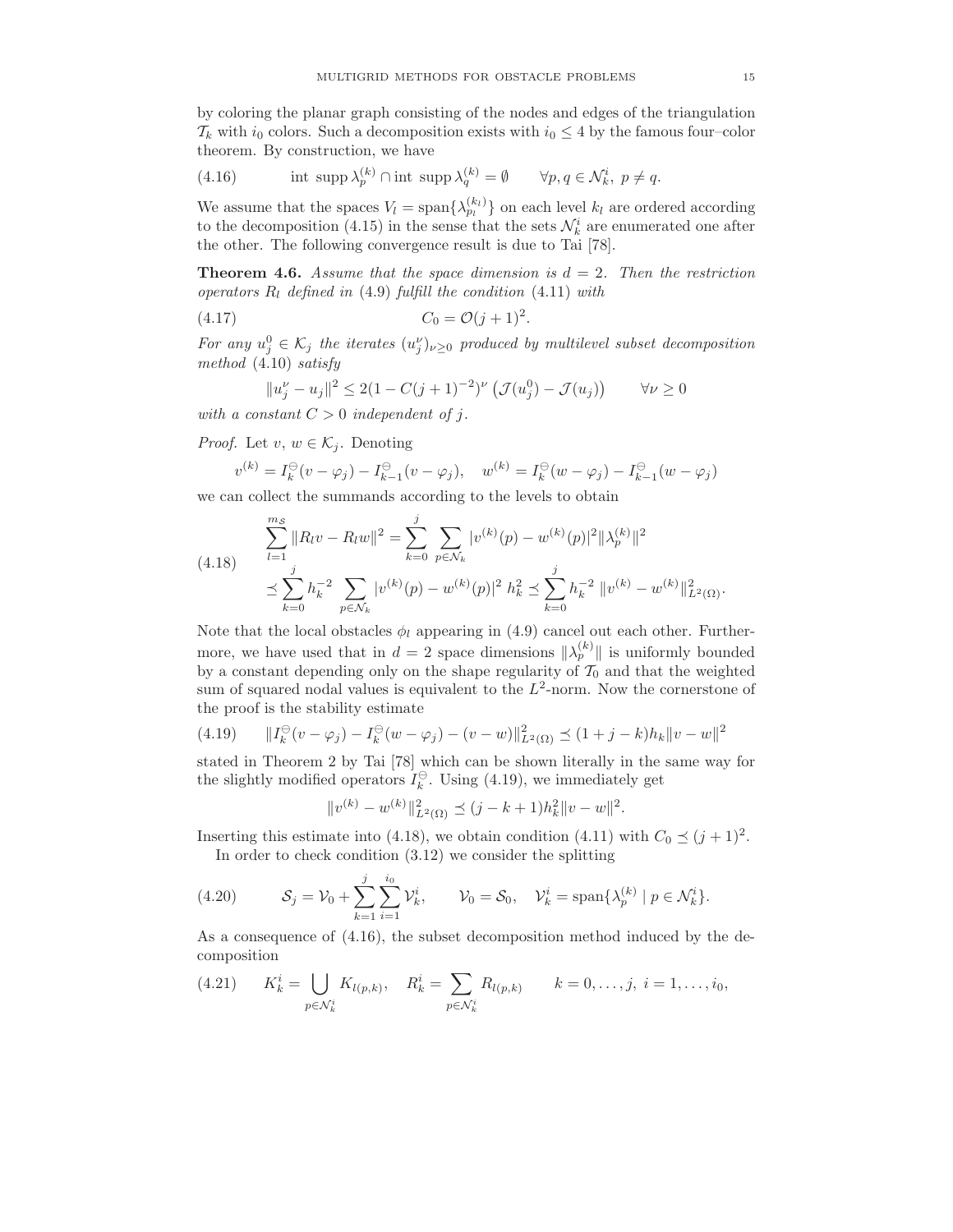by coloring the planar graph consisting of the nodes and edges of the triangulation $\mathcal{T}_k$ with $i_0$ colors. Such a decomposition exists with $i_0 \leq 4$ by the famous four–color theorem. By construction, we have

$$\text{int supp}\, \lambda_p^{(k)} \cap \text{int supp}\, \lambda_q^{(k)} = \emptyset \qquad \forall p, q \in \mathcal{N}_k^i,\ p \neq q. \tag{4.16}$$

We assume that the spaces $V_l = \text{span}\{\lambda_{p_l}^{(k_l)}\}$ on each level $k_l$ are ordered according to the decomposition (4.15) in the sense that the sets $\mathcal{N}_k^i$ are enumerated one after the other. The following convergence result is due to Tai [78].

**Theorem 4.6.** *Assume that the space dimension is $d = 2$. Then the restriction operators $R_l$ defined in (4.9) fulfill the condition (4.11) with*

$$C_0 = \mathcal{O}(j+1)^2. \tag{4.17}$$

*For any $u_j^0 \in \mathcal{K}_j$ the iterates $(u_j^\nu)_{\nu \geq 0}$ produced by multilevel subset decomposition method (4.10) satisfy*

$$\|u_j^\nu - u_j\|^2 \leq 2(1 - C(j+1)^{-2})^\nu \left(\mathcal{J}(u_j^0) - \mathcal{J}(u_j)\right) \qquad \forall \nu \geq 0$$

*with a constant $C > 0$ independent of $j$.*

*Proof.* Let $v,\, w \in \mathcal{K}_j$. Denoting

$$v^{(k)} = I_k^{\ominus}(v - \varphi_j) - I_{k-1}^{\ominus}(v - \varphi_j), \quad w^{(k)} = I_k^{\ominus}(w - \varphi_j) - I_{k-1}^{\ominus}(w - \varphi_j)$$

we can collect the summands according to the levels to obtain

$$\begin{aligned} \sum_{l=1}^{m_{\mathcal{S}}} \|R_l v - R_l w\|^2 &= \sum_{k=0}^{j} \sum_{p \in \mathcal{N}_k} |v^{(k)}(p) - w^{(k)}(p)|^2 \|\lambda_p^{(k)}\|^2 \\ &\preceq \sum_{k=0}^{j} h_k^{-2} \sum_{p \in \mathcal{N}_k} |v^{(k)}(p) - w^{(k)}(p)|^2\ h_k^2 \preceq \sum_{k=0}^{j} h_k^{-2}\ \|v^{(k)} - w^{(k)}\|_{L^2(\Omega)}^2. \end{aligned} \tag{4.18}$$

Note that the local obstacles $\phi_l$ appearing in (4.9) cancel out each other. Furthermore, we have used that in $d = 2$ space dimensions $\|\lambda_p^{(k)}\|$ is uniformly bounded by a constant depending only on the shape regularity of $\mathcal{T}_0$ and that the weighted sum of squared nodal values is equivalent to the $L^2$-norm. Now the cornerstone of the proof is the stability estimate

$$\|I_k^{\ominus}(v - \varphi_j) - I_k^{\ominus}(w - \varphi_j) - (v - w)\|_{L^2(\Omega)}^2 \preceq (1 + j - k) h_k \|v - w\|^2 \tag{4.19}$$

stated in Theorem 2 by Tai [78] which can be shown literally in the same way for the slightly modified operators $I_k^{\ominus}$. Using (4.19), we immediately get

$$\|v^{(k)} - w^{(k)}\|_{L^2(\Omega)}^2 \preceq (j - k + 1) h_k^2 \|v - w\|^2.$$

Inserting this estimate into (4.18), we obtain condition (4.11) with $C_0 \preceq (j+1)^2$.

In order to check condition (3.12) we consider the splitting

$$\mathcal{S}_j = \mathcal{V}_0 + \sum_{k=1}^{j} \sum_{i=1}^{i_0} \mathcal{V}_k^i, \qquad \mathcal{V}_0 = \mathcal{S}_0, \quad \mathcal{V}_k^i = \text{span}\{\lambda_p^{(k)} \mid p \in \mathcal{N}_k^i\}. \tag{4.20}$$

As a consequence of (4.16), the subset decomposition method induced by the decomposition

$$K_k^i = \bigcup_{p \in \mathcal{N}_k^i} K_{l(p,k)}, \quad R_k^i = \sum_{p \in \mathcal{N}_k^i} R_{l(p,k)} \qquad k = 0, \ldots, j,\ i = 1, \ldots, i_0, \tag{4.21}$$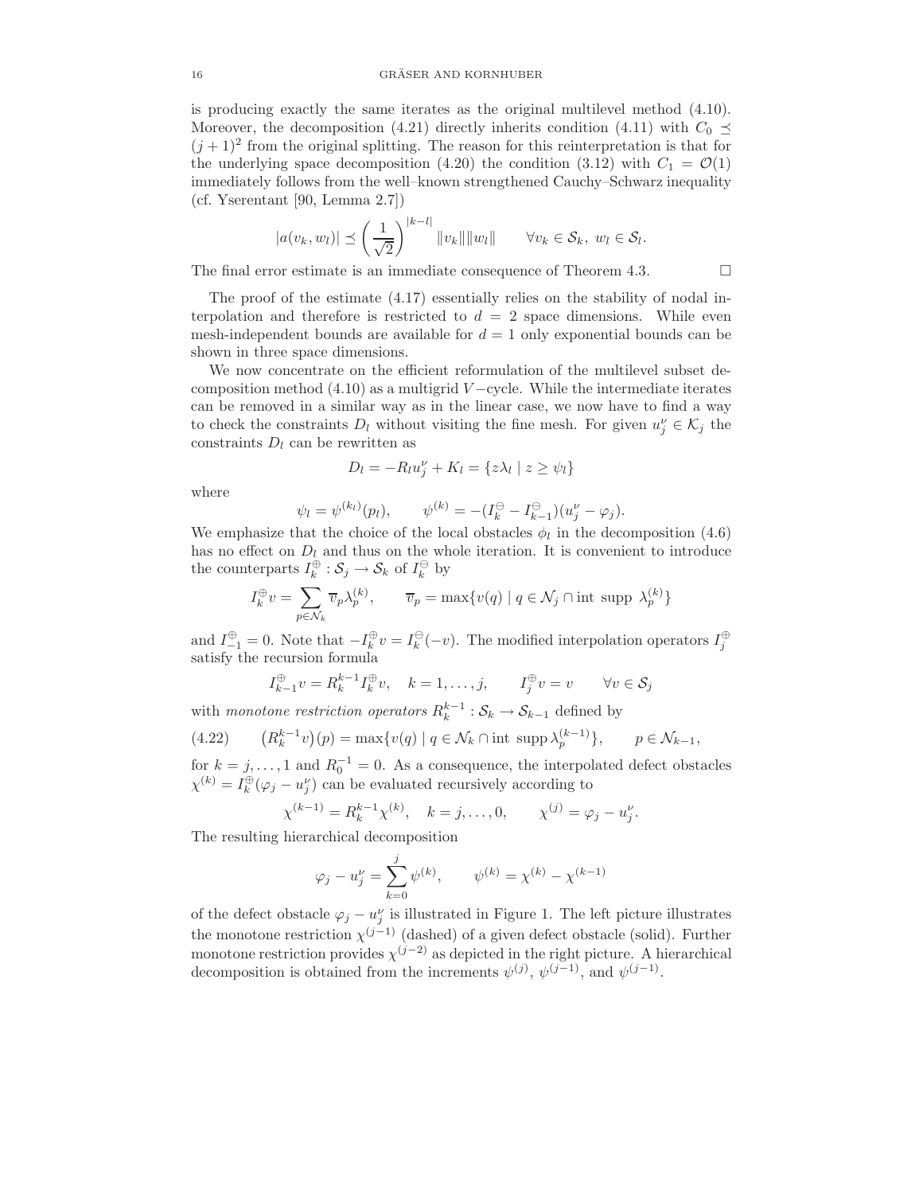is producing exactly the same iterates as the original multilevel method (4.10). Moreover, the decomposition (4.21) directly inherits condition (4.11) with $C_0 \preceq (j+1)^2$ from the original splitting. The reason for this reinterpretation is that for the underlying space decomposition (4.20) the condition (3.12) with $C_1 = \mathcal{O}(1)$ immediately follows from the well–known strengthened Cauchy–Schwarz inequality (cf. Yserentant [90, Lemma 2.7])

$$|a(v_k, w_l)| \preceq \left(\frac{1}{\sqrt{2}}\right)^{|k-l|} \|v_k\| \|w_l\| \qquad \forall v_k \in \mathcal{S}_k,\ w_l \in \mathcal{S}_l.$$

The final error estimate is an immediate consequence of Theorem 4.3. $\square$

The proof of the estimate (4.17) essentially relies on the stability of nodal interpolation and therefore is restricted to $d = 2$ space dimensions. While even mesh-independent bounds are available for $d = 1$ only exponential bounds can be shown in three space dimensions.

We now concentrate on the efficient reformulation of the multilevel subset decomposition method (4.10) as a multigrid $V-$cycle. While the intermediate iterates can be removed in a similar way as in the linear case, we now have to find a way to check the constraints $D_l$ without visiting the fine mesh. For given $u_j^\nu \in \mathcal{K}_j$ the constraints $D_l$ can be rewritten as

$$D_l = -R_l u_j^\nu + K_l = \{z\lambda_l \mid z \geq \psi_l\}$$

where

$$\psi_l = \psi^{(k_l)}(p_l), \qquad \psi^{(k)} = -(I_k^\ominus - I_{k-1}^\ominus)(u_j^\nu - \varphi_j).$$

We emphasize that the choice of the local obstacles $\phi_l$ in the decomposition (4.6) has no effect on $D_l$ and thus on the whole iteration. It is convenient to introduce the counterparts $I_k^\oplus : \mathcal{S}_j \to \mathcal{S}_k$ of $I_k^\ominus$ by

$$I_k^\oplus v = \sum_{p \in \mathcal{N}_k} \overline{v}_p \lambda_p^{(k)}, \qquad \overline{v}_p = \max\{v(q) \mid q \in \mathcal{N}_j \cap \text{int supp } \lambda_p^{(k)}\}$$

and $I_{-1}^\oplus = 0$. Note that $-I_k^\oplus v = I_k^\ominus(-v)$. The modified interpolation operators $I_j^\oplus$ satisfy the recursion formula

$$I_{k-1}^\oplus v = R_k^{k-1} I_k^\oplus v, \quad k = 1, \ldots, j, \qquad I_j^\oplus v = v \qquad \forall v \in \mathcal{S}_j$$

with *monotone restriction operators* $R_k^{k-1} : \mathcal{S}_k \to \mathcal{S}_{k-1}$ defined by

$$\big(R_k^{k-1} v\big)(p) = \max\{v(q) \mid q \in \mathcal{N}_k \cap \text{int supp}\, \lambda_p^{(k-1)}\}, \qquad p \in \mathcal{N}_{k-1}, \tag{4.22}$$

for $k = j, \ldots, 1$ and $R_0^{-1} = 0$. As a consequence, the interpolated defect obstacles $\chi^{(k)} = I_k^\oplus(\varphi_j - u_j^\nu)$ can be evaluated recursively according to

$$\chi^{(k-1)} = R_k^{k-1} \chi^{(k)}, \quad k = j, \ldots, 0, \qquad \chi^{(j)} = \varphi_j - u_j^\nu.$$

The resulting hierarchical decomposition

$$\varphi_j - u_j^\nu = \sum_{k=0}^{j} \psi^{(k)}, \qquad \psi^{(k)} = \chi^{(k)} - \chi^{(k-1)}$$

of the defect obstacle $\varphi_j - u_j^\nu$ is illustrated in Figure 1. The left picture illustrates the monotone restriction $\chi^{(j-1)}$ (dashed) of a given defect obstacle (solid). Further monotone restriction provides $\chi^{(j-2)}$ as depicted in the right picture. A hierarchical decomposition is obtained from the increments $\psi^{(j)}$, $\psi^{(j-1)}$, and $\psi^{(j-1)}$.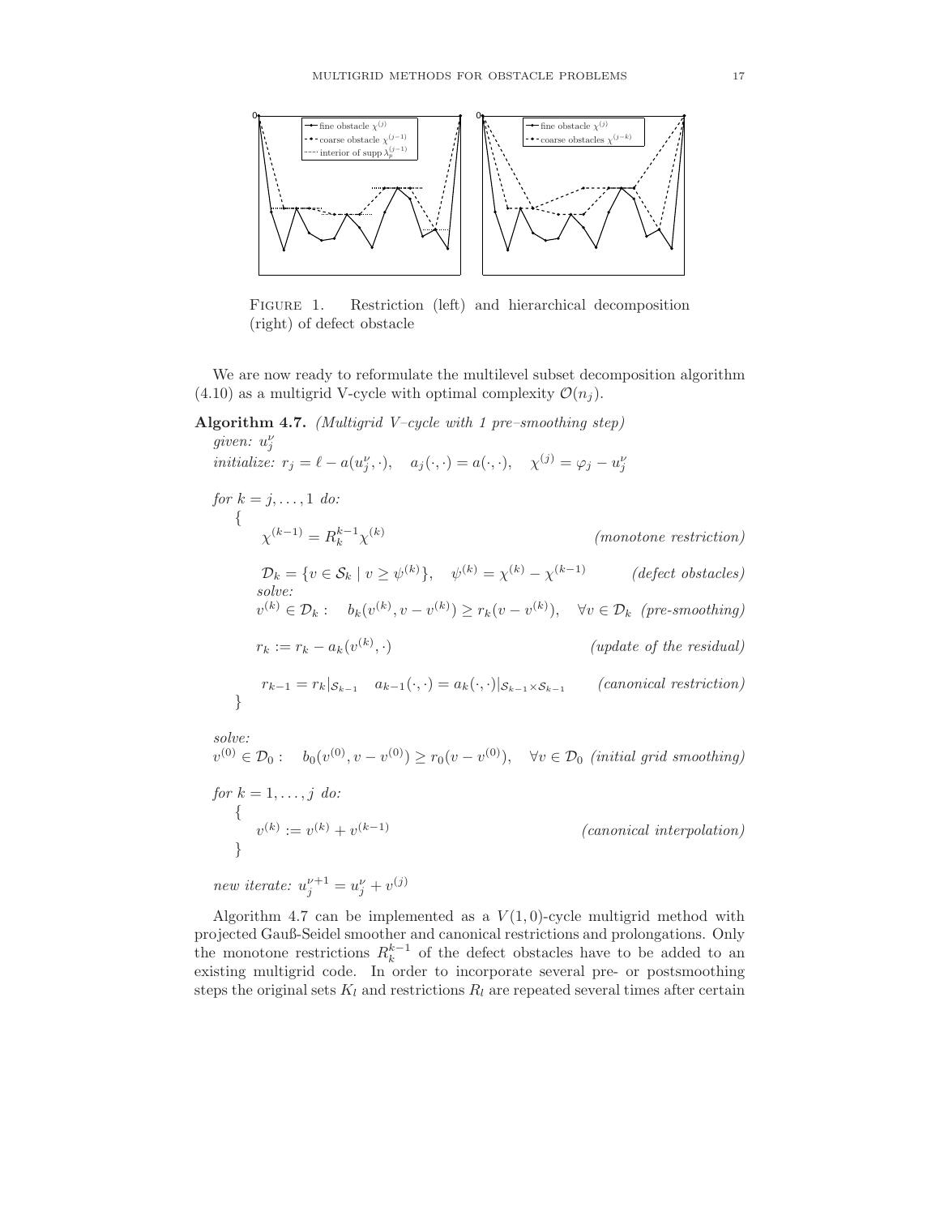FIGURE 1. Restriction (left) and hierarchical decomposition (right) of defect obstacle

We are now ready to reformulate the multilevel subset decomposition algorithm (4.10) as a multigrid V-cycle with optimal complexity $\mathcal{O}(n_j)$.

**Algorithm 4.7.** *(Multigrid V–cycle with 1 pre–smoothing step)*

*given:* $u_j^\nu$

*initialize:* $r_j = \ell - a(u_j^\nu, \cdot), \quad a_j(\cdot,\cdot) = a(\cdot,\cdot), \quad \chi^{(j)} = \varphi_j - u_j^\nu$

*for* $k = j, \dots, 1$ *do:*

{

$$\chi^{(k-1)} = R_k^{k-1}\chi^{(k)} \qquad \textit{(monotone restriction)}$$

$$\mathcal{D}_k = \{v \in \mathcal{S}_k \mid v \geq \psi^{(k)}\}, \quad \psi^{(k)} = \chi^{(k)} - \chi^{(k-1)} \qquad \textit{(defect obstacles)}$$

*solve:*

$$v^{(k)} \in \mathcal{D}_k : \quad b_k(v^{(k)}, v - v^{(k)}) \geq r_k(v - v^{(k)}), \quad \forall v \in \mathcal{D}_k \ \textit{(pre-smoothing)}$$

$$r_k := r_k - a_k(v^{(k)}, \cdot) \qquad \textit{(update of the residual)}$$

$$r_{k-1} = r_k|_{\mathcal{S}_{k-1}} \quad a_{k-1}(\cdot,\cdot) = a_k(\cdot,\cdot)|_{\mathcal{S}_{k-1}\times\mathcal{S}_{k-1}} \qquad \textit{(canonical restriction)}$$

}

*solve:*

$$v^{(0)} \in \mathcal{D}_0 : \quad b_0(v^{(0)}, v - v^{(0)}) \geq r_0(v - v^{(0)}), \quad \forall v \in \mathcal{D}_0 \ \textit{(initial grid smoothing)}$$

*for* $k = 1, \dots, j$ *do:*

{

$$v^{(k)} := v^{(k)} + v^{(k-1)} \qquad \textit{(canonical interpolation)}$$

}

*new iterate:* $u_j^{\nu+1} = u_j^\nu + v^{(j)}$

Algorithm 4.7 can be implemented as a $V(1,0)$-cycle multigrid method with projected Gauß-Seidel smoother and canonical restrictions and prolongations. Only the monotone restrictions $R_k^{k-1}$ of the defect obstacles have to be added to an existing multigrid code. In order to incorporate several pre- or postsmoothing steps the original sets $K_l$ and restrictions $R_l$ are repeated several times after certain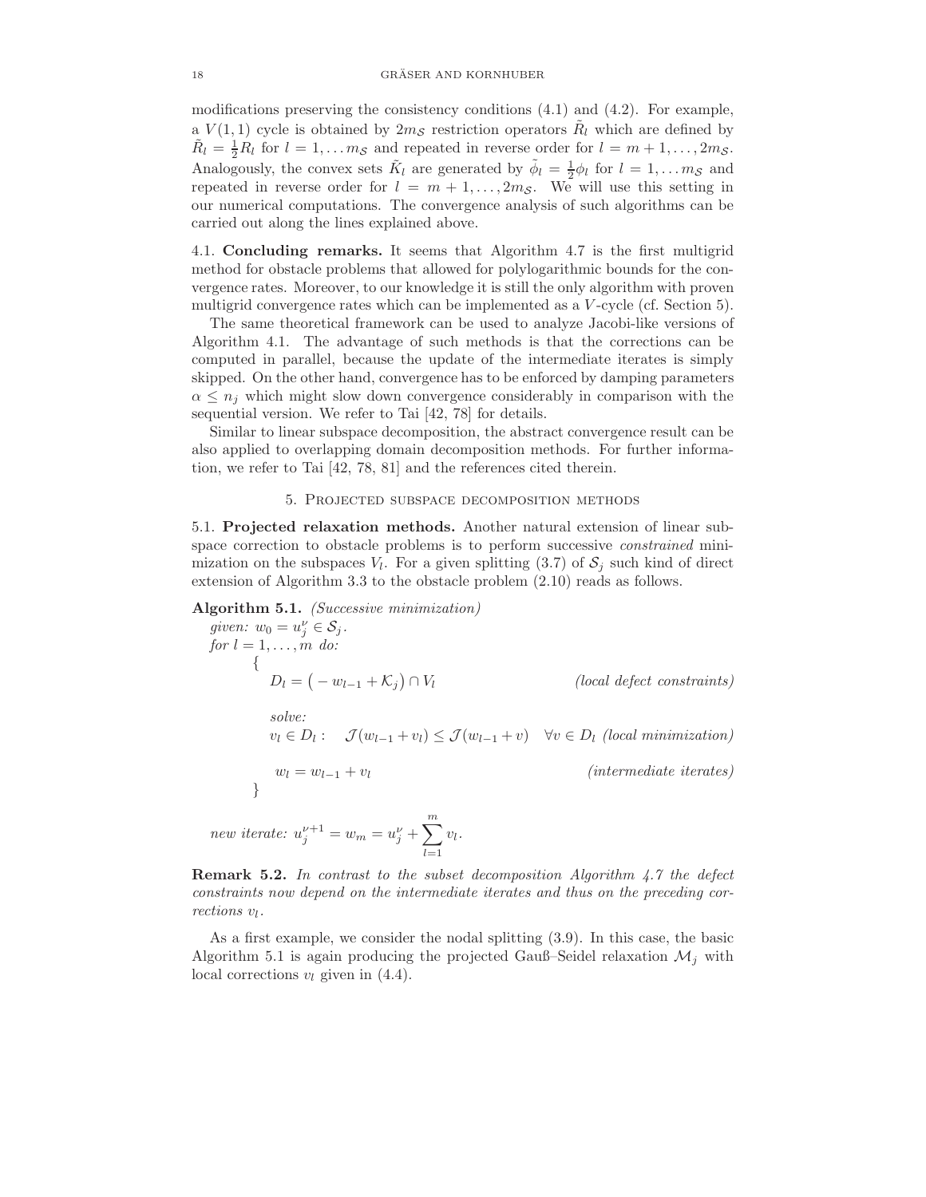modifications preserving the consistency conditions (4.1) and (4.2). For example, a $V(1,1)$ cycle is obtained by $2m_{\mathcal{S}}$ restriction operators $\tilde{R}_l$ which are defined by $\tilde{R}_l = \frac{1}{2}R_l$ for $l = 1, \dots m_{\mathcal{S}}$ and repeated in reverse order for $l = m+1, \dots, 2m_{\mathcal{S}}$. Analogously, the convex sets $\tilde{K}_l$ are generated by $\tilde{\phi}_l = \frac{1}{2}\phi_l$ for $l = 1, \dots m_{\mathcal{S}}$ and repeated in reverse order for $l = m+1, \dots, 2m_{\mathcal{S}}$. We will use this setting in our numerical computations. The convergence analysis of such algorithms can be carried out along the lines explained above.

**4.1. Concluding remarks.** It seems that Algorithm 4.7 is the first multigrid method for obstacle problems that allowed for polylogarithmic bounds for the convergence rates. Moreover, to our knowledge it is still the only algorithm with proven multigrid convergence rates which can be implemented as a $V$-cycle (cf. Section 5).

The same theoretical framework can be used to analyze Jacobi-like versions of Algorithm 4.1. The advantage of such methods is that the corrections can be computed in parallel, because the update of the intermediate iterates is simply skipped. On the other hand, convergence has to be enforced by damping parameters $\alpha \le n_j$ which might slow down convergence considerably in comparison with the sequential version. We refer to Tai [42, 78] for details.

Similar to linear subspace decomposition, the abstract convergence result can be also applied to overlapping domain decomposition methods. For further information, we refer to Tai [42, 78, 81] and the references cited therein.

## 5. Projected subspace decomposition methods

**5.1. Projected relaxation methods.** Another natural extension of linear subspace correction to obstacle problems is to perform successive *constrained* minimization on the subspaces $V_l$. For a given splitting (3.7) of $\mathcal{S}_j$ such kind of direct extension of Algorithm 3.3 to the obstacle problem (2.10) reads as follows.

**Algorithm 5.1.** *(Successive minimization)*

*given:* $w_0 = u_j^\nu \in \mathcal{S}_j$.
*for* $l = 1, \dots, m$ *do:*

{

$D_l = \big(-w_{l-1} + \mathcal{K}_j\big) \cap V_l$ *(local defect constraints)*

*solve:*

$v_l \in D_l: \quad \mathcal{J}(w_{l-1} + v_l) \le \mathcal{J}(w_{l-1} + v) \quad \forall v \in D_l$ *(local minimization)*

$w_l = w_{l-1} + v_l$ *(intermediate iterates)*

}

*new iterate:* $u_j^{\nu+1} = w_m = u_j^\nu + \sum_{l=1}^{m} v_l$.

**Remark 5.2.** *In contrast to the subset decomposition Algorithm 4.7 the defect constraints now depend on the intermediate iterates and thus on the preceding corrections* $v_l$.

As a first example, we consider the nodal splitting (3.9). In this case, the basic Algorithm 5.1 is again producing the projected Gauß–Seidel relaxation $\mathcal{M}_j$ with local corrections $v_l$ given in (4.4).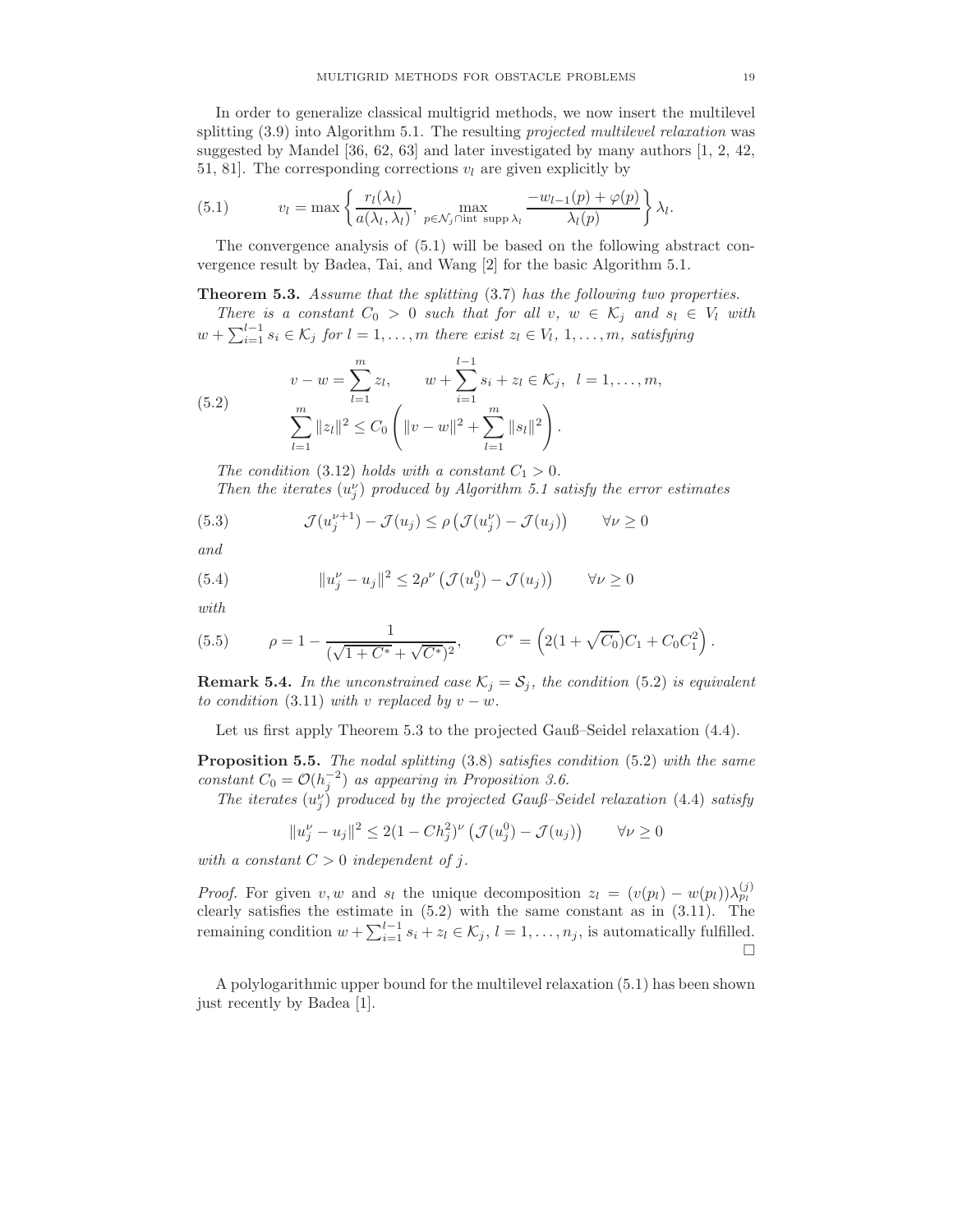In order to generalize classical multigrid methods, we now insert the multilevel splitting (3.9) into Algorithm 5.1. The resulting *projected multilevel relaxation* was suggested by Mandel [36, 62, 63] and later investigated by many authors [1, 2, 42, 51, 81]. The corresponding corrections $v_l$ are given explicitly by

$$
v_l = \max\left\{ \frac{r_l(\lambda_l)}{a(\lambda_l,\lambda_l)},\ \max_{p\in\mathcal{N}_j\cap \text{int supp}\,\lambda_l} \frac{-w_{l-1}(p)+\varphi(p)}{\lambda_l(p)} \right\}\lambda_l. \tag{5.1}
$$

The convergence analysis of (5.1) will be based on the following abstract convergence result by Badea, Tai, and Wang [2] for the basic Algorithm 5.1.

**Theorem 5.3.** *Assume that the splitting* (3.7) *has the following two properties.*

*There is a constant $C_0 > 0$ such that for all $v$, $w \in \mathcal{K}_j$ and $s_l \in V_l$ with $w + \sum_{i=1}^{l-1} s_i \in \mathcal{K}_j$ for $l = 1,\dots,m$ there exist $z_l \in V_l$, $1,\dots,m$, satisfying*

$$
\begin{aligned}
&v - w = \sum_{l=1}^{m} z_l, \qquad w + \sum_{i=1}^{l-1} s_i + z_l \in \mathcal{K}_j, \quad l = 1,\dots,m,\\
&\sum_{l=1}^{m} \|z_l\|^2 \le C_0\left( \|v-w\|^2 + \sum_{l=1}^{m}\|s_l\|^2 \right).
\end{aligned} \tag{5.2}
$$

*The condition* (3.12) *holds with a constant $C_1 > 0$.*

*Then the iterates $(u_j^\nu)$ produced by Algorithm 5.1 satisfy the error estimates*

$$
\mathcal{J}(u_j^{\nu+1}) - \mathcal{J}(u_j) \le \rho\left(\mathcal{J}(u_j^\nu) - \mathcal{J}(u_j)\right) \qquad \forall \nu \ge 0 \tag{5.3}
$$

*and*

$$
\|u_j^\nu - u_j\|^2 \le 2\rho^\nu\left(\mathcal{J}(u_j^0) - \mathcal{J}(u_j)\right) \qquad \forall \nu \ge 0 \tag{5.4}
$$

*with*

$$
\rho = 1 - \frac{1}{(\sqrt{1+C^*}+\sqrt{C^*})^2}, \qquad C^* = \left(2(1+\sqrt{C_0})C_1 + C_0C_1^2\right). \tag{5.5}
$$

**Remark 5.4.** *In the unconstrained case $\mathcal{K}_j = \mathcal{S}_j$, the condition* (5.2) *is equivalent to condition* (3.11) *with $v$ replaced by $v - w$.*

Let us first apply Theorem 5.3 to the projected Gauß–Seidel relaxation (4.4).

**Proposition 5.5.** *The nodal splitting* (3.8) *satisfies condition* (5.2) *with the same constant $C_0 = \mathcal{O}(h_j^{-2})$ as appearing in Proposition 3.6.*

*The iterates $(u_j^\nu)$ produced by the projected Gauß–Seidel relaxation* (4.4) *satisfy*

$$
\|u_j^\nu - u_j\|^2 \le 2(1 - Ch_j^2)^\nu\left(\mathcal{J}(u_j^0) - \mathcal{J}(u_j)\right) \qquad \forall \nu \ge 0
$$

*with a constant $C > 0$ independent of $j$.*

*Proof.* For given $v, w$ and $s_l$ the unique decomposition $z_l = (v(p_l) - w(p_l))\lambda_{p_l}^{(j)}$ clearly satisfies the estimate in (5.2) with the same constant as in (3.11). The remaining condition $w + \sum_{i=1}^{l-1} s_i + z_l \in \mathcal{K}_j$, $l = 1,\dots,n_j$, is automatically fulfilled. □

A polylogarithmic upper bound for the multilevel relaxation (5.1) has been shown just recently by Badea [1].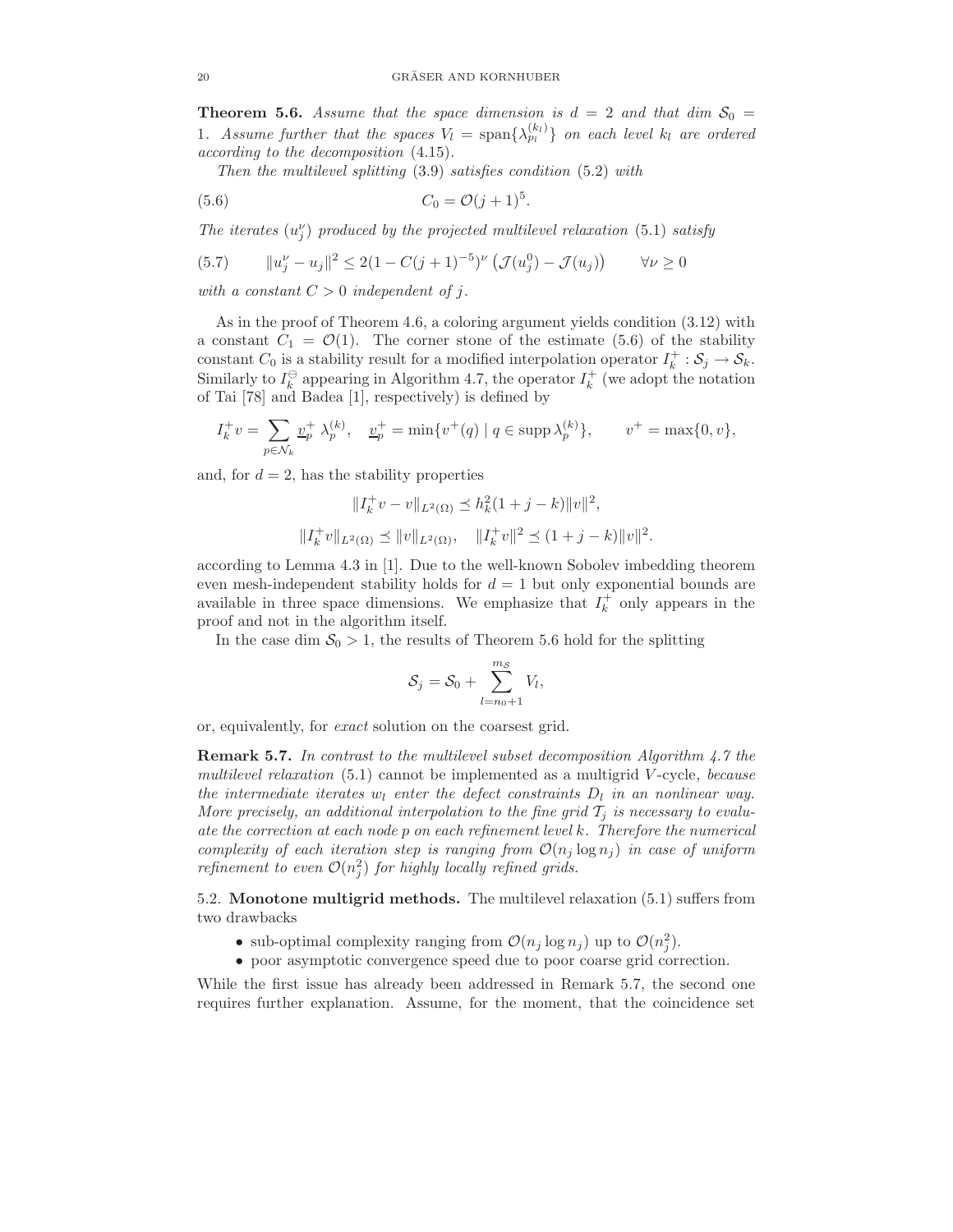**Theorem 5.6.** *Assume that the space dimension is $d = 2$ and that dim $\mathcal{S}_0 = 1$. Assume further that the spaces $V_l = \operatorname{span}\{\lambda_{p_l}^{(k_l)}\}$ on each level $k_l$ are ordered according to the decomposition* (4.15).

*Then the multilevel splitting* (3.9) *satisfies condition* (5.2) *with*

$$C_0 = \mathcal{O}(j+1)^5. \tag{5.6}$$

*The iterates $(u_j^\nu)$ produced by the projected multilevel relaxation* (5.1) *satisfy*

$$\|u_j^\nu - u_j\|^2 \le 2(1 - C(j+1)^{-5})^\nu \left(\mathcal{J}(u_j^0) - \mathcal{J}(u_j)\right) \qquad \forall \nu \ge 0 \tag{5.7}$$

*with a constant $C > 0$ independent of $j$.*

As in the proof of Theorem 4.6, a coloring argument yields condition (3.12) with a constant $C_1 = \mathcal{O}(1)$. The corner stone of the estimate (5.6) of the stability constant $C_0$ is a stability result for a modified interpolation operator $I_k^+ : \mathcal{S}_j \to \mathcal{S}_k$. Similarly to $I_k^\ominus$ appearing in Algorithm 4.7, the operator $I_k^+$ (we adopt the notation of Tai [78] and Badea [1], respectively) is defined by

$$I_k^+ v = \sum_{p \in \mathcal{N}_k} \underline{v}_p^+ \, \lambda_p^{(k)}, \quad \underline{v}_p^+ = \min\{v^+(q) \mid q \in \operatorname{supp} \lambda_p^{(k)}\}, \qquad v^+ = \max\{0, v\},$$

and, for $d = 2$, has the stability properties

$$\|I_k^+ v - v\|_{L^2(\Omega)} \preceq h_k^2 (1 + j - k) \|v\|^2,$$

$$\|I_k^+ v\|_{L^2(\Omega)} \preceq \|v\|_{L^2(\Omega)}, \quad \|I_k^+ v\|^2 \preceq (1 + j - k) \|v\|^2.$$

according to Lemma 4.3 in [1]. Due to the well-known Sobolev imbedding theorem even mesh-independent stability holds for $d = 1$ but only exponential bounds are available in three space dimensions. We emphasize that $I_k^+$ only appears in the proof and not in the algorithm itself.

In the case dim $\mathcal{S}_0 > 1$, the results of Theorem 5.6 hold for the splitting

$$\mathcal{S}_j = \mathcal{S}_0 + \sum_{l=n_0+1}^{m_{\mathcal{S}}} V_l,$$

or, equivalently, for *exact* solution on the coarsest grid.

**Remark 5.7.** *In contrast to the multilevel subset decomposition Algorithm 4.7 the multilevel relaxation* (5.1) *cannot be implemented as a multigrid $V$-cycle, because the intermediate iterates $w_l$ enter the defect constraints $D_l$ in an nonlinear way. More precisely, an additional interpolation to the fine grid $\mathcal{T}_j$ is necessary to evaluate the correction at each node $p$ on each refinement level $k$. Therefore the numerical complexity of each iteration step is ranging from $\mathcal{O}(n_j \log n_j)$ in case of uniform refinement to even $\mathcal{O}(n_j^2)$ for highly locally refined grids.*

5.2. **Monotone multigrid methods.** The multilevel relaxation (5.1) suffers from two drawbacks

- sub-optimal complexity ranging from $\mathcal{O}(n_j \log n_j)$ up to $\mathcal{O}(n_j^2)$.
- poor asymptotic convergence speed due to poor coarse grid correction.

While the first issue has already been addressed in Remark 5.7, the second one requires further explanation. Assume, for the moment, that the coincidence set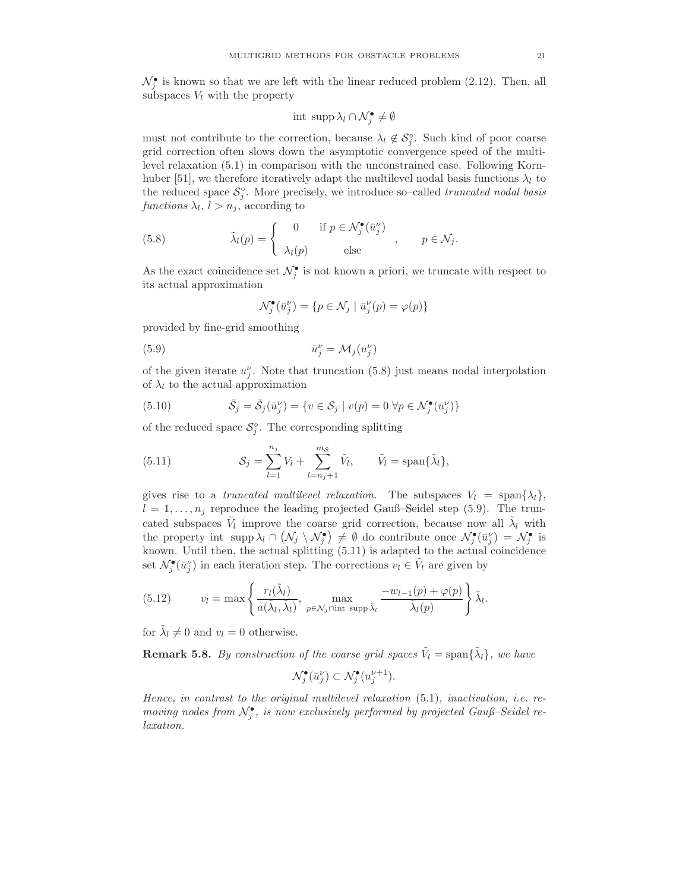$\mathcal{N}_j^\bullet$ is known so that we are left with the linear reduced problem (2.12). Then, all subspaces $V_l$ with the property

$$\text{int supp}\,\lambda_l \cap \mathcal{N}_j^\bullet \neq \emptyset$$

must not contribute to the correction, because $\lambda_l \notin \mathcal{S}_j^\circ$. Such kind of poor coarse grid correction often slows down the asymptotic convergence speed of the multilevel relaxation (5.1) in comparison with the unconstrained case. Following Kornhuber [51], we therefore iteratively adapt the multilevel nodal basis functions $\lambda_l$ to the reduced space $\mathcal{S}_j^\circ$. More precisely, we introduce so–called *truncated nodal basis functions* $\lambda_l$, $l > n_j$, according to

$$\tilde{\lambda}_l(p) = \begin{cases} 0 & \text{if } p \in \mathcal{N}_j^\bullet(\bar{u}_j^\nu) \\ \lambda_l(p) & \text{else} \end{cases}, \qquad p \in \mathcal{N}_j. \tag{5.8}$$

As the exact coincidence set $\mathcal{N}_j^\bullet$ is not known a priori, we truncate with respect to its actual approximation

$$\mathcal{N}_j^\bullet(\bar{u}_j^\nu) = \{p \in \mathcal{N}_j \mid \bar{u}_j^\nu(p) = \varphi(p)\}$$

provided by fine-grid smoothing

$$\bar{u}_j^\nu = \mathcal{M}_j(u_j^\nu) \tag{5.9}$$

of the given iterate $u_j^\nu$. Note that truncation (5.8) just means nodal interpolation of $\lambda_l$ to the actual approximation

$$\tilde{\mathcal{S}}_j = \tilde{\mathcal{S}}_j(\bar{u}_j^\nu) = \{v \in \mathcal{S}_j \mid v(p) = 0 \ \forall p \in \mathcal{N}_j^\bullet(\bar{u}_j^\nu)\} \tag{5.10}$$

of the reduced space $\mathcal{S}_j^\circ$. The corresponding splitting

$$\mathcal{S}_j = \sum_{l=1}^{n_j} V_l + \sum_{l=n_j+1}^{m_{\mathcal{S}}} \tilde{V}_l, \qquad \tilde{V}_l = \text{span}\{\tilde{\lambda}_l\}, \tag{5.11}$$

gives rise to a *truncated multilevel relaxation*. The subspaces $V_l = \text{span}\{\lambda_l\}$, $l = 1, \ldots, n_j$ reproduce the leading projected Gauß–Seidel step (5.9). The truncated subspaces $\tilde{V}_l$ improve the coarse grid correction, because now all $\tilde{\lambda}_l$ with the property $\text{int supp}\,\lambda_l \cap \left(\mathcal{N}_j \setminus \mathcal{N}_j^\bullet\right) \neq \emptyset$ do contribute once $\mathcal{N}_j^\bullet(\bar{u}_j^\nu) = \mathcal{N}_j^\bullet$ is known. Until then, the actual splitting (5.11) is adapted to the actual coincidence set $\mathcal{N}_j^\bullet(\bar{u}_j^\nu)$ in each iteration step. The corrections $v_l \in \tilde{V}_l$ are given by

$$v_l = \max\left\{ \frac{r_l(\tilde{\lambda}_l)}{a(\tilde{\lambda}_l, \tilde{\lambda}_l)}, \max_{p \in \mathcal{N}_j \cap \text{int supp}\,\tilde{\lambda}_l} \frac{-w_{l-1}(p) + \varphi(p)}{\tilde{\lambda}_l(p)} \right\} \tilde{\lambda}_l. \tag{5.12}$$

for $\tilde{\lambda}_l \neq 0$ and $v_l = 0$ otherwise.

**Remark 5.8.** *By construction of the coarse grid spaces $\tilde{V}_l = \text{span}\{\tilde{\lambda}_l\}$, we have*

$$\mathcal{N}_j^\bullet(\bar{u}_j^\nu) \subset \mathcal{N}_j^\bullet(u_j^{\nu+1}).$$

*Hence, in contrast to the original multilevel relaxation* (5.1)*, inactivation, i.e. removing nodes from $\mathcal{N}_j^\bullet$, is now exclusively performed by projected Gauß–Seidel relaxation.*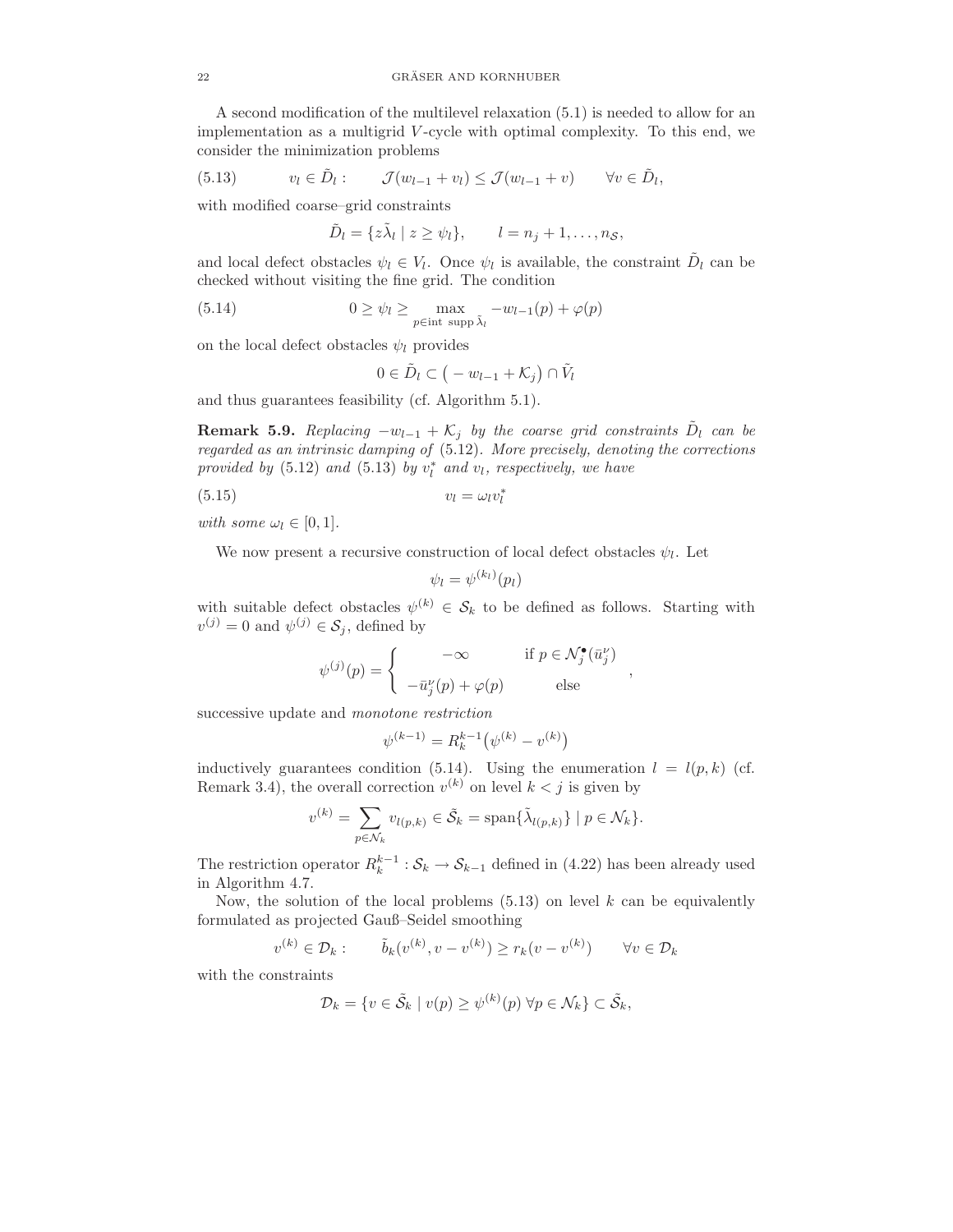A second modification of the multilevel relaxation (5.1) is needed to allow for an implementation as a multigrid $V$-cycle with optimal complexity. To this end, we consider the minimization problems

$$
v_l \in \tilde{D}_l : \qquad \mathcal{J}(w_{l-1} + v_l) \leq \mathcal{J}(w_{l-1} + v) \qquad \forall v \in \tilde{D}_l, \tag{5.13}
$$

with modified coarse–grid constraints

$$
\tilde{D}_l = \{ z\tilde{\lambda}_l \mid z \geq \psi_l \}, \qquad l = n_j + 1, \ldots, n_{\mathcal{S}},
$$

and local defect obstacles $\psi_l \in V_l$. Once $\psi_l$ is available, the constraint $\tilde{D}_l$ can be checked without visiting the fine grid. The condition

$$
0 \geq \psi_l \geq \max_{p \in \text{int supp } \tilde{\lambda}_l} -w_{l-1}(p) + \varphi(p) \tag{5.14}
$$

on the local defect obstacles $\psi_l$ provides

$$
0 \in \tilde{D}_l \subset \big( -w_{l-1} + \mathcal{K}_j \big) \cap \tilde{V}_l
$$

and thus guarantees feasibility (cf. Algorithm 5.1).

**Remark 5.9.** *Replacing $-w_{l-1} + \mathcal{K}_j$ by the coarse grid constraints $\tilde{D}_l$ can be regarded as an intrinsic damping of* (5.12)*. More precisely, denoting the corrections provided by* (5.12) *and* (5.13) *by $v_l^*$ and $v_l$, respectively, we have*

$$
v_l = \omega_l v_l^* \tag{5.15}
$$

*with some $\omega_l \in [0, 1]$.*

We now present a recursive construction of local defect obstacles $\psi_l$. Let

$$
\psi_l = \psi^{(k_l)}(p_l)
$$

with suitable defect obstacles $\psi^{(k)} \in \mathcal{S}_k$ to be defined as follows. Starting with $v^{(j)} = 0$ and $\psi^{(j)} \in \mathcal{S}_j$, defined by

$$
\psi^{(j)}(p) = \begin{cases} -\infty & \text{if } p \in \mathcal{N}_j^{\bullet}(\bar{u}_j^{\nu}) \\ -\bar{u}_j^{\nu}(p) + \varphi(p) & \text{else} \end{cases},
$$

successive update and *monotone restriction*

$$
\psi^{(k-1)} = R_k^{k-1}\big( \psi^{(k)} - v^{(k)} \big)
$$

inductively guarantees condition (5.14). Using the enumeration $l = l(p, k)$ (cf. Remark 3.4), the overall correction $v^{(k)}$ on level $k < j$ is given by

$$
v^{(k)} = \sum_{p \in \mathcal{N}_k} v_{l(p,k)} \in \tilde{\mathcal{S}}_k = \text{span}\{ \tilde{\lambda}_{l(p,k)} \} \mid p \in \mathcal{N}_k \}.
$$

The restriction operator $R_k^{k-1} : \mathcal{S}_k \to \mathcal{S}_{k-1}$ defined in (4.22) has been already used in Algorithm 4.7.

Now, the solution of the local problems (5.13) on level $k$ can be equivalently formulated as projected Gauß–Seidel smoothing

$$
v^{(k)} \in \mathcal{D}_k : \qquad \tilde{b}_k(v^{(k)}, v - v^{(k)}) \geq r_k(v - v^{(k)}) \qquad \forall v \in \mathcal{D}_k
$$

with the constraints

$$
\mathcal{D}_k = \{ v \in \tilde{\mathcal{S}}_k \mid v(p) \geq \psi^{(k)}(p) \ \forall p \in \mathcal{N}_k \} \subset \tilde{\mathcal{S}}_k,
$$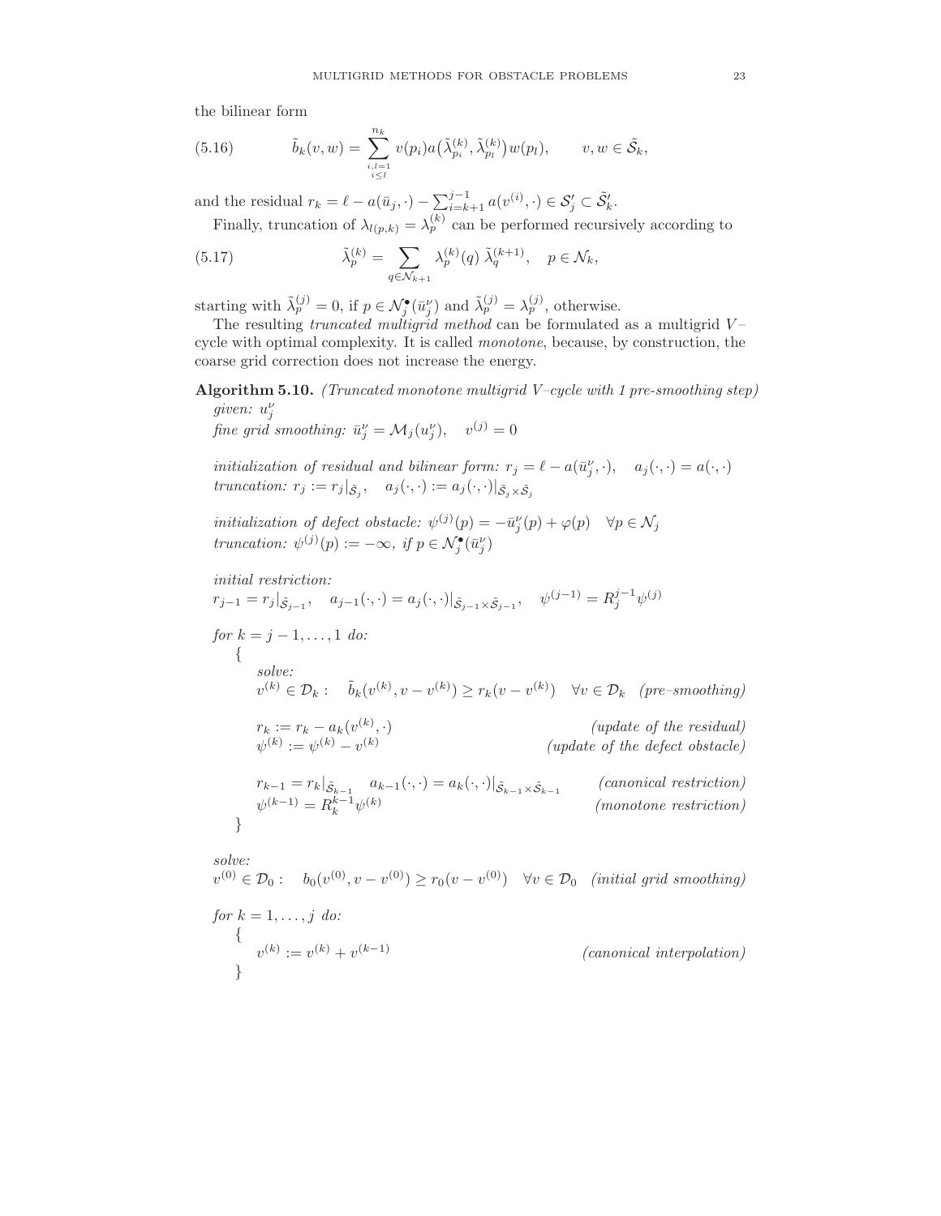the bilinear form

$$
\tilde{b}_k(v,w) = \sum_{\substack{i,l=1\\ i\le l}}^{n_k} v(p_i)a\big(\tilde{\lambda}_{p_i}^{(k)}, \tilde{\lambda}_{p_l}^{(k)}\big)w(p_l), \qquad v,w \in \tilde{\mathcal{S}}_k, \tag{5.16}
$$

and the residual $r_k = \ell - a(\bar{u}_j, \cdot) - \sum_{i=k+1}^{j-1} a(v^{(i)}, \cdot) \in \mathcal{S}_j' \subset \tilde{\mathcal{S}}_k'$.

Finally, truncation of $\lambda_{l(p,k)} = \lambda_p^{(k)}$ can be performed recursively according to

$$
\tilde{\lambda}_p^{(k)} = \sum_{q \in \mathcal{N}_{k+1}} \lambda_p^{(k)}(q)\; \tilde{\lambda}_q^{(k+1)}, \quad p \in \mathcal{N}_k, \tag{5.17}
$$

starting with $\tilde{\lambda}_p^{(j)} = 0$, if $p \in \mathcal{N}_j^\bullet(\bar{u}_j^\nu)$ and $\tilde{\lambda}_p^{(j)} = \lambda_p^{(j)}$, otherwise.

The resulting *truncated multigrid method* can be formulated as a multigrid $V$–cycle with optimal complexity. It is called *monotone*, because, by construction, the coarse grid correction does not increase the energy.

**Algorithm 5.10.** *(Truncated monotone multigrid V–cycle with 1 pre-smoothing step)*

*given:* $u_j^\nu$

*fine grid smoothing:* $\bar{u}_j^\nu = \mathcal{M}_j(u_j^\nu), \quad v^{(j)} = 0$

*initialization of residual and bilinear form:* $r_j = \ell - a(\bar{u}_j^\nu, \cdot), \quad a_j(\cdot,\cdot) = a(\cdot,\cdot)$

*truncation:* $r_j := r_j|_{\tilde{\mathcal{S}}_j}, \quad a_j(\cdot,\cdot) := a_j(\cdot,\cdot)|_{\tilde{\mathcal{S}}_j \times \tilde{\mathcal{S}}_j}$

*initialization of defect obstacle:* $\psi^{(j)}(p) = -\bar{u}_j^\nu(p) + \varphi(p) \quad \forall p \in \mathcal{N}_j$

*truncation:* $\psi^{(j)}(p) := -\infty$*, if* $p \in \mathcal{N}_j^\bullet(\bar{u}_j^\nu)$

*initial restriction:*

$r_{j-1} = r_j|_{\tilde{\mathcal{S}}_{j-1}}, \quad a_{j-1}(\cdot,\cdot) = a_j(\cdot,\cdot)|_{\tilde{\mathcal{S}}_{j-1}\times\tilde{\mathcal{S}}_{j-1}}, \quad \psi^{(j-1)} = R_j^{j-1}\psi^{(j)}$

*for* $k = j-1, \dots, 1$ *do:*

{

*solve:*

$v^{(k)} \in \mathcal{D}_k : \quad \tilde{b}_k(v^{(k)}, v - v^{(k)}) \ge r_k(v - v^{(k)}) \quad \forall v \in \mathcal{D}_k$ *(pre–smoothing)*

$r_k := r_k - a_k(v^{(k)}, \cdot)$ *(update of the residual)*

$\psi^{(k)} := \psi^{(k)} - v^{(k)}$ *(update of the defect obstacle)*

$r_{k-1} = r_k|_{\tilde{\mathcal{S}}_{k-1}} \quad a_{k-1}(\cdot,\cdot) = a_k(\cdot,\cdot)|_{\tilde{\mathcal{S}}_{k-1}\times\tilde{\mathcal{S}}_{k-1}}$ *(canonical restriction)*

$\psi^{(k-1)} = R_k^{k-1}\psi^{(k)}$ *(monotone restriction)*

}

*solve:*

$v^{(0)} \in \mathcal{D}_0 : \quad b_0(v^{(0)}, v - v^{(0)}) \ge r_0(v - v^{(0)}) \quad \forall v \in \mathcal{D}_0$ *(initial grid smoothing)*

*for* $k = 1, \dots, j$ *do:*

{

$v^{(k)} := v^{(k)} + v^{(k-1)}$ *(canonical interpolation)*

}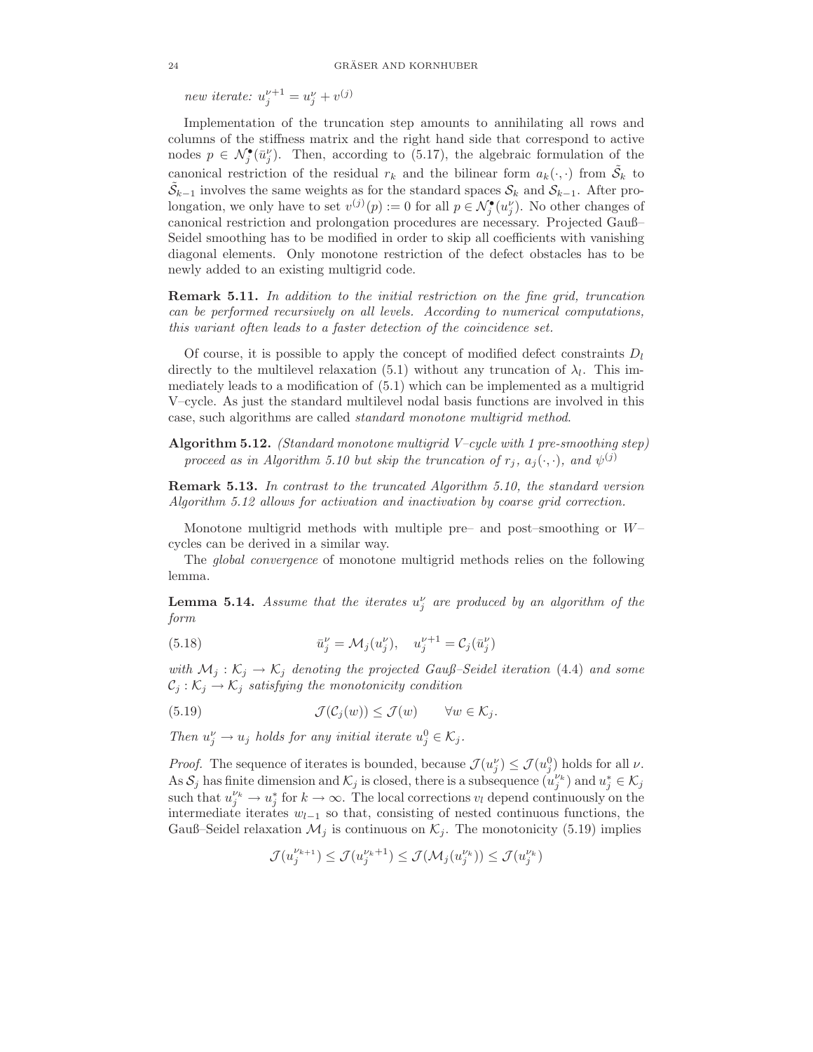*new iterate:* $u_j^{\nu+1} = u_j^\nu + v^{(j)}$

Implementation of the truncation step amounts to annihilating all rows and columns of the stiffness matrix and the right hand side that correspond to active nodes $p \in \mathcal{N}_j^\bullet(\bar{u}_j^\nu)$. Then, according to (5.17), the algebraic formulation of the canonical restriction of the residual $r_k$ and the bilinear form $a_k(\cdot,\cdot)$ from $\tilde{\mathcal{S}}_k$ to $\tilde{\mathcal{S}}_{k-1}$ involves the same weights as for the standard spaces $\mathcal{S}_k$ and $\mathcal{S}_{k-1}$. After prolongation, we only have to set $v^{(j)}(p) := 0$ for all $p \in \mathcal{N}_j^\bullet(u_j^\nu)$. No other changes of canonical restriction and prolongation procedures are necessary. Projected Gauß–Seidel smoothing has to be modified in order to skip all coefficients with vanishing diagonal elements. Only monotone restriction of the defect obstacles has to be newly added to an existing multigrid code.

**Remark 5.11.** *In addition to the initial restriction on the fine grid, truncation can be performed recursively on all levels. According to numerical computations, this variant often leads to a faster detection of the coincidence set.*

Of course, it is possible to apply the concept of modified defect constraints $D_l$ directly to the multilevel relaxation (5.1) without any truncation of $\lambda_l$. This immediately leads to a modification of (5.1) which can be implemented as a multigrid V–cycle. As just the standard multilevel nodal basis functions are involved in this case, such algorithms are called *standard monotone multigrid method*.

**Algorithm 5.12.** *(Standard monotone multigrid V–cycle with 1 pre-smoothing step) proceed as in Algorithm 5.10 but skip the truncation of $r_j$, $a_j(\cdot,\cdot)$, and $\psi^{(j)}$*

**Remark 5.13.** *In contrast to the truncated Algorithm 5.10, the standard version Algorithm 5.12 allows for activation and inactivation by coarse grid correction.*

Monotone multigrid methods with multiple pre– and post–smoothing or $W$–cycles can be derived in a similar way.

The *global convergence* of monotone multigrid methods relies on the following lemma.

**Lemma 5.14.** *Assume that the iterates $u_j^\nu$ are produced by an algorithm of the form*

$$\bar{u}_j^\nu = \mathcal{M}_j(u_j^\nu), \quad u_j^{\nu+1} = \mathcal{C}_j(\bar{u}_j^\nu) \tag{5.18}$$

*with $\mathcal{M}_j : \mathcal{K}_j \to \mathcal{K}_j$ denoting the projected Gauß–Seidel iteration* (4.4) *and some $\mathcal{C}_j : \mathcal{K}_j \to \mathcal{K}_j$ satisfying the monotonicity condition*

$$\mathcal{J}(\mathcal{C}_j(w)) \le \mathcal{J}(w) \qquad \forall w \in \mathcal{K}_j. \tag{5.19}$$

*Then $u_j^\nu \to u_j$ holds for any initial iterate $u_j^0 \in \mathcal{K}_j$.*

*Proof.* The sequence of iterates is bounded, because $\mathcal{J}(u_j^\nu) \le \mathcal{J}(u_j^0)$ holds for all $\nu$. As $\mathcal{S}_j$ has finite dimension and $\mathcal{K}_j$ is closed, there is a subsequence $(u_j^{\nu_k})$ and $u_j^* \in \mathcal{K}_j$ such that $u_j^{\nu_k} \to u_j^*$ for $k \to \infty$. The local corrections $v_l$ depend continuously on the intermediate iterates $w_{l-1}$ so that, consisting of nested continuous functions, the Gauß–Seidel relaxation $\mathcal{M}_j$ is continuous on $\mathcal{K}_j$. The monotonicity (5.19) implies

$$\mathcal{J}(u_j^{\nu_{k+1}}) \le \mathcal{J}(u_j^{\nu_k+1}) \le \mathcal{J}(\mathcal{M}_j(u_j^{\nu_k})) \le \mathcal{J}(u_j^{\nu_k})$$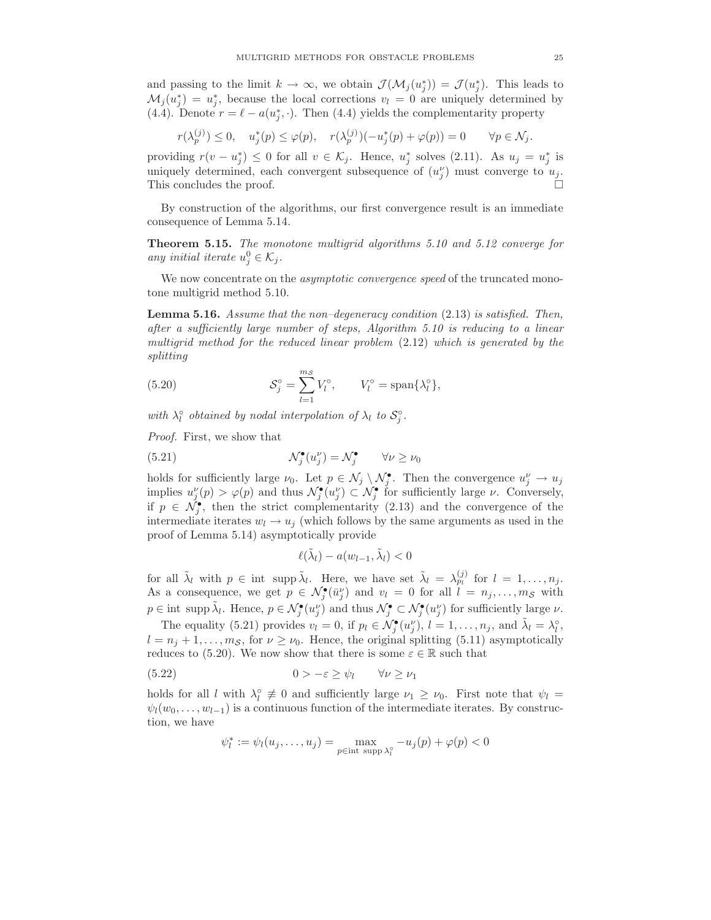and passing to the limit $k \to \infty$, we obtain $\mathcal{J}(\mathcal{M}_j(u_j^*)) = \mathcal{J}(u_j^*)$. This leads to $\mathcal{M}_j(u_j^*) = u_j^*$, because the local corrections $v_l = 0$ are uniquely determined by (4.4). Denote $r = \ell - a(u_j^*, \cdot)$. Then (4.4) yields the complementarity property

$$r(\lambda_p^{(j)}) \leq 0, \quad u_j^*(p) \leq \varphi(p), \quad r(\lambda_p^{(j)})(-u_j^*(p) + \varphi(p)) = 0 \qquad \forall p \in \mathcal{N}_j.$$

providing $r(v - u_j^*) \leq 0$ for all $v \in \mathcal{K}_j$. Hence, $u_j^*$ solves (2.11). As $u_j = u_j^*$ is uniquely determined, each convergent subsequence of $(u_j^\nu)$ must converge to $u_j$. This concludes the proof. □

By construction of the algorithms, our first convergence result is an immediate consequence of Lemma 5.14.

**Theorem 5.15.** *The monotone multigrid algorithms 5.10 and 5.12 converge for any initial iterate* $u_j^0 \in \mathcal{K}_j$.

We now concentrate on the *asymptotic convergence speed* of the truncated monotone multigrid method 5.10.

**Lemma 5.16.** *Assume that the non–degeneracy condition* (2.13) *is satisfied. Then, after a sufficiently large number of steps, Algorithm 5.10 is reducing to a linear multigrid method for the reduced linear problem* (2.12) *which is generated by the splitting*

$$\mathcal{S}_j^\circ = \sum_{l=1}^{m_\mathcal{S}} V_l^\circ, \qquad V_l^\circ = \operatorname{span}\{\lambda_l^\circ\}, \tag{5.20}$$

*with* $\lambda_l^\circ$ *obtained by nodal interpolation of* $\lambda_l$ *to* $\mathcal{S}_j^\circ$.

*Proof.* First, we show that

$$\mathcal{N}_j^\bullet(u_j^\nu) = \mathcal{N}_j^\bullet \qquad \forall \nu \geq \nu_0 \tag{5.21}$$

holds for sufficiently large $\nu_0$. Let $p \in \mathcal{N}_j \setminus \mathcal{N}_j^\bullet$. Then the convergence $u_j^\nu \to u_j$ implies $u_j^\nu(p) > \varphi(p)$ and thus $\mathcal{N}_j^\bullet(u_j^\nu) \subset \mathcal{N}_j^\bullet$ for sufficiently large $\nu$. Conversely, if $p \in \mathcal{N}_j^\bullet$, then the strict complementarity (2.13) and the convergence of the intermediate iterates $w_l \to u_j$ (which follows by the same arguments as used in the proof of Lemma 5.14) asymptotically provide

$$\ell(\tilde{\lambda}_l) - a(w_{l-1}, \tilde{\lambda}_l) < 0$$

for all $\tilde{\lambda}_l$ with $p \in \operatorname{int} \operatorname{supp} \tilde{\lambda}_l$. Here, we have set $\tilde{\lambda}_l = \lambda_{p_l}^{(j)}$ for $l = 1, \ldots, n_j$. As a consequence, we get $p \in \mathcal{N}_j^\bullet(\bar{u}_j^\nu)$ and $v_l = 0$ for all $l = n_j, \ldots, m_\mathcal{S}$ with $p \in \operatorname{int} \operatorname{supp} \tilde{\lambda}_l$. Hence, $p \in \mathcal{N}_j^\bullet(u_j^\nu)$ and thus $\mathcal{N}_j^\bullet \subset \mathcal{N}_j^\bullet(u_j^\nu)$ for sufficiently large $\nu$.

The equality (5.21) provides $v_l = 0$, if $p_l \in \mathcal{N}_j^\bullet(u_j^\nu)$, $l = 1, \ldots, n_j$, and $\tilde{\lambda}_l = \lambda_l^\circ$, $l = n_j + 1, \ldots, m_\mathcal{S}$, for $\nu \geq \nu_0$. Hence, the original splitting (5.11) asymptotically reduces to (5.20). We now show that there is some $\varepsilon \in \mathbb{R}$ such that

$$0 > -\varepsilon \geq \psi_l \qquad \forall \nu \geq \nu_1 \tag{5.22}$$

holds for all $l$ with $\lambda_l^\circ \not\equiv 0$ and sufficiently large $\nu_1 \geq \nu_0$. First note that $\psi_l = \psi_l(w_0, \ldots, w_{l-1})$ is a continuous function of the intermediate iterates. By construction, we have

$$\psi_l^* := \psi_l(u_j, \ldots, u_j) = \max_{p \in \operatorname{int} \operatorname{supp} \lambda_l^\circ} -u_j(p) + \varphi(p) < 0$$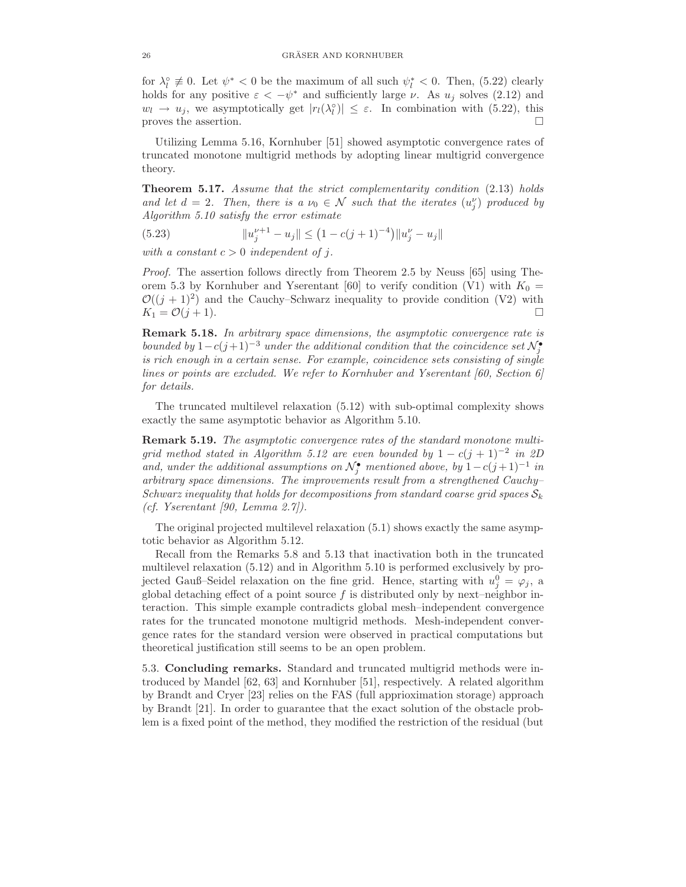for $\lambda_l^\circ \not\equiv 0$. Let $\psi^* < 0$ be the maximum of all such $\psi_l^* < 0$. Then, (5.22) clearly holds for any positive $\varepsilon < -\psi^*$ and sufficiently large $\nu$. As $u_j$ solves (2.12) and $w_l \to u_j$, we asymptotically get $|r_l(\lambda_l^\circ)| \leq \varepsilon$. In combination with (5.22), this proves the assertion. □

Utilizing Lemma 5.16, Kornhuber [51] showed asymptotic convergence rates of truncated monotone multigrid methods by adopting linear multigrid convergence theory.

**Theorem 5.17.** *Assume that the strict complementarity condition* (2.13) *holds and let $d = 2$. Then, there is a $\nu_0 \in \mathcal{N}$ such that the iterates $(u_j^\nu)$ produced by Algorithm 5.10 satisfy the error estimate*

$$\|u_j^{\nu+1} - u_j\| \leq \left(1 - c(j+1)^{-4}\right)\|u_j^\nu - u_j\| \tag{5.23}$$

*with a constant $c > 0$ independent of $j$.*

*Proof.* The assertion follows directly from Theorem 2.5 by Neuss [65] using Theorem 5.3 by Kornhuber and Yserentant [60] to verify condition (V1) with $K_0 = \mathcal{O}((j+1)^2)$ and the Cauchy–Schwarz inequality to provide condition (V2) with $K_1 = \mathcal{O}(j+1)$. □

**Remark 5.18.** *In arbitrary space dimensions, the asymptotic convergence rate is bounded by $1-c(j+1)^{-3}$ under the additional condition that the coincidence set $\mathcal{N}_j^\bullet$ is rich enough in a certain sense. For example, coincidence sets consisting of single lines or points are excluded. We refer to Kornhuber and Yserentant [60, Section 6] for details.*

The truncated multilevel relaxation (5.12) with sub-optimal complexity shows exactly the same asymptotic behavior as Algorithm 5.10.

**Remark 5.19.** *The asymptotic convergence rates of the standard monotone multigrid method stated in Algorithm 5.12 are even bounded by $1 - c(j+1)^{-2}$ in 2D and, under the additional assumptions on $\mathcal{N}_j^\bullet$ mentioned above, by $1-c(j+1)^{-1}$ in arbitrary space dimensions. The improvements result from a strengthened Cauchy–Schwarz inequality that holds for decompositions from standard coarse grid spaces $\mathcal{S}_k$ (cf. Yserentant [90, Lemma 2.7]).*

The original projected multilevel relaxation (5.1) shows exactly the same asymptotic behavior as Algorithm 5.12.

Recall from the Remarks 5.8 and 5.13 that inactivation both in the truncated multilevel relaxation (5.12) and in Algorithm 5.10 is performed exclusively by projected Gauß–Seidel relaxation on the fine grid. Hence, starting with $u_j^0 = \varphi_j$, a global detaching effect of a point source $f$ is distributed only by next–neighbor interaction. This simple example contradicts global mesh–independent convergence rates for the truncated monotone multigrid methods. Mesh-independent convergence rates for the standard version were observed in practical computations but theoretical justification still seems to be an open problem.

5.3. **Concluding remarks.** Standard and truncated multigrid methods were introduced by Mandel [62, 63] and Kornhuber [51], respectively. A related algorithm by Brandt and Cryer [23] relies on the FAS (full apprioximation storage) approach by Brandt [21]. In order to guarantee that the exact solution of the obstacle problem is a fixed point of the method, they modified the restriction of the residual (but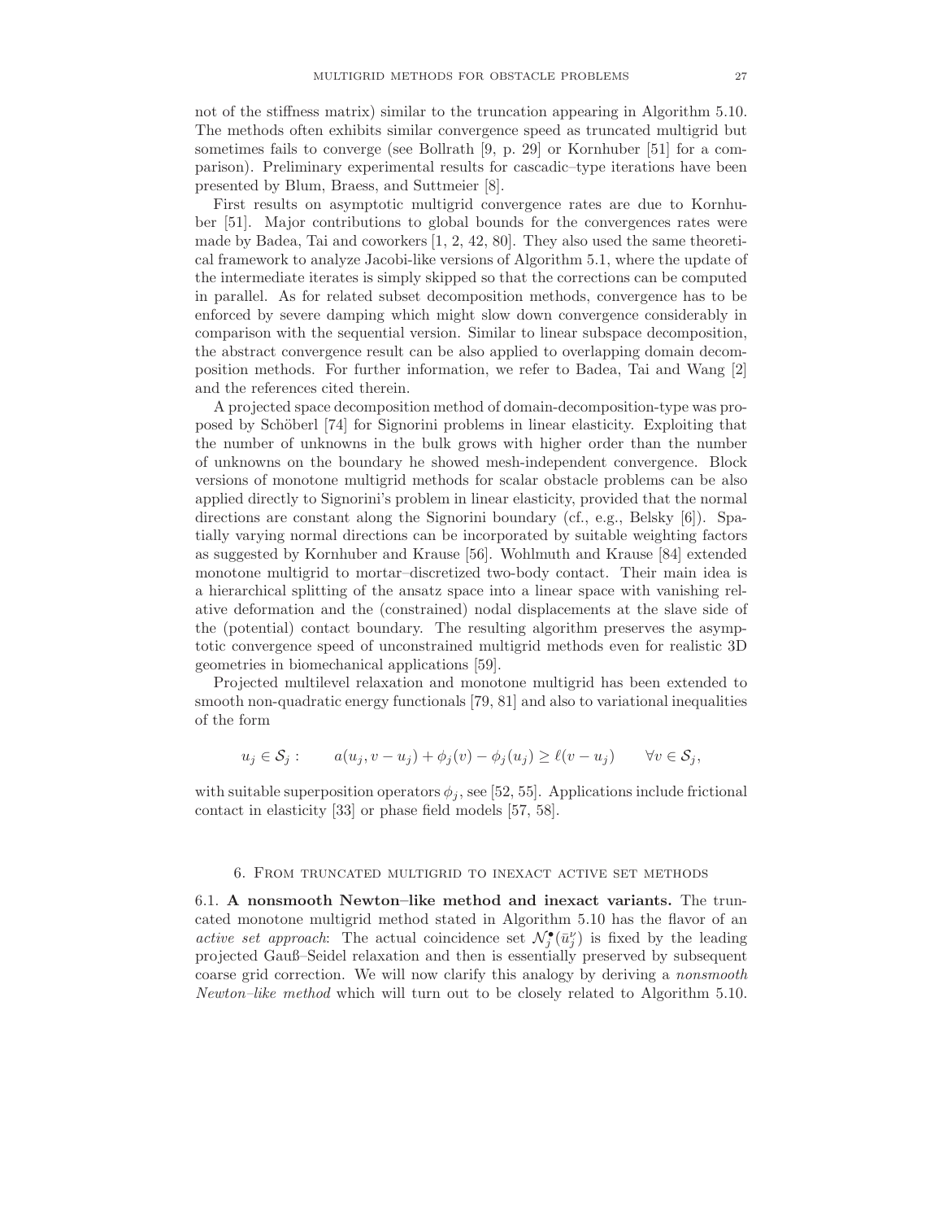not of the stiffness matrix) similar to the truncation appearing in Algorithm 5.10. The methods often exhibits similar convergence speed as truncated multigrid but sometimes fails to converge (see Bollrath [9, p. 29] or Kornhuber [51] for a comparison). Preliminary experimental results for cascadic–type iterations have been presented by Blum, Braess, and Suttmeier [8].

First results on asymptotic multigrid convergence rates are due to Kornhuber [51]. Major contributions to global bounds for the convergences rates were made by Badea, Tai and coworkers [1, 2, 42, 80]. They also used the same theoretical framework to analyze Jacobi-like versions of Algorithm 5.1, where the update of the intermediate iterates is simply skipped so that the corrections can be computed in parallel. As for related subset decomposition methods, convergence has to be enforced by severe damping which might slow down convergence considerably in comparison with the sequential version. Similar to linear subspace decomposition, the abstract convergence result can be also applied to overlapping domain decomposition methods. For further information, we refer to Badea, Tai and Wang [2] and the references cited therein.

A projected space decomposition method of domain-decomposition-type was proposed by Schöberl [74] for Signorini problems in linear elasticity. Exploiting that the number of unknowns in the bulk grows with higher order than the number of unknowns on the boundary he showed mesh-independent convergence. Block versions of monotone multigrid methods for scalar obstacle problems can be also applied directly to Signorini's problem in linear elasticity, provided that the normal directions are constant along the Signorini boundary (cf., e.g., Belsky [6]). Spatially varying normal directions can be incorporated by suitable weighting factors as suggested by Kornhuber and Krause [56]. Wohlmuth and Krause [84] extended monotone multigrid to mortar–discretized two-body contact. Their main idea is a hierarchical splitting of the ansatz space into a linear space with vanishing relative deformation and the (constrained) nodal displacements at the slave side of the (potential) contact boundary. The resulting algorithm preserves the asymptotic convergence speed of unconstrained multigrid methods even for realistic 3D geometries in biomechanical applications [59].

Projected multilevel relaxation and monotone multigrid has been extended to smooth non-quadratic energy functionals [79, 81] and also to variational inequalities of the form

$$u_j \in \mathcal{S}_j : \qquad a(u_j, v - u_j) + \phi_j(v) - \phi_j(u_j) \geq \ell(v - u_j) \qquad \forall v \in \mathcal{S}_j,$$

with suitable superposition operators $\phi_j$, see [52, 55]. Applications include frictional contact in elasticity [33] or phase field models [57, 58].

## 6. From truncated multigrid to inexact active set methods

**6.1. A nonsmooth Newton–like method and inexact variants.** The truncated monotone multigrid method stated in Algorithm 5.10 has the flavor of an *active set approach*: The actual coincidence set $\mathcal{N}_j^{\bullet}(\bar{u}_j^{\nu})$ is fixed by the leading projected Gauß–Seidel relaxation and then is essentially preserved by subsequent coarse grid correction. We will now clarify this analogy by deriving a *nonsmooth Newton–like method* which will turn out to be closely related to Algorithm 5.10.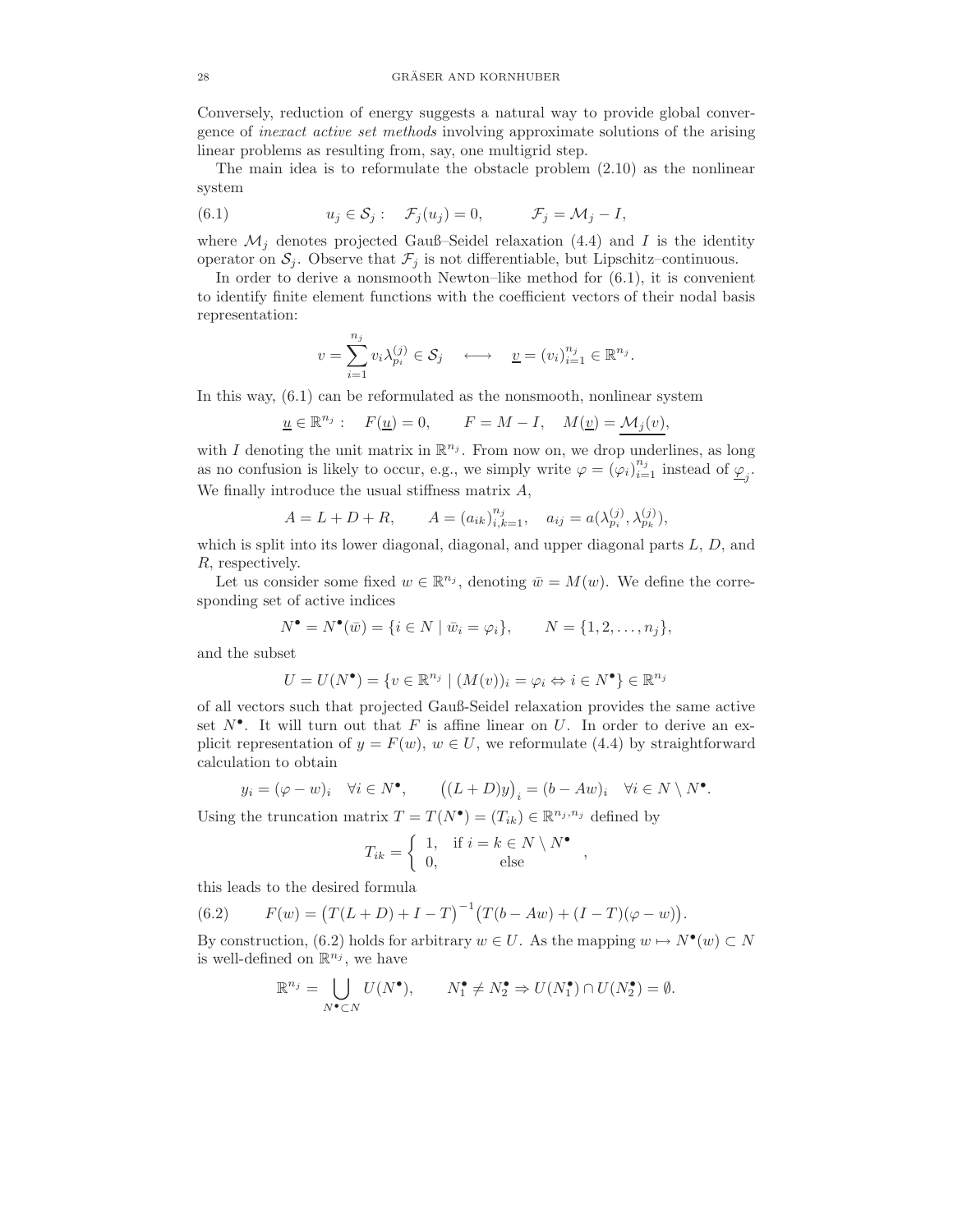Conversely, reduction of energy suggests a natural way to provide global convergence of *inexact active set methods* involving approximate solutions of the arising linear problems as resulting from, say, one multigrid step.

The main idea is to reformulate the obstacle problem (2.10) as the nonlinear system

$$
u_j \in \mathcal{S}_j : \quad \mathcal{F}_j(u_j) = 0, \qquad \mathcal{F}_j = \mathcal{M}_j - I, \tag{6.1}
$$

where $\mathcal{M}_j$ denotes projected Gauß–Seidel relaxation (4.4) and $I$ is the identity operator on $\mathcal{S}_j$. Observe that $\mathcal{F}_j$ is not differentiable, but Lipschitz–continuous.

In order to derive a nonsmooth Newton–like method for (6.1), it is convenient to identify finite element functions with the coefficient vectors of their nodal basis representation:

$$
v = \sum_{i=1}^{n_j} v_i \lambda_{p_i}^{(j)} \in \mathcal{S}_j \quad \longleftrightarrow \quad \underline{v} = (v_i)_{i=1}^{n_j} \in \mathbb{R}^{n_j}.
$$

In this way, (6.1) can be reformulated as the nonsmooth, nonlinear system

$$
\underline{u} \in \mathbb{R}^{n_j} : \quad F(\underline{u}) = 0, \qquad F = M - I, \quad M(\underline{v}) = \underline{\mathcal{M}_j(v)},
$$

with $I$ denoting the unit matrix in $\mathbb{R}^{n_j}$. From now on, we drop underlines, as long as no confusion is likely to occur, e.g., we simply write $\varphi = (\varphi_i)_{i=1}^{n_j}$ instead of $\underline{\varphi}_j$. We finally introduce the usual stiffness matrix $A$,

$$
A = L + D + R, \qquad A = (a_{ik})_{i,k=1}^{n_j}, \quad a_{ij} = a(\lambda_{p_i}^{(j)}, \lambda_{p_k}^{(j)}),
$$

which is split into its lower diagonal, diagonal, and upper diagonal parts $L$, $D$, and $R$, respectively.

Let us consider some fixed $w \in \mathbb{R}^{n_j}$, denoting $\bar{w} = M(w)$. We define the corresponding set of active indices

$$
N^\bullet = N^\bullet(\bar{w}) = \{ i \in N \mid \bar{w}_i = \varphi_i \}, \qquad N = \{1, 2, \ldots, n_j\},
$$

and the subset

$$
U = U(N^\bullet) = \{ v \in \mathbb{R}^{n_j} \mid (M(v))_i = \varphi_i \Leftrightarrow i \in N^\bullet \} \in \mathbb{R}^{n_j}
$$

of all vectors such that projected Gauß-Seidel relaxation provides the same active set $N^\bullet$. It will turn out that $F$ is affine linear on $U$. In order to derive an explicit representation of $y = F(w)$, $w \in U$, we reformulate (4.4) by straightforward calculation to obtain

$$
y_i = (\varphi - w)_i \quad \forall i \in N^\bullet, \qquad \big((L + D)y\big)_i = (b - Aw)_i \quad \forall i \in N \setminus N^\bullet.
$$

Using the truncation matrix $T = T(N^\bullet) = (T_{ik}) \in \mathbb{R}^{n_j, n_j}$ defined by

$$
T_{ik} = \begin{cases} 1, & \text{if } i = k \in N \setminus N^\bullet \\ 0, & \text{else} \end{cases},
$$

this leads to the desired formula

$$
F(w) = \big(T(L + D) + I - T\big)^{-1} \big(T(b - Aw) + (I - T)(\varphi - w)\big). \tag{6.2}
$$

By construction, (6.2) holds for arbitrary $w \in U$. As the mapping $w \mapsto N^\bullet(w) \subset N$ is well-defined on $\mathbb{R}^{n_j}$, we have

$$
\mathbb{R}^{n_j} = \bigcup_{N^\bullet \subset N} U(N^\bullet), \qquad N_1^\bullet \neq N_2^\bullet \Rightarrow U(N_1^\bullet) \cap U(N_2^\bullet) = \emptyset.
$$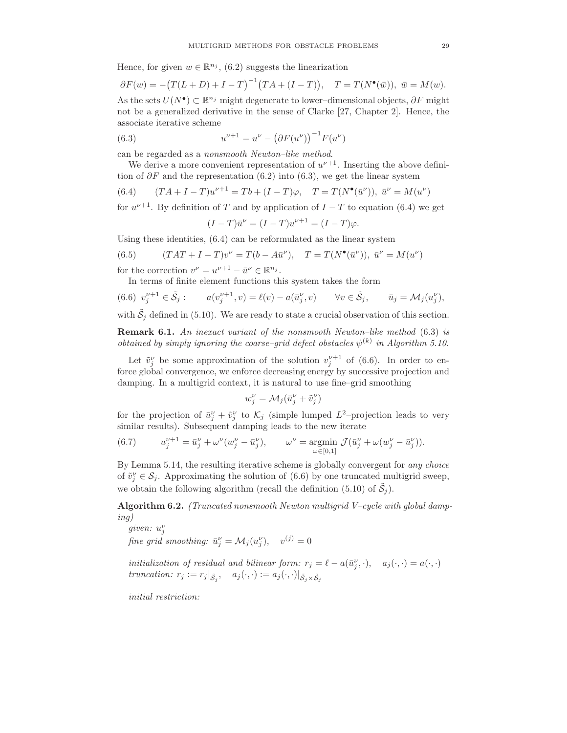Hence, for given $w \in \mathbb{R}^{n_j}$, (6.2) suggests the linearization

$$\partial F(w) = -\big(T(L+D) + I - T\big)^{-1}\big(TA + (I-T)\big), \quad T = T(N^{\bullet}(\bar{w})),\ \bar{w} = M(w).$$

As the sets $U(N^{\bullet}) \subset \mathbb{R}^{n_j}$ might degenerate to lower–dimensional objects, $\partial F$ might not be a generalized derivative in the sense of Clarke [27, Chapter 2]. Hence, the associate iterative scheme

$$u^{\nu+1} = u^{\nu} - \big(\partial F(u^{\nu})\big)^{-1} F(u^{\nu}) \tag{6.3}$$

can be regarded as a *nonsmooth Newton–like method*.

We derive a more convenient representation of $u^{\nu+1}$. Inserting the above definition of $\partial F$ and the representation (6.2) into (6.3), we get the linear system

$$(TA + I - T)u^{\nu+1} = Tb + (I-T)\varphi, \quad T = T(N^{\bullet}(\bar{u}^{\nu})),\ \bar{u}^{\nu} = M(u^{\nu}) \tag{6.4}$$

for $u^{\nu+1}$. By definition of $T$ and by application of $I - T$ to equation (6.4) we get

$$(I-T)\bar{u}^{\nu} = (I-T)u^{\nu+1} = (I-T)\varphi.$$

Using these identities, (6.4) can be reformulated as the linear system

$$(TAT + I - T)v^{\nu} = T(b - A\bar{u}^{\nu}), \quad T = T(N^{\bullet}(\bar{u}^{\nu})),\ \bar{u}^{\nu} = M(u^{\nu}) \tag{6.5}$$

for the correction $v^{\nu} = u^{\nu+1} - \bar{u}^{\nu} \in \mathbb{R}^{n_j}$.

In terms of finite element functions this system takes the form

$$v_j^{\nu+1} \in \tilde{\mathcal{S}}_j : \qquad a(v_j^{\nu+1}, v) = \ell(v) - a(\bar{u}_j^{\nu}, v) \qquad \forall v \in \tilde{\mathcal{S}}_j, \qquad \bar{u}_j = \mathcal{M}_j(u_j^{\nu}), \tag{6.6}$$

with $\tilde{\mathcal{S}}_j$ defined in (5.10). We are ready to state a crucial observation of this section.

**Remark 6.1.** *An inexact variant of the nonsmooth Newton–like method* (6.3) *is obtained by simply ignoring the coarse–grid defect obstacles $\psi^{(k)}$ in Algorithm 5.10.*

Let $\tilde{v}_j^{\nu}$ be some approximation of the solution $v_j^{\nu+1}$ of (6.6). In order to enforce global convergence, we enforce decreasing energy by successive projection and damping. In a multigrid context, it is natural to use fine–grid smoothing

$$w_j^{\nu} = \mathcal{M}_j(\bar{u}_j^{\nu} + \tilde{v}_j^{\nu})$$

for the projection of $\bar{u}_j^{\nu} + \tilde{v}_j^{\nu}$ to $\mathcal{K}_j$ (simple lumped $L^2$–projection leads to very similar results). Subsequent damping leads to the new iterate

$$u_j^{\nu+1} = \bar{u}_j^{\nu} + \omega^{\nu}(w_j^{\nu} - \bar{u}_j^{\nu}), \qquad \omega^{\nu} = \underset{\omega \in [0,1]}{\operatorname{argmin}}\ \mathcal{J}(\bar{u}_j^{\nu} + \omega(w_j^{\nu} - \bar{u}_j^{\nu})). \tag{6.7}$$

By Lemma 5.14, the resulting iterative scheme is globally convergent for *any choice* of $\tilde{v}_j^{\nu} \in \mathcal{S}_j$. Approximating the solution of (6.6) by one truncated multigrid sweep, we obtain the following algorithm (recall the definition (5.10) of $\tilde{\mathcal{S}}_j$).

**Algorithm 6.2.** *(Truncated nonsmooth Newton multigrid V–cycle with global damping)*

*given:* $u_j^{\nu}$

*fine grid smoothing:* $\bar{u}_j^{\nu} = \mathcal{M}_j(u_j^{\nu}), \quad v^{(j)} = 0$

*initialization of residual and bilinear form:* $r_j = \ell - a(\bar{u}_j^{\nu}, \cdot), \quad a_j(\cdot,\cdot) = a(\cdot,\cdot)$

*truncation:* $r_j := r_j|_{\tilde{\mathcal{S}}_j}, \quad a_j(\cdot,\cdot) := a_j(\cdot,\cdot)|_{\tilde{\mathcal{S}}_j \times \tilde{\mathcal{S}}_j}$

*initial restriction:*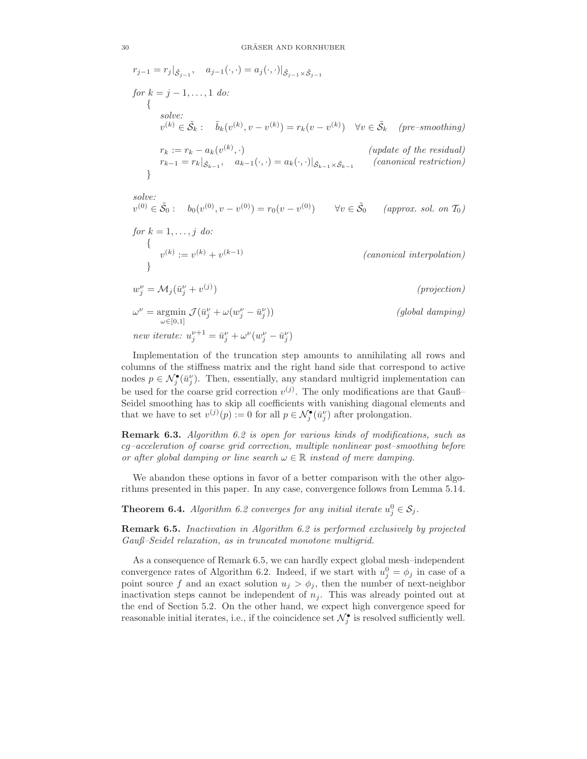$$r_{j-1} = r_j|_{\tilde{\mathcal{S}}_{j-1}}, \quad a_{j-1}(\cdot,\cdot) = a_j(\cdot,\cdot)|_{\tilde{\mathcal{S}}_{j-1}\times\tilde{\mathcal{S}}_{j-1}}$$

*for* $k = j-1,\ldots,1$ *do:*

{

*solve:*

$$v^{(k)} \in \tilde{\mathcal{S}}_k : \quad \tilde{b}_k(v^{(k)}, v - v^{(k)}) = r_k(v - v^{(k)}) \quad \forall v \in \tilde{\mathcal{S}}_k \quad \textit{(pre–smoothing)}$$

$$r_k := r_k - a_k(v^{(k)},\cdot) \qquad \textit{(update of the residual)}$$

$$r_{k-1} = r_k|_{\tilde{\mathcal{S}}_{k-1}}, \quad a_{k-1}(\cdot,\cdot) = a_k(\cdot,\cdot)|_{\tilde{\mathcal{S}}_{k-1}\times\tilde{\mathcal{S}}_{k-1}} \qquad \textit{(canonical restriction)}$$

}

*solve:*

$$v^{(0)} \in \tilde{\mathcal{S}}_0 : \quad b_0(v^{(0)}, v - v^{(0)}) = r_0(v - v^{(0)}) \qquad \forall v \in \tilde{\mathcal{S}}_0 \qquad \textit{(approx. sol. on } \mathcal{T}_0\textit{)}$$

*for* $k = 1,\ldots,j$ *do:*

{

$$v^{(k)} := v^{(k)} + v^{(k-1)} \qquad \textit{(canonical interpolation)}$$

}

$$w_j^\nu = \mathcal{M}_j(\bar{u}_j^\nu + v^{(j)}) \qquad \textit{(projection)}$$

$$\omega^\nu = \operatorname*{argmin}_{\omega\in[0,1]} \mathcal{J}(\bar{u}_j^\nu + \omega(w_j^\nu - \bar{u}_j^\nu)) \qquad \textit{(global damping)}$$

*new iterate:* $u_j^{\nu+1} = \bar{u}_j^\nu + \omega^\nu(w_j^\nu - \bar{u}_j^\nu)$

Implementation of the truncation step amounts to annihilating all rows and columns of the stiffness matrix and the right hand side that correspond to active nodes $p \in \mathcal{N}_j^\bullet(\bar{u}_j^\nu)$. Then, essentially, any standard multigrid implementation can be used for the coarse grid correction $v^{(j)}$. The only modifications are that Gauß–Seidel smoothing has to skip all coefficients with vanishing diagonal elements and that we have to set $v^{(j)}(p) := 0$ for all $p \in \mathcal{N}_j^\bullet(\bar{u}_j^\nu)$ after prolongation.

**Remark 6.3.** *Algorithm 6.2 is open for various kinds of modifications, such as cg–acceleration of coarse grid correction, multiple nonlinear post–smoothing before or after global damping or line search* $\omega \in \mathbb{R}$ *instead of mere damping.*

We abandon these options in favor of a better comparison with the other algorithms presented in this paper. In any case, convergence follows from Lemma 5.14.

**Theorem 6.4.** *Algorithm 6.2 converges for any initial iterate* $u_j^0 \in \mathcal{S}_j$.

**Remark 6.5.** *Inactivation in Algorithm 6.2 is performed exclusively by projected Gauß–Seidel relaxation, as in truncated monotone multigrid.*

As a consequence of Remark 6.5, we can hardly expect global mesh–independent convergence rates of Algorithm 6.2. Indeed, if we start with $u_j^0 = \phi_j$ in case of a point source $f$ and an exact solution $u_j > \phi_j$, then the number of next-neighbor inactivation steps cannot be independent of $n_j$. This was already pointed out at the end of Section 5.2. On the other hand, we expect high convergence speed for reasonable initial iterates, i.e., if the coincidence set $\mathcal{N}_j^\bullet$ is resolved sufficiently well.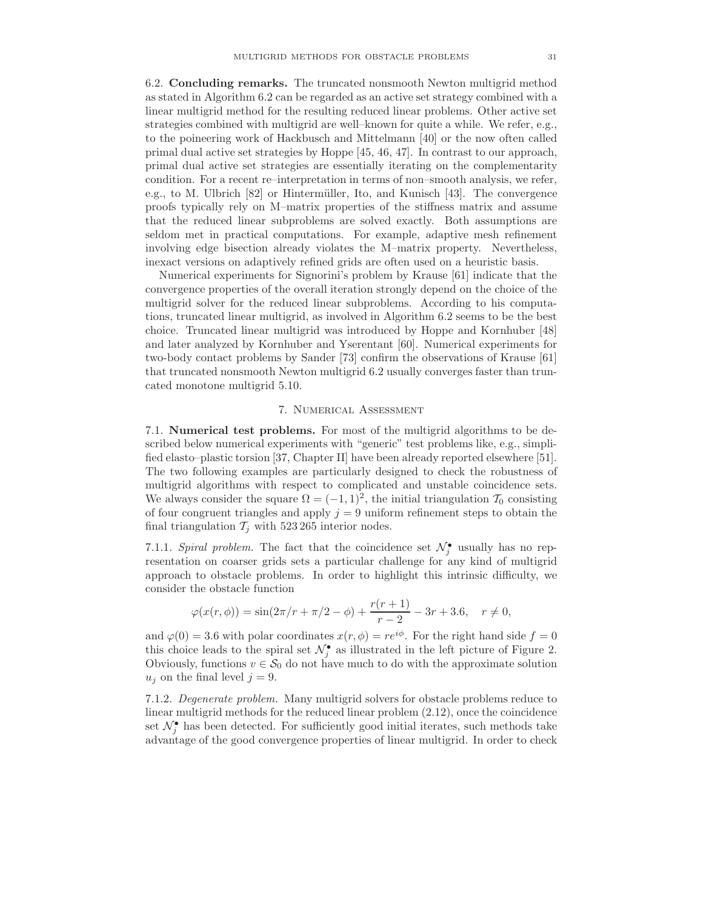6.2. **Concluding remarks.** The truncated nonsmooth Newton multigrid method as stated in Algorithm 6.2 can be regarded as an active set strategy combined with a linear multigrid method for the resulting reduced linear problems. Other active set strategies combined with multigrid are well–known for quite a while. We refer, e.g., to the poineering work of Hackbusch and Mittelmann [40] or the now often called primal dual active set strategies by Hoppe [45, 46, 47]. In contrast to our approach, primal dual active set strategies are essentially iterating on the complementarity condition. For a recent re–interpretation in terms of non–smooth analysis, we refer, e.g., to M. Ulbrich [82] or Hintermüller, Ito, and Kunisch [43]. The convergence proofs typically rely on M–matrix properties of the stiffness matrix and assume that the reduced linear subproblems are solved exactly. Both assumptions are seldom met in practical computations. For example, adaptive mesh refinement involving edge bisection already violates the M–matrix property. Nevertheless, inexact versions on adaptively refined grids are often used on a heuristic basis.

Numerical experiments for Signorini's problem by Krause [61] indicate that the convergence properties of the overall iteration strongly depend on the choice of the multigrid solver for the reduced linear subproblems. According to his computations, truncated linear multigrid, as involved in Algorithm 6.2 seems to be the best choice. Truncated linear multigrid was introduced by Hoppe and Kornhuber [48] and later analyzed by Kornhuber and Yserentant [60]. Numerical experiments for two-body contact problems by Sander [73] confirm the observations of Krause [61] that truncated nonsmooth Newton multigrid 6.2 usually converges faster than truncated monotone multigrid 5.10.

## 7. Numerical Assessment

7.1. **Numerical test problems.** For most of the multigrid algorithms to be described below numerical experiments with "generic" test problems like, e.g., simplified elasto–plastic torsion [37, Chapter II] have been already reported elsewhere [51]. The two following examples are particularly designed to check the robustness of multigrid algorithms with respect to complicated and unstable coincidence sets. We always consider the square $\Omega = (-1,1)^2$, the initial triangulation $\mathcal{T}_0$ consisting of four congruent triangles and apply $j = 9$ uniform refinement steps to obtain the final triangulation $\mathcal{T}_j$ with 523 265 interior nodes.

7.1.1. *Spiral problem.* The fact that the coincidence set $\mathcal{N}_j^\bullet$ usually has no representation on coarser grids sets a particular challenge for any kind of multigrid approach to obstacle problems. In order to highlight this intrinsic difficulty, we consider the obstacle function

$$\varphi(x(r,\phi)) = \sin(2\pi/r + \pi/2 - \phi) + \frac{r(r+1)}{r-2} - 3r + 3.6, \quad r \neq 0,$$

and $\varphi(0) = 3.6$ with polar coordinates $x(r,\phi) = re^{i\phi}$. For the right hand side $f = 0$ this choice leads to the spiral set $\mathcal{N}_j^\bullet$ as illustrated in the left picture of Figure 2. Obviously, functions $v \in \mathcal{S}_0$ do not have much to do with the approximate solution $u_j$ on the final level $j = 9$.

7.1.2. *Degenerate problem.* Many multigrid solvers for obstacle problems reduce to linear multigrid methods for the reduced linear problem (2.12), once the coincidence set $\mathcal{N}_j^\bullet$ has been detected. For sufficiently good initial iterates, such methods take advantage of the good convergence properties of linear multigrid. In order to check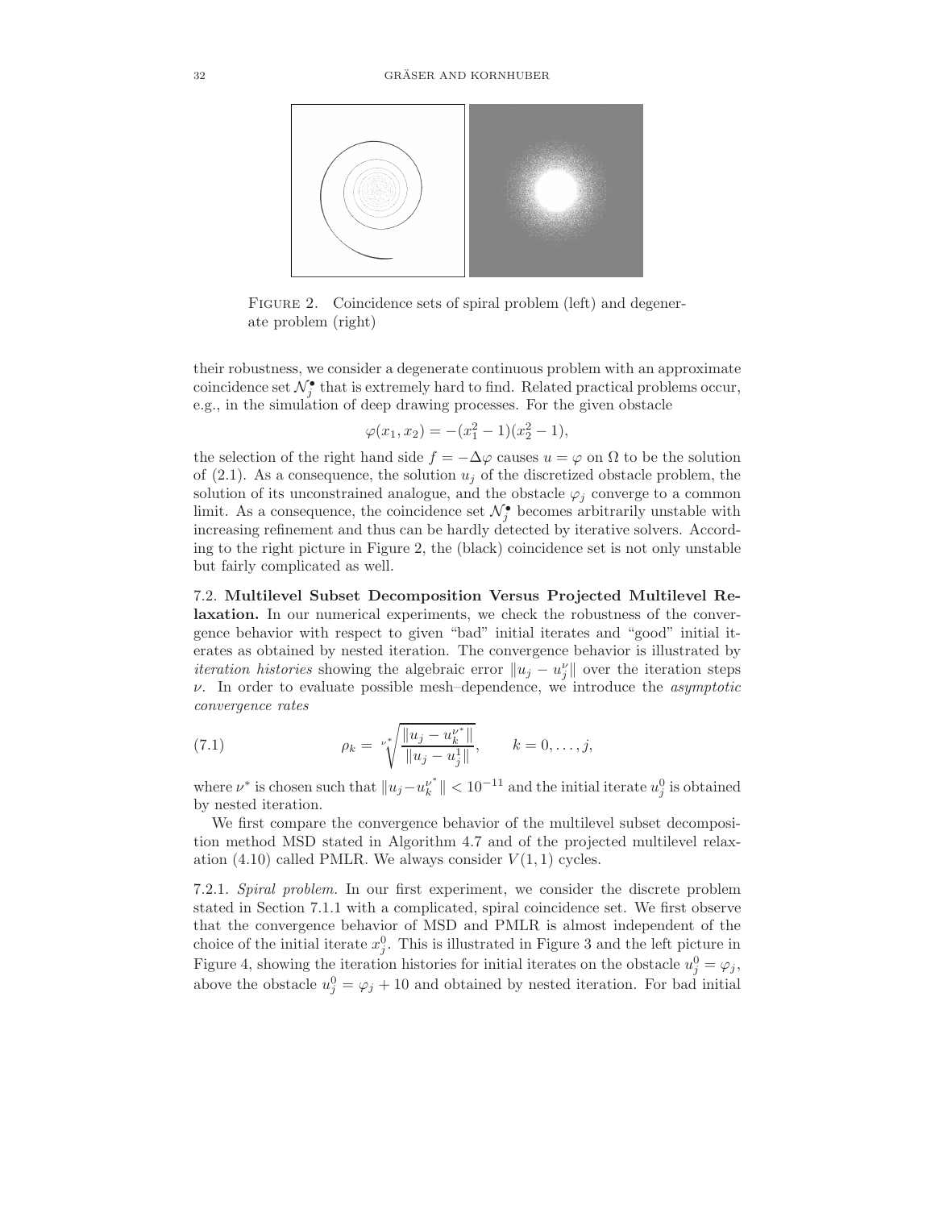FIGURE 2. Coincidence sets of spiral problem (left) and degenerate problem (right)

their robustness, we consider a degenerate continuous problem with an approximate coincidence set $\mathcal{N}_j^\bullet$ that is extremely hard to find. Related practical problems occur, e.g., in the simulation of deep drawing processes. For the given obstacle

$$\varphi(x_1, x_2) = -(x_1^2 - 1)(x_2^2 - 1),$$

the selection of the right hand side $f = -\Delta\varphi$ causes $u = \varphi$ on $\Omega$ to be the solution of (2.1). As a consequence, the solution $u_j$ of the discretized obstacle problem, the solution of its unconstrained analogue, and the obstacle $\varphi_j$ converge to a common limit. As a consequence, the coincidence set $\mathcal{N}_j^\bullet$ becomes arbitrarily unstable with increasing refinement and thus can be hardly detected by iterative solvers. According to the right picture in Figure 2, the (black) coincidence set is not only unstable but fairly complicated as well.

7.2. **Multilevel Subset Decomposition Versus Projected Multilevel Relaxation.** In our numerical experiments, we check the robustness of the convergence behavior with respect to given "bad" initial iterates and "good" initial iterates as obtained by nested iteration. The convergence behavior is illustrated by *iteration histories* showing the algebraic error $\|u_j - u_j^\nu\|$ over the iteration steps $\nu$. In order to evaluate possible mesh–dependence, we introduce the *asymptotic convergence rates*

$$\rho_k = \sqrt[\nu^*]{\frac{\|u_j - u_k^{\nu^*}\|}{\|u_j - u_j^1\|}}, \qquad k = 0, \dots, j, \tag{7.1}$$

where $\nu^*$ is chosen such that $\|u_j - u_k^{\nu^*}\| < 10^{-11}$ and the initial iterate $u_j^0$ is obtained by nested iteration.

We first compare the convergence behavior of the multilevel subset decomposition method MSD stated in Algorithm 4.7 and of the projected multilevel relaxation (4.10) called PMLR. We always consider $V(1,1)$ cycles.

7.2.1. *Spiral problem.* In our first experiment, we consider the discrete problem stated in Section 7.1.1 with a complicated, spiral coincidence set. We first observe that the convergence behavior of MSD and PMLR is almost independent of the choice of the initial iterate $x_j^0$. This is illustrated in Figure 3 and the left picture in Figure 4, showing the iteration histories for initial iterates on the obstacle $u_j^0 = \varphi_j$, above the obstacle $u_j^0 = \varphi_j + 10$ and obtained by nested iteration. For bad initial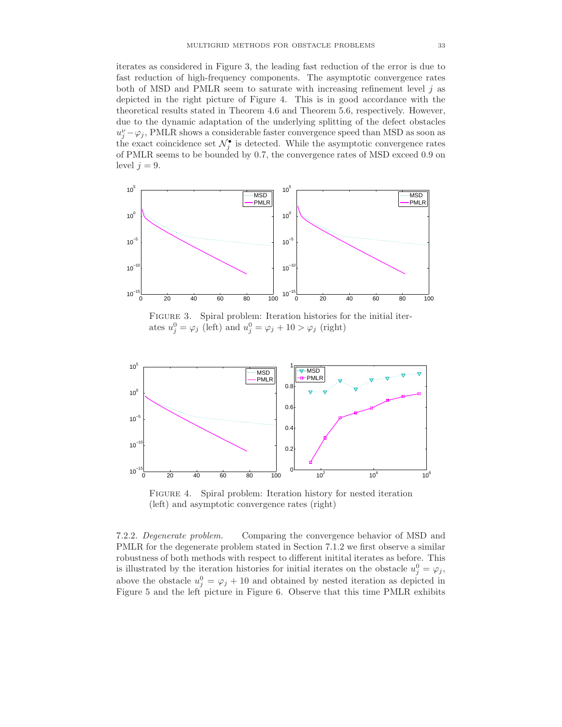iterates as considered in Figure 3, the leading fast reduction of the error is due to fast reduction of high-frequency components. The asymptotic convergence rates both of MSD and PMLR seem to saturate with increasing refinement level $j$ as depicted in the right picture of Figure 4. This is in good accordance with the theoretical results stated in Theorem 4.6 and Theorem 5.6, respectively. However, due to the dynamic adaptation of the underlying splitting of the defect obstacles $u_j^\nu - \varphi_j$, PMLR shows a considerable faster convergence speed than MSD as soon as the exact coincidence set $\mathcal{N}_j^\bullet$ is detected. While the asymptotic convergence rates of PMLR seems to be bounded by 0.7, the convergence rates of MSD exceed 0.9 on level $j = 9$.

Figure 3. Spiral problem: Iteration histories for the initial iterates $u_j^0 = \varphi_j$ (left) and $u_j^0 = \varphi_j + 10 > \varphi_j$ (right)

Figure 4. Spiral problem: Iteration history for nested iteration (left) and asymptotic convergence rates (right)

7.2.2. *Degenerate problem.* Comparing the convergence behavior of MSD and PMLR for the degenerate problem stated in Section 7.1.2 we first observe a similar robustness of both methods with respect to different initital iterates as before. This is illustrated by the iteration histories for initial iterates on the obstacle $u_j^0 = \varphi_j$, above the obstacle $u_j^0 = \varphi_j + 10$ and obtained by nested iteration as depicted in Figure 5 and the left picture in Figure 6. Observe that this time PMLR exhibits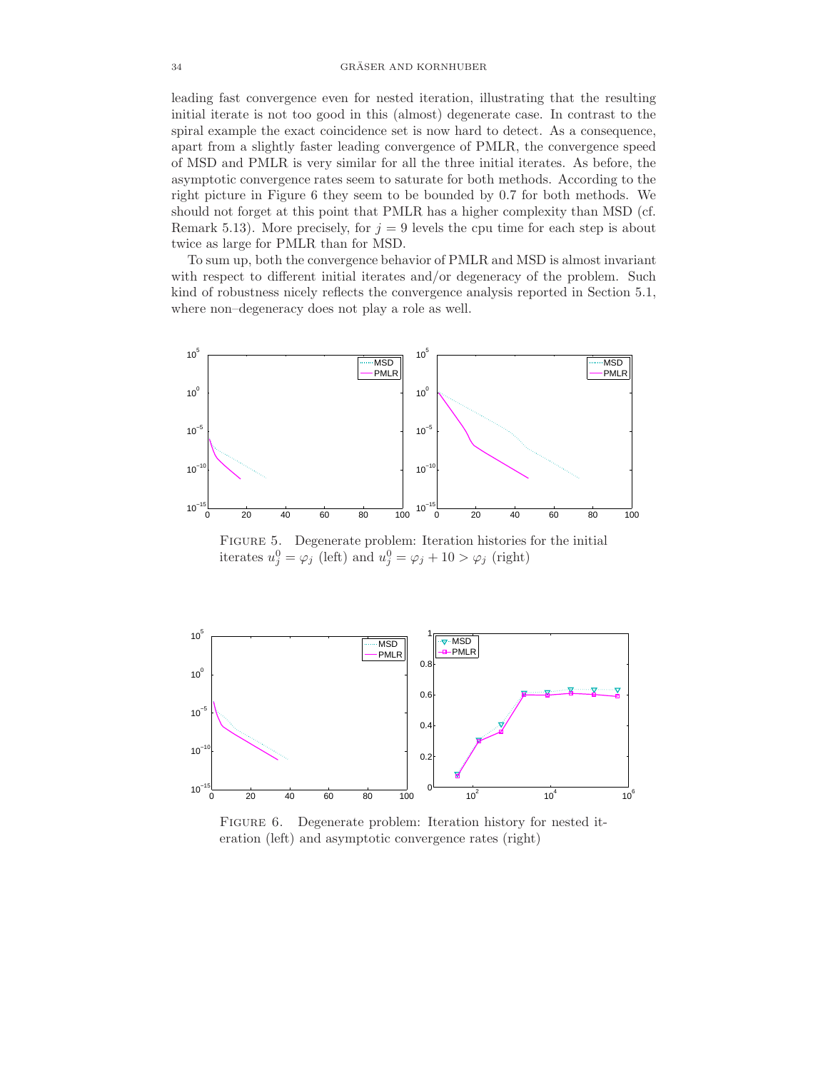leading fast convergence even for nested iteration, illustrating that the resulting initial iterate is not too good in this (almost) degenerate case. In contrast to the spiral example the exact coincidence set is now hard to detect. As a consequence, apart from a slightly faster leading convergence of PMLR, the convergence speed of MSD and PMLR is very similar for all the three initial iterates. As before, the asymptotic convergence rates seem to saturate for both methods. According to the right picture in Figure 6 they seem to be bounded by 0.7 for both methods. We should not forget at this point that PMLR has a higher complexity than MSD (cf. Remark 5.13). More precisely, for $j = 9$ levels the cpu time for each step is about twice as large for PMLR than for MSD.

To sum up, both the convergence behavior of PMLR and MSD is almost invariant with respect to different initial iterates and/or degeneracy of the problem. Such kind of robustness nicely reflects the convergence analysis reported in Section 5.1, where non–degeneracy does not play a role as well.

FIGURE 5. Degenerate problem: Iteration histories for the initial iterates $u_j^0 = \varphi_j$ (left) and $u_j^0 = \varphi_j + 10 > \varphi_j$ (right)

FIGURE 6. Degenerate problem: Iteration history for nested iteration (left) and asymptotic convergence rates (right)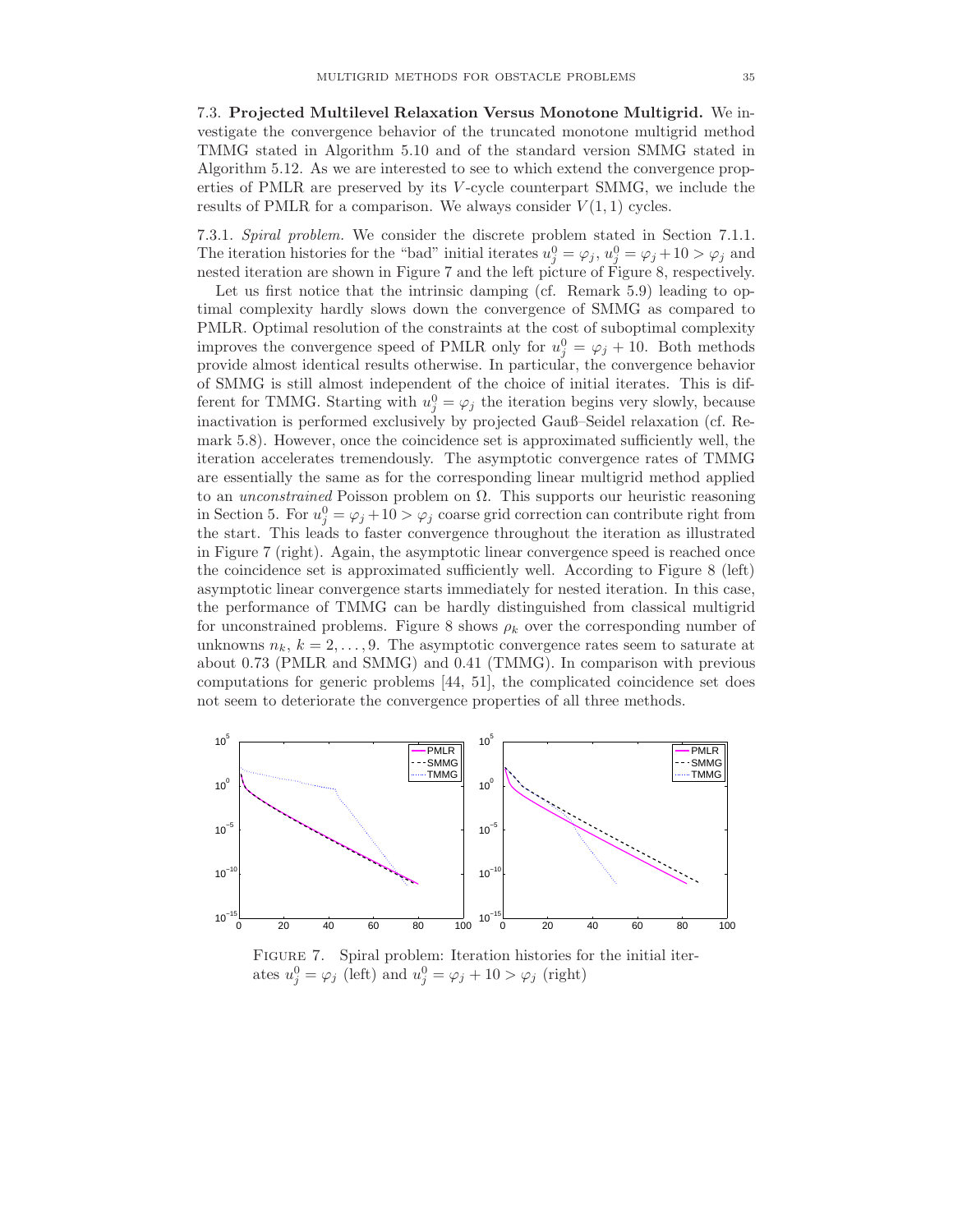7.3. **Projected Multilevel Relaxation Versus Monotone Multigrid.** We investigate the convergence behavior of the truncated monotone multigrid method TMMG stated in Algorithm 5.10 and of the standard version SMMG stated in Algorithm 5.12. As we are interested to see to which extend the convergence properties of PMLR are preserved by its $V$-cycle counterpart SMMG, we include the results of PMLR for a comparison. We always consider $V(1,1)$ cycles.

7.3.1. *Spiral problem.* We consider the discrete problem stated in Section 7.1.1. The iteration histories for the "bad" initial iterates $u_j^0 = \varphi_j$, $u_j^0 = \varphi_j + 10 > \varphi_j$ and nested iteration are shown in Figure 7 and the left picture of Figure 8, respectively.

Let us first notice that the intrinsic damping (cf. Remark 5.9) leading to optimal complexity hardly slows down the convergence of SMMG as compared to PMLR. Optimal resolution of the constraints at the cost of suboptimal complexity improves the convergence speed of PMLR only for $u_j^0 = \varphi_j + 10$. Both methods provide almost identical results otherwise. In particular, the convergence behavior of SMMG is still almost independent of the choice of initial iterates. This is different for TMMG. Starting with $u_j^0 = \varphi_j$ the iteration begins very slowly, because inactivation is performed exclusively by projected Gauß–Seidel relaxation (cf. Remark 5.8). However, once the coincidence set is approximated sufficiently well, the iteration accelerates tremendously. The asymptotic convergence rates of TMMG are essentially the same as for the corresponding linear multigrid method applied to an *unconstrained* Poisson problem on $\Omega$. This supports our heuristic reasoning in Section 5. For $u_j^0 = \varphi_j + 10 > \varphi_j$ coarse grid correction can contribute right from the start. This leads to faster convergence throughout the iteration as illustrated in Figure 7 (right). Again, the asymptotic linear convergence speed is reached once the coincidence set is approximated sufficiently well. According to Figure 8 (left) asymptotic linear convergence starts immediately for nested iteration. In this case, the performance of TMMG can be hardly distinguished from classical multigrid for unconstrained problems. Figure 8 shows $\rho_k$ over the corresponding number of unknowns $n_k$, $k = 2, \ldots, 9$. The asymptotic convergence rates seem to saturate at about 0.73 (PMLR and SMMG) and 0.41 (TMMG). In comparison with previous computations for generic problems [44, 51], the complicated coincidence set does not seem to deteriorate the convergence properties of all three methods.

Figure 7. Spiral problem: Iteration histories for the initial iterates $u_j^0 = \varphi_j$ (left) and $u_j^0 = \varphi_j + 10 > \varphi_j$ (right)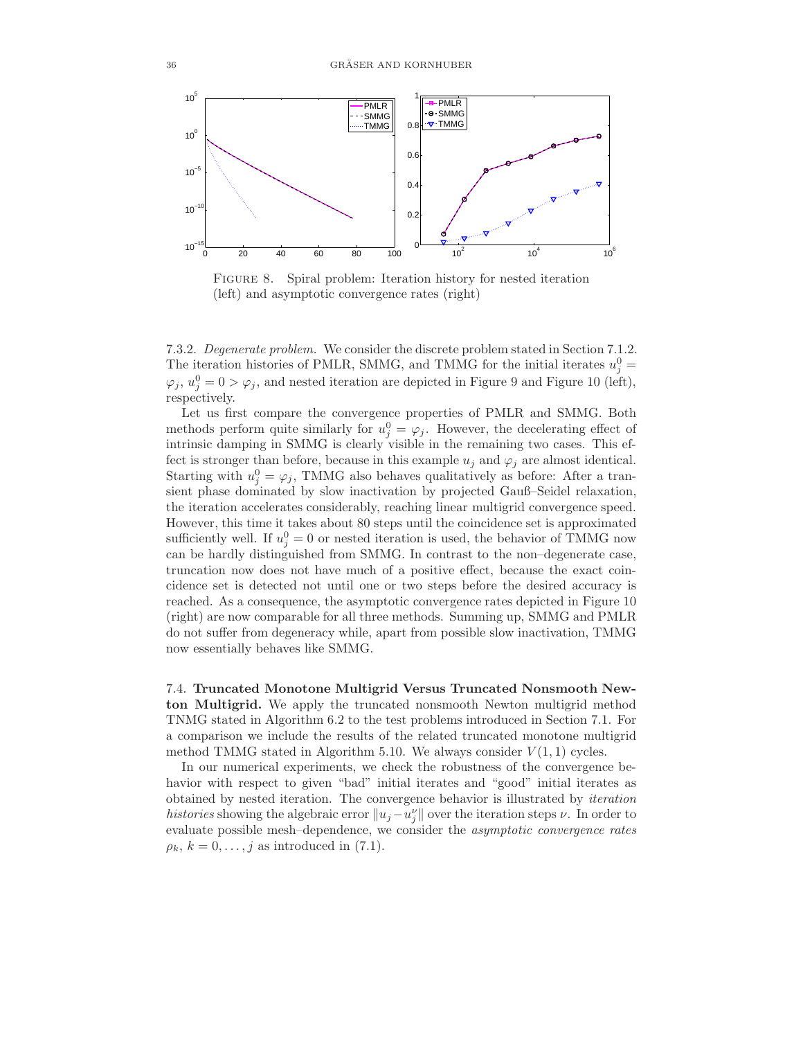FIGURE 8. Spiral problem: Iteration history for nested iteration (left) and asymptotic convergence rates (right)

7.3.2. *Degenerate problem.* We consider the discrete problem stated in Section 7.1.2. The iteration histories of PMLR, SMMG, and TMMG for the initial iterates $u_j^0 = \varphi_j$, $u_j^0 = 0 > \varphi_j$, and nested iteration are depicted in Figure 9 and Figure 10 (left), respectively.

Let us first compare the convergence properties of PMLR and SMMG. Both methods perform quite similarly for $u_j^0 = \varphi_j$. However, the decelerating effect of intrinsic damping in SMMG is clearly visible in the remaining two cases. This effect is stronger than before, because in this example $u_j$ and $\varphi_j$ are almost identical. Starting with $u_j^0 = \varphi_j$, TMMG also behaves qualitatively as before: After a transient phase dominated by slow inactivation by projected Gauß–Seidel relaxation, the iteration accelerates considerably, reaching linear multigrid convergence speed. However, this time it takes about 80 steps until the coincidence set is approximated sufficiently well. If $u_j^0 = 0$ or nested iteration is used, the behavior of TMMG now can be hardly distinguished from SMMG. In contrast to the non–degenerate case, truncation now does not have much of a positive effect, because the exact coincidence set is detected not until one or two steps before the desired accuracy is reached. As a consequence, the asymptotic convergence rates depicted in Figure 10 (right) are now comparable for all three methods. Summing up, SMMG and PMLR do not suffer from degeneracy while, apart from possible slow inactivation, TMMG now essentially behaves like SMMG.

7.4. **Truncated Monotone Multigrid Versus Truncated Nonsmooth Newton Multigrid.** We apply the truncated nonsmooth Newton multigrid method TNMG stated in Algorithm 6.2 to the test problems introduced in Section 7.1. For a comparison we include the results of the related truncated monotone multigrid method TMMG stated in Algorithm 5.10. We always consider $V(1,1)$ cycles.

In our numerical experiments, we check the robustness of the convergence behavior with respect to given "bad" initial iterates and "good" initial iterates as obtained by nested iteration. The convergence behavior is illustrated by *iteration histories* showing the algebraic error $\|u_j - u_j^\nu\|$ over the iteration steps $\nu$. In order to evaluate possible mesh–dependence, we consider the *asymptotic convergence rates* $\rho_k$, $k = 0, \ldots, j$ as introduced in (7.1).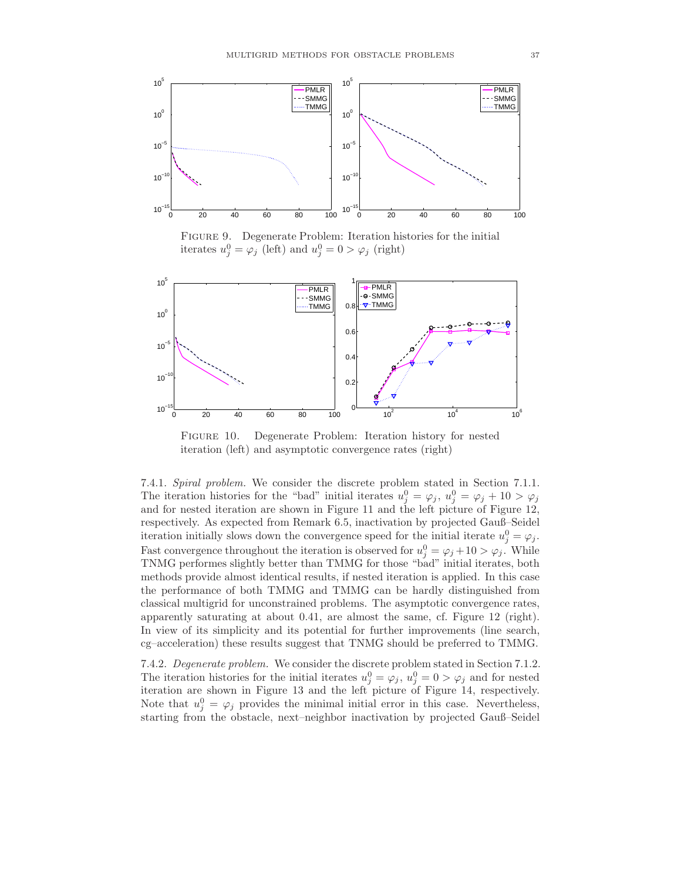FIGURE 9. Degenerate Problem: Iteration histories for the initial iterates $u_j^0 = \varphi_j$ (left) and $u_j^0 = 0 > \varphi_j$ (right)

FIGURE 10. Degenerate Problem: Iteration history for nested iteration (left) and asymptotic convergence rates (right)

7.4.1. *Spiral problem.* We consider the discrete problem stated in Section 7.1.1. The iteration histories for the "bad" initial iterates $u_j^0 = \varphi_j$, $u_j^0 = \varphi_j + 10 > \varphi_j$ and for nested iteration are shown in Figure 11 and the left picture of Figure 12, respectively. As expected from Remark 6.5, inactivation by projected Gauß–Seidel iteration initially slows down the convergence speed for the initial iterate $u_j^0 = \varphi_j$. Fast convergence throughout the iteration is observed for $u_j^0 = \varphi_j + 10 > \varphi_j$. While TNMG performes slightly better than TMMG for those "bad" initial iterates, both methods provide almost identical results, if nested iteration is applied. In this case the performance of both TMMG and TMMG can be hardly distinguished from classical multigrid for unconstrained problems. The asymptotic convergence rates, apparently saturating at about 0.41, are almost the same, cf. Figure 12 (right). In view of its simplicity and its potential for further improvements (line search, cg–acceleration) these results suggest that TNMG should be preferred to TMMG.

7.4.2. *Degenerate problem.* We consider the discrete problem stated in Section 7.1.2. The iteration histories for the initial iterates $u_j^0 = \varphi_j$, $u_j^0 = 0 > \varphi_j$ and for nested iteration are shown in Figure 13 and the left picture of Figure 14, respectively. Note that $u_j^0 = \varphi_j$ provides the minimal initial error in this case. Nevertheless, starting from the obstacle, next–neighbor inactivation by projected Gauß–Seidel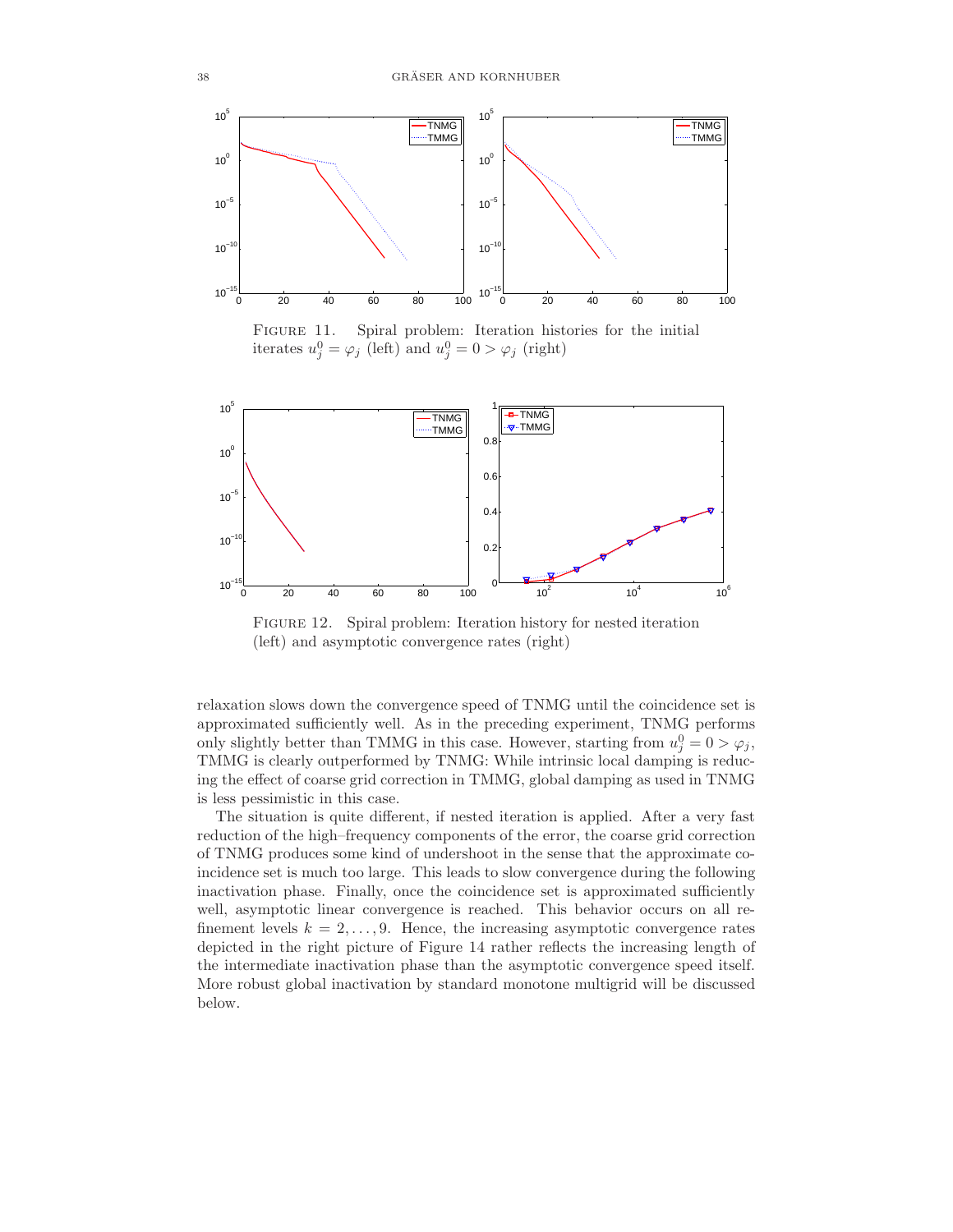FIGURE 11. Spiral problem: Iteration histories for the initial iterates $u_j^0 = \varphi_j$ (left) and $u_j^0 = 0 > \varphi_j$ (right)

FIGURE 12. Spiral problem: Iteration history for nested iteration (left) and asymptotic convergence rates (right)

relaxation slows down the convergence speed of TNMG until the coincidence set is approximated sufficiently well. As in the preceding experiment, TNMG performs only slightly better than TMMG in this case. However, starting from $u_j^0 = 0 > \varphi_j$, TMMG is clearly outperformed by TNMG: While intrinsic local damping is reducing the effect of coarse grid correction in TMMG, global damping as used in TNMG is less pessimistic in this case.

The situation is quite different, if nested iteration is applied. After a very fast reduction of the high–frequency components of the error, the coarse grid correction of TNMG produces some kind of undershoot in the sense that the approximate coincidence set is much too large. This leads to slow convergence during the following inactivation phase. Finally, once the coincidence set is approximated sufficiently well, asymptotic linear convergence is reached. This behavior occurs on all refinement levels $k = 2, \ldots, 9$. Hence, the increasing asymptotic convergence rates depicted in the right picture of Figure 14 rather reflects the increasing length of the intermediate inactivation phase than the asymptotic convergence speed itself. More robust global inactivation by standard monotone multigrid will be discussed below.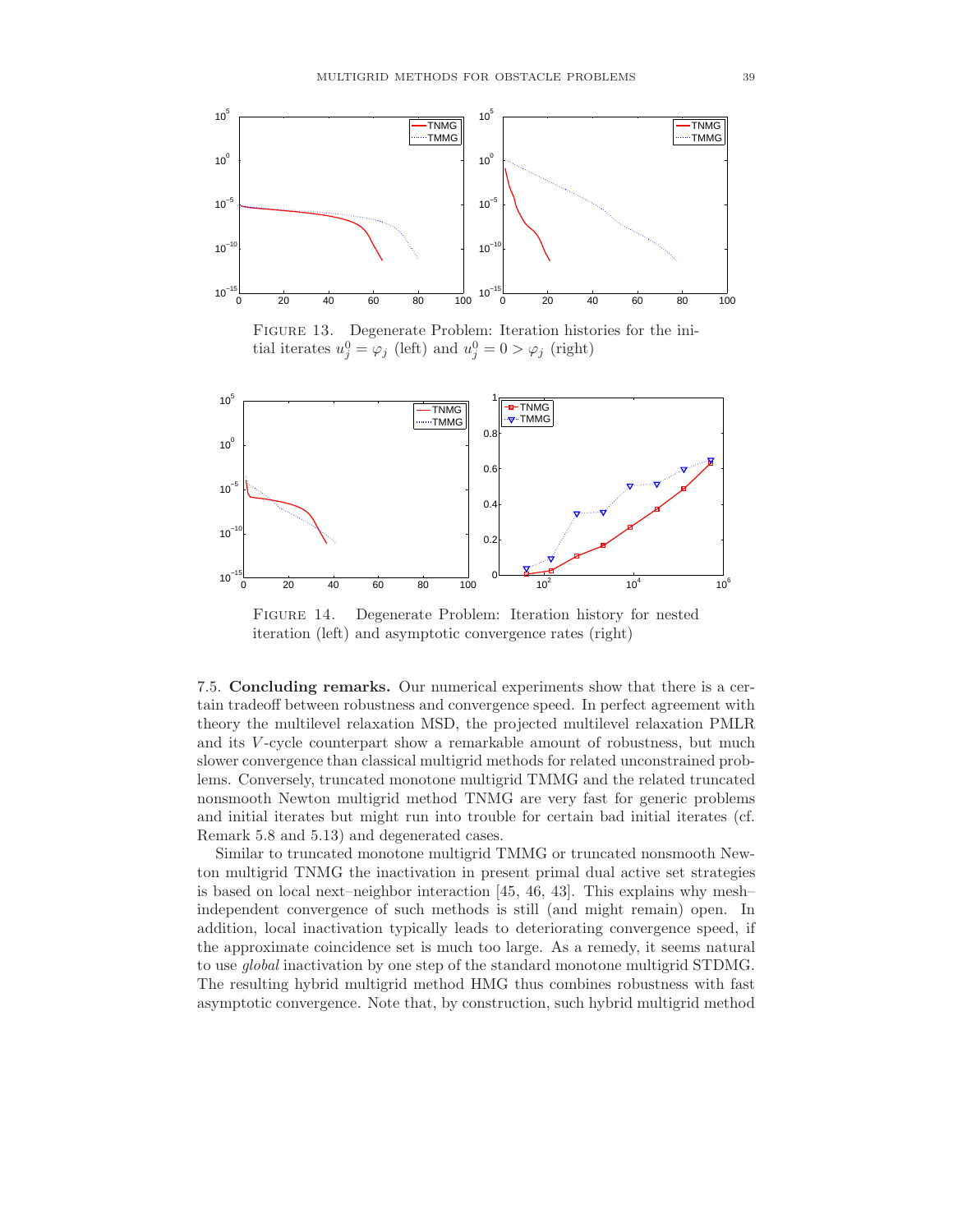Figure 13. Degenerate Problem: Iteration histories for the initial iterates $u_j^0 = \varphi_j$ (left) and $u_j^0 = 0 > \varphi_j$ (right)

Figure 14. Degenerate Problem: Iteration history for nested iteration (left) and asymptotic convergence rates (right)

7.5. **Concluding remarks.** Our numerical experiments show that there is a certain tradeoff between robustness and convergence speed. In perfect agreement with theory the multilevel relaxation MSD, the projected multilevel relaxation PMLR and its $V$-cycle counterpart show a remarkable amount of robustness, but much slower convergence than classical multigrid methods for related unconstrained problems. Conversely, truncated monotone multigrid TMMG and the related truncated nonsmooth Newton multigrid method TNMG are very fast for generic problems and initial iterates but might run into trouble for certain bad initial iterates (cf. Remark 5.8 and 5.13) and degenerated cases.

Similar to truncated monotone multigrid TMMG or truncated nonsmooth Newton multigrid TNMG the inactivation in present primal dual active set strategies is based on local next–neighbor interaction [45, 46, 43]. This explains why mesh–independent convergence of such methods is still (and might remain) open. In addition, local inactivation typically leads to deteriorating convergence speed, if the approximate coincidence set is much too large. As a remedy, it seems natural to use *global* inactivation by one step of the standard monotone multigrid STDMG. The resulting hybrid multigrid method HMG thus combines robustness with fast asymptotic convergence. Note that, by construction, such hybrid multigrid method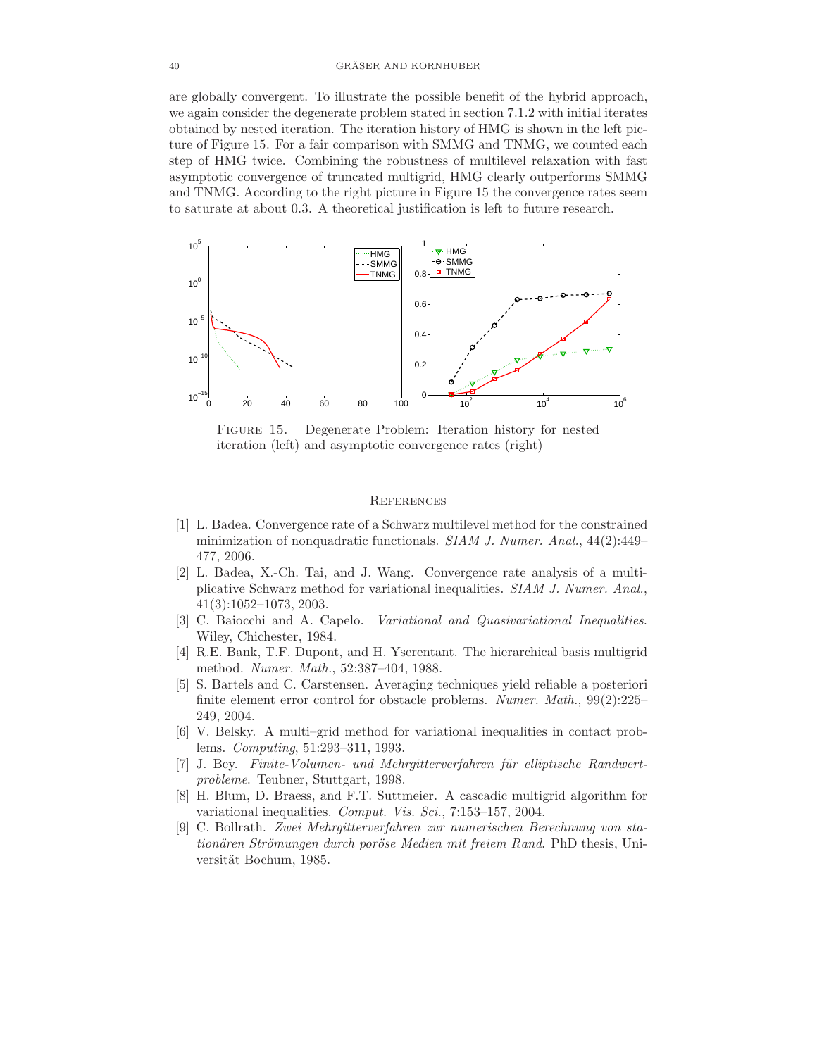are globally convergent. To illustrate the possible benefit of the hybrid approach, we again consider the degenerate problem stated in section 7.1.2 with initial iterates obtained by nested iteration. The iteration history of HMG is shown in the left picture of Figure 15. For a fair comparison with SMMG and TNMG, we counted each step of HMG twice. Combining the robustness of multilevel relaxation with fast asymptotic convergence of truncated multigrid, HMG clearly outperforms SMMG and TNMG. According to the right picture in Figure 15 the convergence rates seem to saturate at about 0.3. A theoretical justification is left to future research.

FIGURE 15. Degenerate Problem: Iteration history for nested iteration (left) and asymptotic convergence rates (right)

## References

[1] L. Badea. Convergence rate of a Schwarz multilevel method for the constrained minimization of nonquadratic functionals. *SIAM J. Numer. Anal.*, 44(2):449–477, 2006.

[2] L. Badea, X.-Ch. Tai, and J. Wang. Convergence rate analysis of a multiplicative Schwarz method for variational inequalities. *SIAM J. Numer. Anal.*, 41(3):1052–1073, 2003.

[3] C. Baiocchi and A. Capelo. *Variational and Quasivariational Inequalities*. Wiley, Chichester, 1984.

[4] R.E. Bank, T.F. Dupont, and H. Yserentant. The hierarchical basis multigrid method. *Numer. Math.*, 52:387–404, 1988.

[5] S. Bartels and C. Carstensen. Averaging techniques yield reliable a posteriori finite element error control for obstacle problems. *Numer. Math.*, 99(2):225–249, 2004.

[6] V. Belsky. A multi–grid method for variational inequalities in contact problems. *Computing*, 51:293–311, 1993.

[7] J. Bey. *Finite-Volumen- und Mehrgitterverfahren für elliptische Randwertprobleme*. Teubner, Stuttgart, 1998.

[8] H. Blum, D. Braess, and F.T. Suttmeier. A cascadic multigrid algorithm for variational inequalities. *Comput. Vis. Sci.*, 7:153–157, 2004.

[9] C. Bollrath. *Zwei Mehrgitterverfahren zur numerischen Berechnung von stationären Strömungen durch poröse Medien mit freiem Rand*. PhD thesis, Universität Bochum, 1985.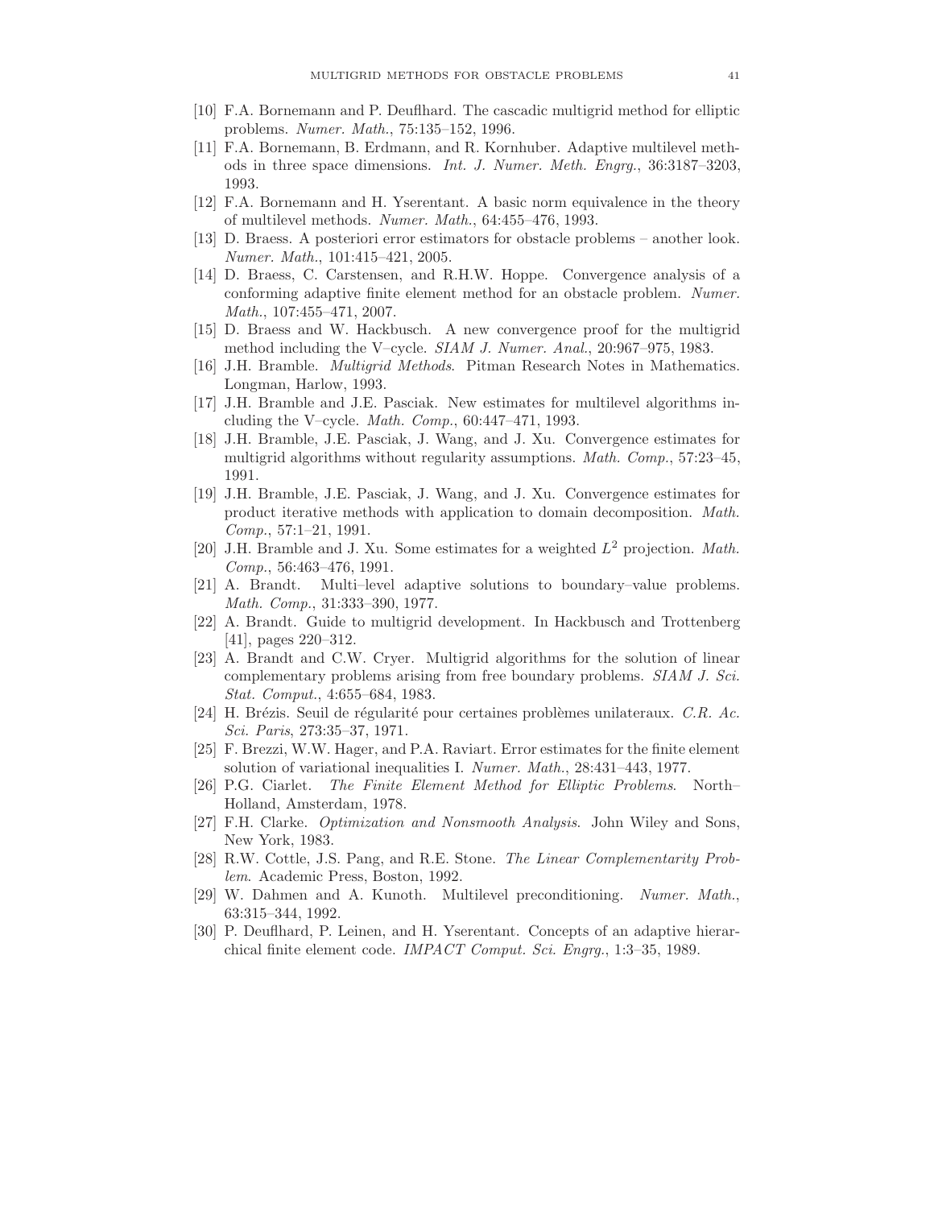[10] F.A. Bornemann and P. Deuflhard. The cascadic multigrid method for elliptic problems. *Numer. Math.*, 75:135–152, 1996.

[11] F.A. Bornemann, B. Erdmann, and R. Kornhuber. Adaptive multilevel methods in three space dimensions. *Int. J. Numer. Meth. Engrg.*, 36:3187–3203, 1993.

[12] F.A. Bornemann and H. Yserentant. A basic norm equivalence in the theory of multilevel methods. *Numer. Math.*, 64:455–476, 1993.

[13] D. Braess. A posteriori error estimators for obstacle problems – another look. *Numer. Math.*, 101:415–421, 2005.

[14] D. Braess, C. Carstensen, and R.H.W. Hoppe. Convergence analysis of a conforming adaptive finite element method for an obstacle problem. *Numer. Math.*, 107:455–471, 2007.

[15] D. Braess and W. Hackbusch. A new convergence proof for the multigrid method including the V–cycle. *SIAM J. Numer. Anal.*, 20:967–975, 1983.

[16] J.H. Bramble. *Multigrid Methods*. Pitman Research Notes in Mathematics. Longman, Harlow, 1993.

[17] J.H. Bramble and J.E. Pasciak. New estimates for multilevel algorithms including the V–cycle. *Math. Comp.*, 60:447–471, 1993.

[18] J.H. Bramble, J.E. Pasciak, J. Wang, and J. Xu. Convergence estimates for multigrid algorithms without regularity assumptions. *Math. Comp.*, 57:23–45, 1991.

[19] J.H. Bramble, J.E. Pasciak, J. Wang, and J. Xu. Convergence estimates for product iterative methods with application to domain decomposition. *Math. Comp.*, 57:1–21, 1991.

[20] J.H. Bramble and J. Xu. Some estimates for a weighted $L^2$ projection. *Math. Comp.*, 56:463–476, 1991.

[21] A. Brandt. Multi–level adaptive solutions to boundary–value problems. *Math. Comp.*, 31:333–390, 1977.

[22] A. Brandt. Guide to multigrid development. In Hackbusch and Trottenberg [41], pages 220–312.

[23] A. Brandt and C.W. Cryer. Multigrid algorithms for the solution of linear complementary problems arising from free boundary problems. *SIAM J. Sci. Stat. Comput.*, 4:655–684, 1983.

[24] H. Brézis. Seuil de régularité pour certaines problèmes unilateraux. *C.R. Ac. Sci. Paris*, 273:35–37, 1971.

[25] F. Brezzi, W.W. Hager, and P.A. Raviart. Error estimates for the finite element solution of variational inequalities I. *Numer. Math.*, 28:431–443, 1977.

[26] P.G. Ciarlet. *The Finite Element Method for Elliptic Problems*. North–Holland, Amsterdam, 1978.

[27] F.H. Clarke. *Optimization and Nonsmooth Analysis*. John Wiley and Sons, New York, 1983.

[28] R.W. Cottle, J.S. Pang, and R.E. Stone. *The Linear Complementarity Problem*. Academic Press, Boston, 1992.

[29] W. Dahmen and A. Kunoth. Multilevel preconditioning. *Numer. Math.*, 63:315–344, 1992.

[30] P. Deuflhard, P. Leinen, and H. Yserentant. Concepts of an adaptive hierarchical finite element code. *IMPACT Comput. Sci. Engrg.*, 1:3–35, 1989.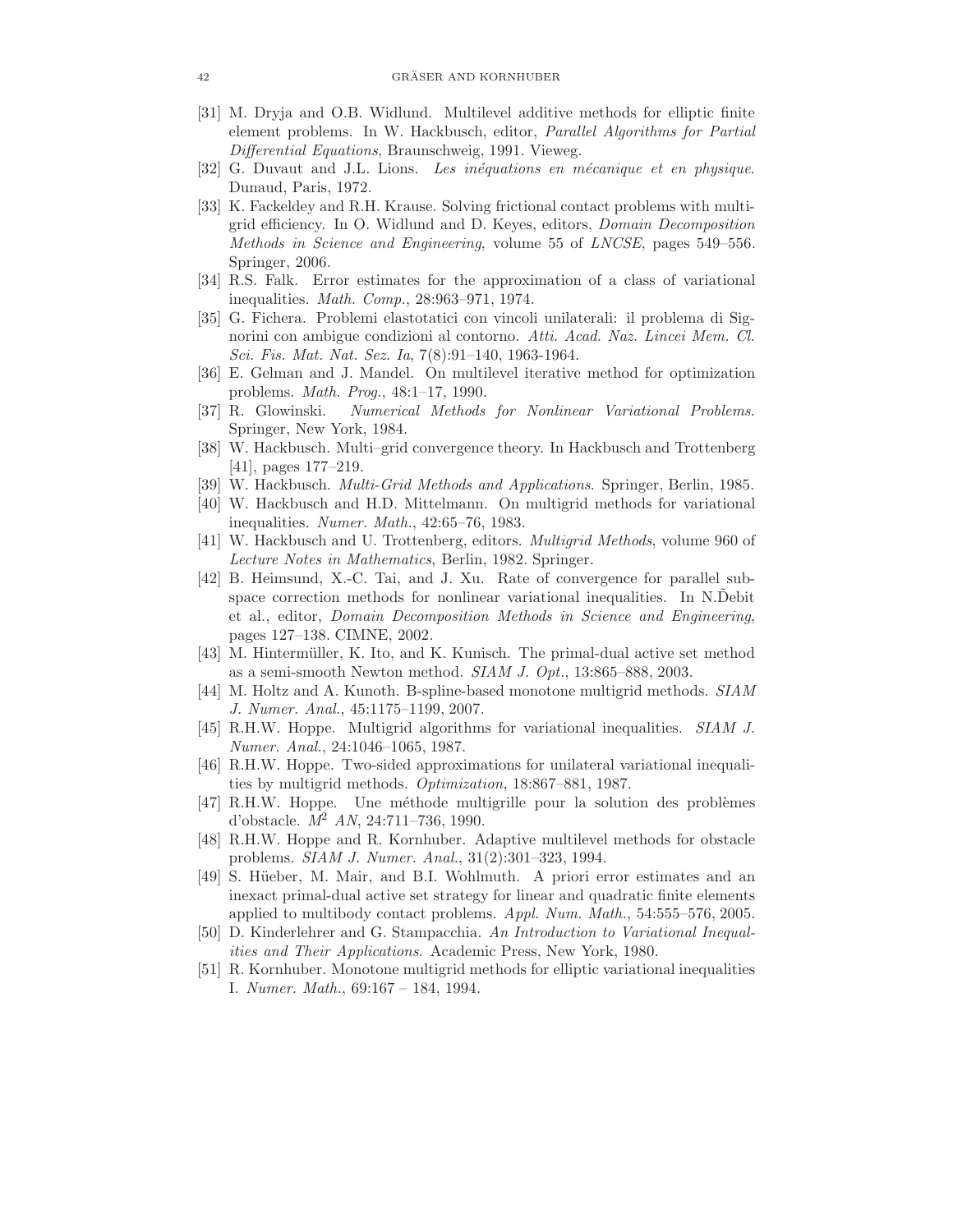[31] M. Dryja and O.B. Widlund. Multilevel additive methods for elliptic finite element problems. In W. Hackbusch, editor, *Parallel Algorithms for Partial Differential Equations*, Braunschweig, 1991. Vieweg.

[32] G. Duvaut and J.L. Lions. *Les inéquations en mécanique et en physique*. Dunaud, Paris, 1972.

[33] K. Fackeldey and R.H. Krause. Solving frictional contact problems with multigrid efficiency. In O. Widlund and D. Keyes, editors, *Domain Decomposition Methods in Science and Engineering*, volume 55 of *LNCSE*, pages 549–556. Springer, 2006.

[34] R.S. Falk. Error estimates for the approximation of a class of variational inequalities. *Math. Comp.*, 28:963–971, 1974.

[35] G. Fichera. Problemi elastotatici con vincoli unilaterali: il problema di Signorini con ambigue condizioni al contorno. *Atti. Acad. Naz. Lincei Mem. Cl. Sci. Fis. Mat. Nat. Sez. Ia*, 7(8):91–140, 1963-1964.

[36] E. Gelman and J. Mandel. On multilevel iterative method for optimization problems. *Math. Prog.*, 48:1–17, 1990.

[37] R. Glowinski. *Numerical Methods for Nonlinear Variational Problems*. Springer, New York, 1984.

[38] W. Hackbusch. Multi–grid convergence theory. In Hackbusch and Trottenberg [41], pages 177–219.

[39] W. Hackbusch. *Multi-Grid Methods and Applications*. Springer, Berlin, 1985.

[40] W. Hackbusch and H.D. Mittelmann. On multigrid methods for variational inequalities. *Numer. Math.*, 42:65–76, 1983.

[41] W. Hackbusch and U. Trottenberg, editors. *Multigrid Methods*, volume 960 of *Lecture Notes in Mathematics*, Berlin, 1982. Springer.

[42] B. Heimsund, X.-C. Tai, and J. Xu. Rate of convergence for parallel subspace correction methods for nonlinear variational inequalities. In N.D̃ebit et al., editor, *Domain Decomposition Methods in Science and Engineering*, pages 127–138. CIMNE, 2002.

[43] M. Hintermüller, K. Ito, and K. Kunisch. The primal-dual active set method as a semi-smooth Newton method. *SIAM J. Opt.*, 13:865–888, 2003.

[44] M. Holtz and A. Kunoth. B-spline-based monotone multigrid methods. *SIAM J. Numer. Anal.*, 45:1175–1199, 2007.

[45] R.H.W. Hoppe. Multigrid algorithms for variational inequalities. *SIAM J. Numer. Anal.*, 24:1046–1065, 1987.

[46] R.H.W. Hoppe. Two-sided approximations for unilateral variational inequalities by multigrid methods. *Optimization*, 18:867–881, 1987.

[47] R.H.W. Hoppe. Une méthode multigrille pour la solution des problèmes d'obstacle. *$M^2$ AN*, 24:711–736, 1990.

[48] R.H.W. Hoppe and R. Kornhuber. Adaptive multilevel methods for obstacle problems. *SIAM J. Numer. Anal.*, 31(2):301–323, 1994.

[49] S. Hüeber, M. Mair, and B.I. Wohlmuth. A priori error estimates and an inexact primal-dual active set strategy for linear and quadratic finite elements applied to multibody contact problems. *Appl. Num. Math.*, 54:555–576, 2005.

[50] D. Kinderlehrer and G. Stampacchia. *An Introduction to Variational Inequalities and Their Applications*. Academic Press, New York, 1980.

[51] R. Kornhuber. Monotone multigrid methods for elliptic variational inequalities I. *Numer. Math.*, 69:167 – 184, 1994.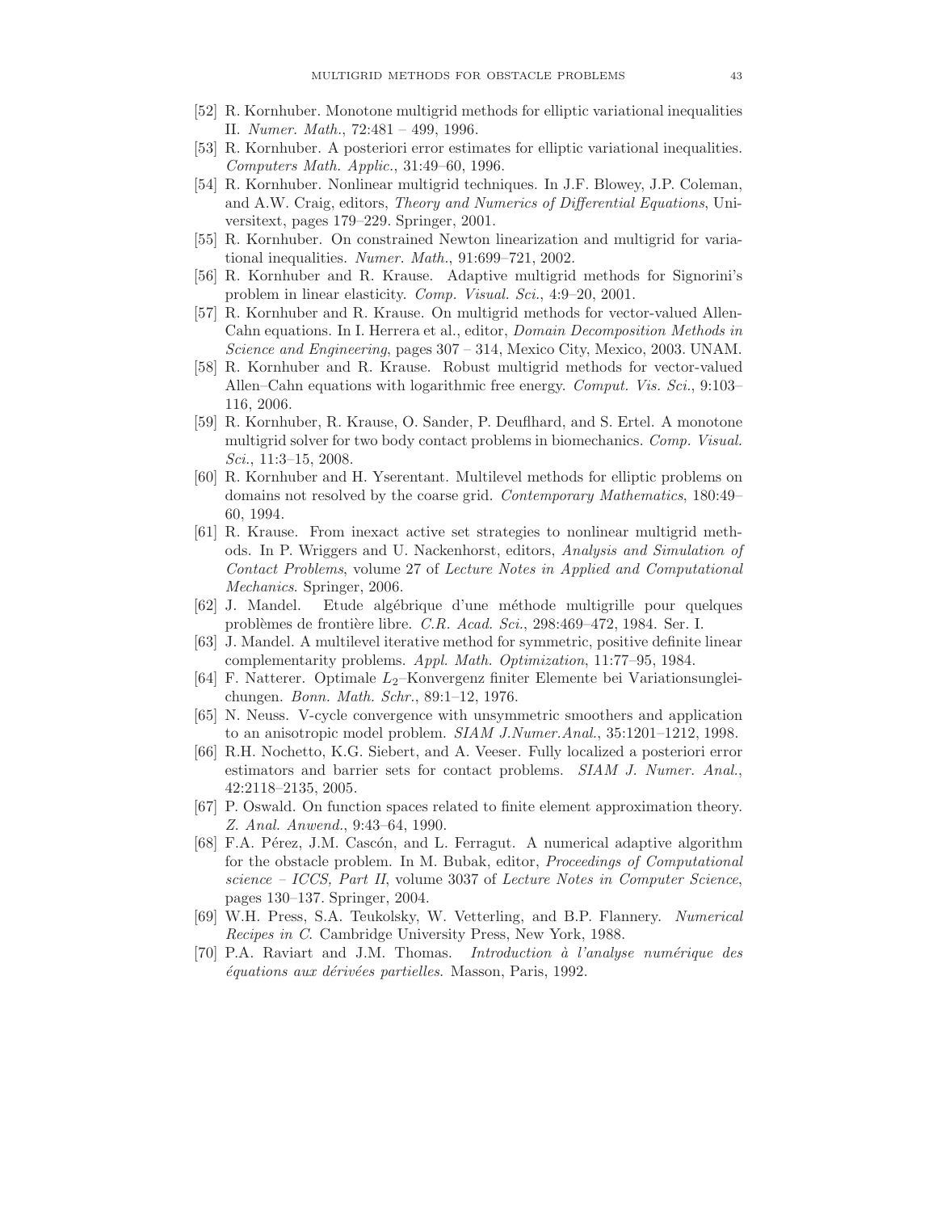[52] R. Kornhuber. Monotone multigrid methods for elliptic variational inequalities II. *Numer. Math.*, 72:481 – 499, 1996.

[53] R. Kornhuber. A posteriori error estimates for elliptic variational inequalities. *Computers Math. Applic.*, 31:49–60, 1996.

[54] R. Kornhuber. Nonlinear multigrid techniques. In J.F. Blowey, J.P. Coleman, and A.W. Craig, editors, *Theory and Numerics of Differential Equations*, Universitext, pages 179–229. Springer, 2001.

[55] R. Kornhuber. On constrained Newton linearization and multigrid for variational inequalities. *Numer. Math.*, 91:699–721, 2002.

[56] R. Kornhuber and R. Krause. Adaptive multigrid methods for Signorini's problem in linear elasticity. *Comp. Visual. Sci.*, 4:9–20, 2001.

[57] R. Kornhuber and R. Krause. On multigrid methods for vector-valued Allen-Cahn equations. In I. Herrera et al., editor, *Domain Decomposition Methods in Science and Engineering*, pages 307 – 314, Mexico City, Mexico, 2003. UNAM.

[58] R. Kornhuber and R. Krause. Robust multigrid methods for vector-valued Allen–Cahn equations with logarithmic free energy. *Comput. Vis. Sci.*, 9:103–116, 2006.

[59] R. Kornhuber, R. Krause, O. Sander, P. Deuflhard, and S. Ertel. A monotone multigrid solver for two body contact problems in biomechanics. *Comp. Visual. Sci.*, 11:3–15, 2008.

[60] R. Kornhuber and H. Yserentant. Multilevel methods for elliptic problems on domains not resolved by the coarse grid. *Contemporary Mathematics*, 180:49–60, 1994.

[61] R. Krause. From inexact active set strategies to nonlinear multigrid methods. In P. Wriggers and U. Nackenhorst, editors, *Analysis and Simulation of Contact Problems*, volume 27 of *Lecture Notes in Applied and Computational Mechanics*. Springer, 2006.

[62] J. Mandel. Etude algébrique d'une méthode multigrille pour quelques problèmes de frontière libre. *C.R. Acad. Sci.*, 298:469–472, 1984. Ser. I.

[63] J. Mandel. A multilevel iterative method for symmetric, positive definite linear complementarity problems. *Appl. Math. Optimization*, 11:77–95, 1984.

[64] F. Natterer. Optimale $L_2$–Konvergenz finiter Elemente bei Variationsungleichungen. *Bonn. Math. Schr.*, 89:1–12, 1976.

[65] N. Neuss. V-cycle convergence with unsymmetric smoothers and application to an anisotropic model problem. *SIAM J.Numer.Anal.*, 35:1201–1212, 1998.

[66] R.H. Nochetto, K.G. Siebert, and A. Veeser. Fully localized a posteriori error estimators and barrier sets for contact problems. *SIAM J. Numer. Anal.*, 42:2118–2135, 2005.

[67] P. Oswald. On function spaces related to finite element approximation theory. *Z. Anal. Anwend.*, 9:43–64, 1990.

[68] F.A. Pérez, J.M. Cascón, and L. Ferragut. A numerical adaptive algorithm for the obstacle problem. In M. Bubak, editor, *Proceedings of Computational science – ICCS, Part II*, volume 3037 of *Lecture Notes in Computer Science*, pages 130–137. Springer, 2004.

[69] W.H. Press, S.A. Teukolsky, W. Vetterling, and B.P. Flannery. *Numerical Recipes in C*. Cambridge University Press, New York, 1988.

[70] P.A. Raviart and J.M. Thomas. *Introduction à l'analyse numérique des équations aux dérivées partielles*. Masson, Paris, 1992.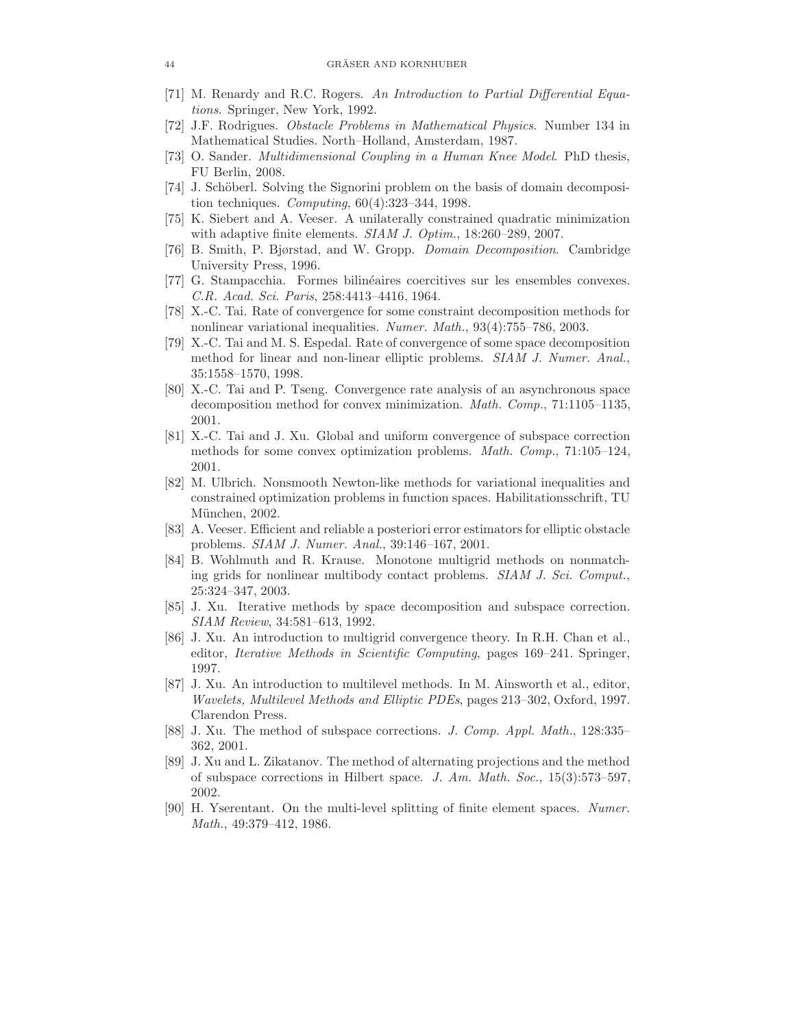[71] M. Renardy and R.C. Rogers. *An Introduction to Partial Differential Equations*. Springer, New York, 1992.

[72] J.F. Rodrigues. *Obstacle Problems in Mathematical Physics*. Number 134 in Mathematical Studies. North–Holland, Amsterdam, 1987.

[73] O. Sander. *Multidimensional Coupling in a Human Knee Model*. PhD thesis, FU Berlin, 2008.

[74] J. Schöberl. Solving the Signorini problem on the basis of domain decomposition techniques. *Computing*, 60(4):323–344, 1998.

[75] K. Siebert and A. Veeser. A unilaterally constrained quadratic minimization with adaptive finite elements. *SIAM J. Optim.*, 18:260–289, 2007.

[76] B. Smith, P. Bjørstad, and W. Gropp. *Domain Decomposition*. Cambridge University Press, 1996.

[77] G. Stampacchia. Formes bilinéaires coercitives sur les ensembles convexes. *C.R. Acad. Sci. Paris*, 258:4413–4416, 1964.

[78] X.-C. Tai. Rate of convergence for some constraint decomposition methods for nonlinear variational inequalities. *Numer. Math.*, 93(4):755–786, 2003.

[79] X.-C. Tai and M. S. Espedal. Rate of convergence of some space decomposition method for linear and non-linear elliptic problems. *SIAM J. Numer. Anal.*, 35:1558–1570, 1998.

[80] X.-C. Tai and P. Tseng. Convergence rate analysis of an asynchronous space decomposition method for convex minimization. *Math. Comp.*, 71:1105–1135, 2001.

[81] X.-C. Tai and J. Xu. Global and uniform convergence of subspace correction methods for some convex optimization problems. *Math. Comp.*, 71:105–124, 2001.

[82] M. Ulbrich. Nonsmooth Newton-like methods for variational inequalities and constrained optimization problems in function spaces. Habilitationsschrift, TU München, 2002.

[83] A. Veeser. Efficient and reliable a posteriori error estimators for elliptic obstacle problems. *SIAM J. Numer. Anal.*, 39:146–167, 2001.

[84] B. Wohlmuth and R. Krause. Monotone multigrid methods on nonmatching grids for nonlinear multibody contact problems. *SIAM J. Sci. Comput.*, 25:324–347, 2003.

[85] J. Xu. Iterative methods by space decomposition and subspace correction. *SIAM Review*, 34:581–613, 1992.

[86] J. Xu. An introduction to multigrid convergence theory. In R.H. Chan et al., editor, *Iterative Methods in Scientific Computing*, pages 169–241. Springer, 1997.

[87] J. Xu. An introduction to multilevel methods. In M. Ainsworth et al., editor, *Wavelets, Multilevel Methods and Elliptic PDEs*, pages 213–302, Oxford, 1997. Clarendon Press.

[88] J. Xu. The method of subspace corrections. *J. Comp. Appl. Math.*, 128:335–362, 2001.

[89] J. Xu and L. Zikatanov. The method of alternating projections and the method of subspace corrections in Hilbert space. *J. Am. Math. Soc.*, 15(3):573–597, 2002.

[90] H. Yserentant. On the multi-level splitting of finite element spaces. *Numer. Math.*, 49:379–412, 1986.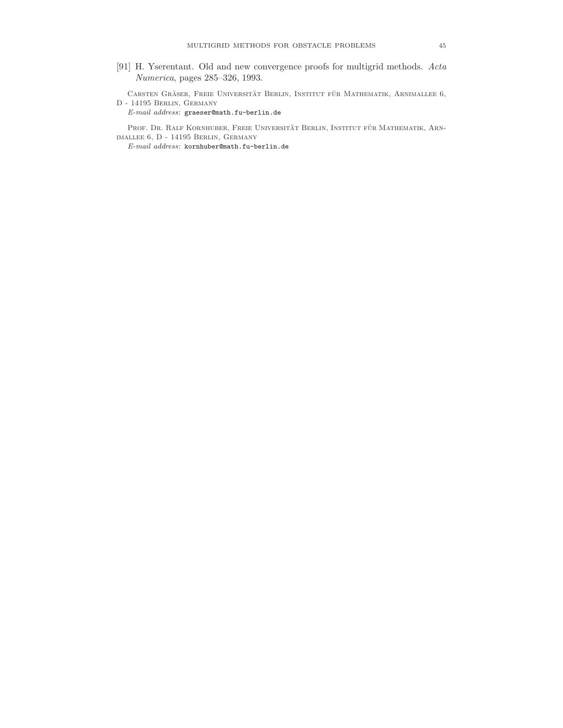[91] H. Yserentant. Old and new convergence proofs for multigrid methods. *Acta Numerica*, pages 285–326, 1993.

Carsten Gräser, Freie Universität Berlin, Institut für Mathematik, Arnimallee 6, D - 14195 Berlin, Germany

*E-mail address*: graeser@math.fu-berlin.de

Prof. Dr. Ralf Kornhuber, Freie Universität Berlin, Institut für Mathematik, Arnimallee 6, D - 14195 Berlin, Germany

*E-mail address*: kornhuber@math.fu-berlin.de